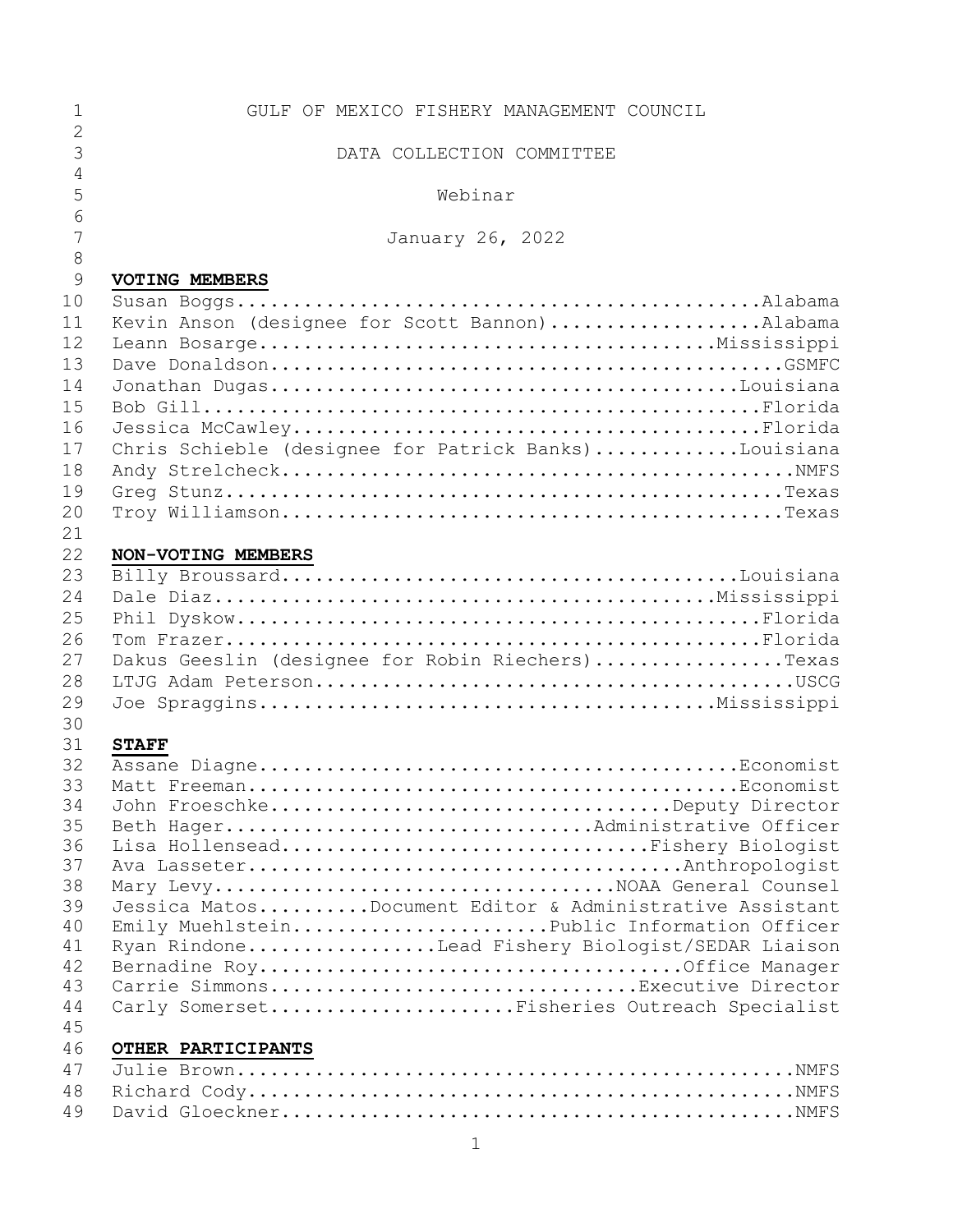GULF OF MEXICO FISHERY MANAGEMENT COUNCIL

DATA COLLECTION COMMITTEE

Webinar

January 26, 2022

**VOTING MEMBERS**

Susan Boggs...............................................Alabama
Kevin Anson (designee for Scott Bannon)...................Alabama
Leann Bosarge.........................................Mississippi
Dave Donaldson..............................................GSMFC
Jonathan Dugas...........................................Louisiana
Bob Gill...................................................Florida
Jessica McCawley...........................................Florida
Chris Schieble (designee for Patrick Banks)..............Louisiana
Andy Strelcheck.............................................NMFS
Greg Stunz...................................................Texas
Troy Williamson..............................................Texas

**NON-VOTING MEMBERS**

Billy Broussard..........................................Louisiana
Dale Diaz..............................................Mississippi
Phil Dyskow................................................Florida
Tom Frazer.................................................Florida
Dakus Geeslin (designee for Robin Riechers).................Texas
LTJG Adam Peterson...........................................USCG
Joe Spraggins..........................................Mississippi

**STAFF**

Assane Diagne............................................Economist
Matt Freeman.............................................Economist
John Froeschke.....................................Deputy Director
Beth Hager................................Administrative Officer
Lisa Hollensead...............................Fishery Biologist
Ava Lasseter.....................................Anthropologist
Mary Levy..................................NOAA General Counsel
Jessica Matos..........Document Editor & Administrative Assistant
Emily Muehlstein.......................Public Information Officer
Ryan Rindone.................Lead Fishery Biologist/SEDAR Liaison
Bernadine Roy.....................................Office Manager
Carrie Simmons................................Executive Director
Carly Somerset......................Fisheries Outreach Specialist

**OTHER PARTICIPANTS**

Julie Brown..................................................NMFS
Richard Cody.................................................NMFS
David Gloeckner..............................................NMFS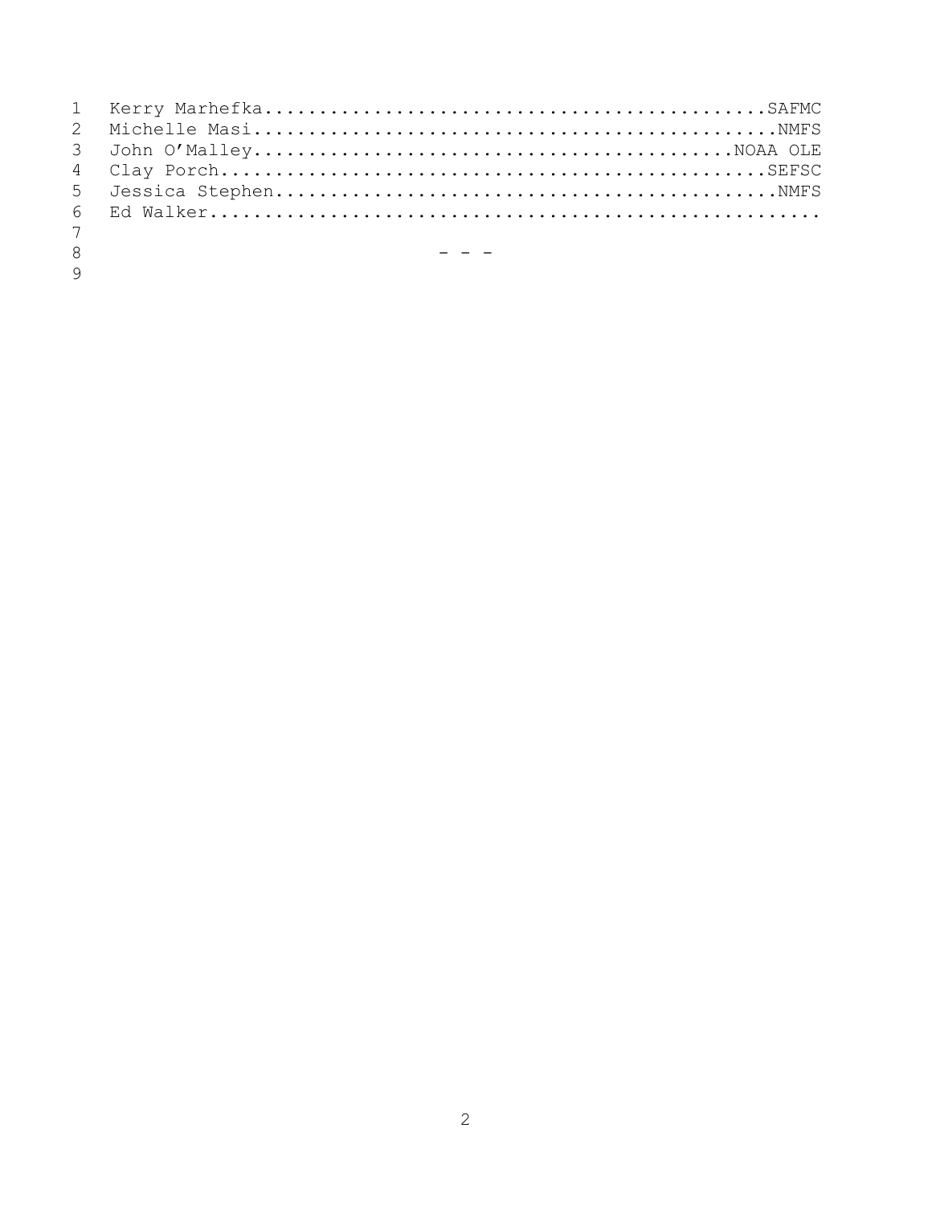Kerry Marhefka..............................................SAFMC
Michelle Masi................................................NMFS
John O'Malley............................................NOAA OLE
Clay Porch..................................................SEFSC
Jessica Stephen..............................................NMFS
Ed Walker......................................................

- - -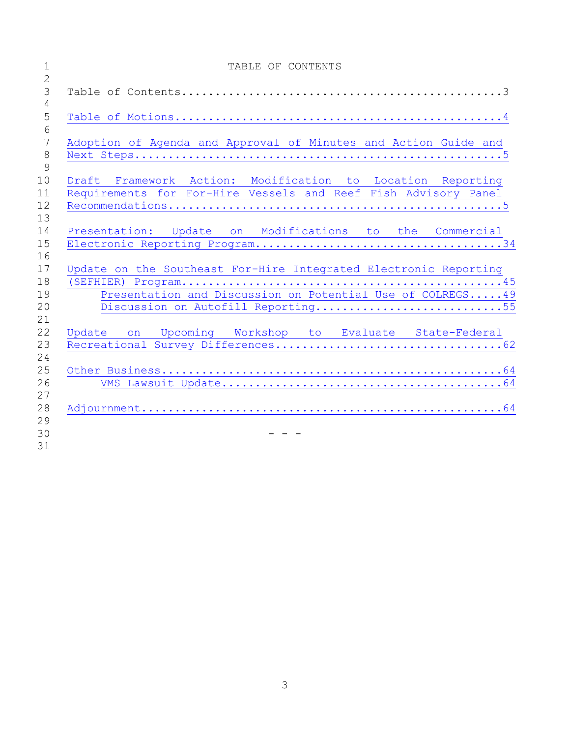# TABLE OF CONTENTS

Table of Contents.................................................3

Table of Motions..................................................4

Adoption of Agenda and Approval of Minutes and Action Guide and Next Steps........................................................5

Draft Framework Action: Modification to Location Reporting Requirements for For-Hire Vessels and Reef Fish Advisory Panel Recommendations...................................................5

Presentation: Update on Modifications to the Commercial Electronic Reporting Program.....................................34

Update on the Southeast For-Hire Integrated Electronic Reporting (SEFHIER) Program................................................45

- Presentation and Discussion on Potential Use of COLREGS.....49
- Discussion on Autofill Reporting............................55

Update on Upcoming Workshop to Evaluate State-Federal Recreational Survey Differences.................................62

Other Business....................................................64

- VMS Lawsuit Update..........................................64

Adjournment.......................................................64

\- - -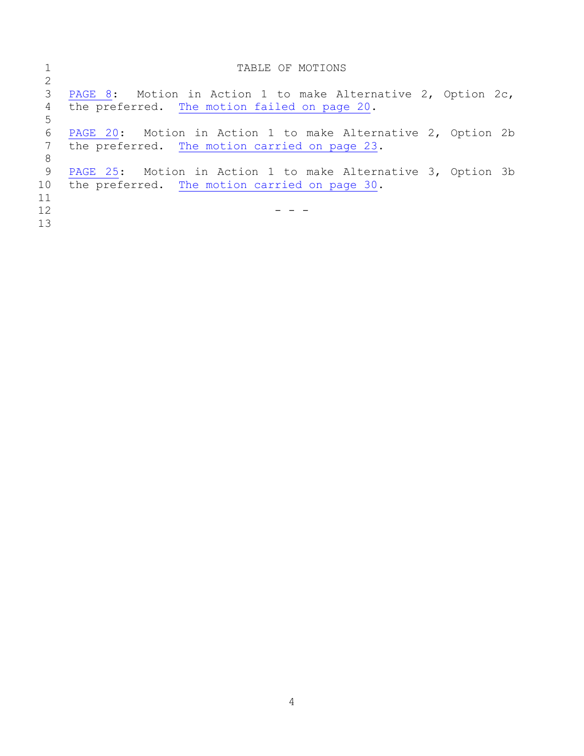# TABLE OF MOTIONS

PAGE 8: Motion in Action 1 to make Alternative 2, Option 2c, the preferred. The motion failed on page 20.

PAGE 20: Motion in Action 1 to make Alternative 2, Option 2b the preferred. The motion carried on page 23.

PAGE 25: Motion in Action 1 to make Alternative 3, Option 3b the preferred. The motion carried on page 30.

- - -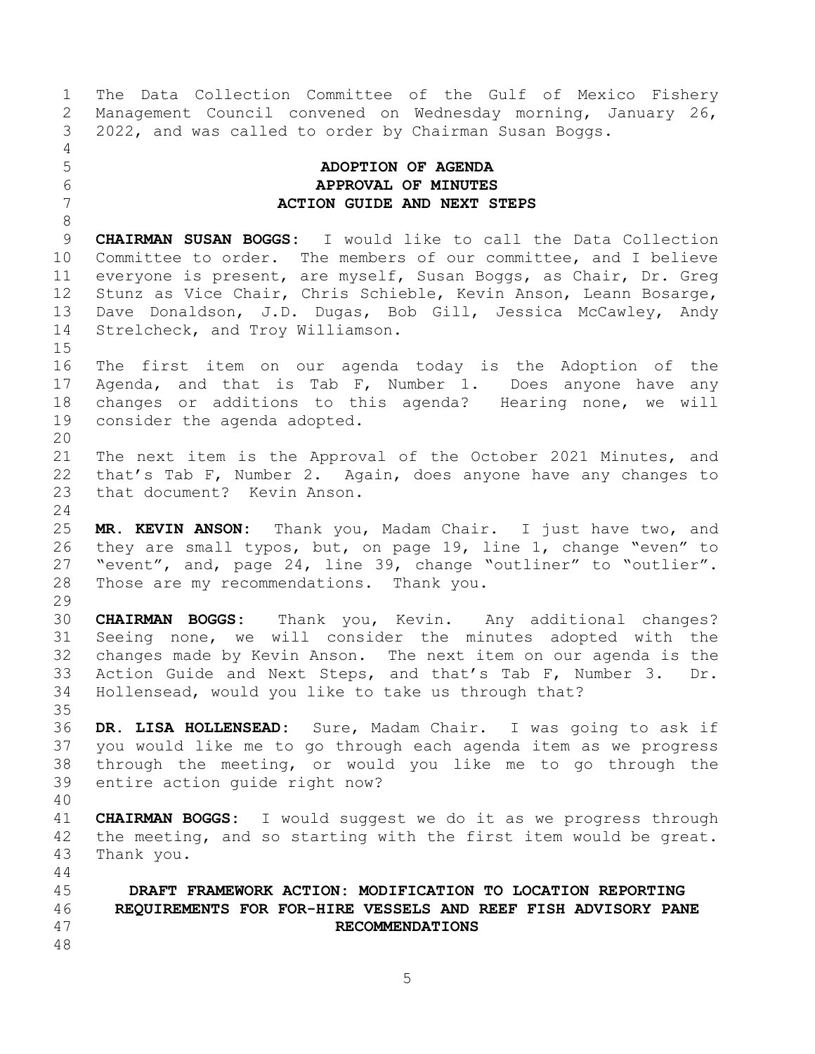The Data Collection Committee of the Gulf of Mexico Fishery Management Council convened on Wednesday morning, January 26, 2022, and was called to order by Chairman Susan Boggs.

## ADOPTION OF AGENDA
## APPROVAL OF MINUTES
## ACTION GUIDE AND NEXT STEPS

**CHAIRMAN SUSAN BOGGS:** I would like to call the Data Collection Committee to order. The members of our committee, and I believe everyone is present, are myself, Susan Boggs, as Chair, Dr. Greg Stunz as Vice Chair, Chris Schieble, Kevin Anson, Leann Bosarge, Dave Donaldson, J.D. Dugas, Bob Gill, Jessica McCawley, Andy Strelcheck, and Troy Williamson.

The first item on our agenda today is the Adoption of the Agenda, and that is Tab F, Number 1. Does anyone have any changes or additions to this agenda? Hearing none, we will consider the agenda adopted.

The next item is the Approval of the October 2021 Minutes, and that's Tab F, Number 2. Again, does anyone have any changes to that document? Kevin Anson.

**MR. KEVIN ANSON:** Thank you, Madam Chair. I just have two, and they are small typos, but, on page 19, line 1, change "even" to "event", and, page 24, line 39, change "outliner" to "outlier". Those are my recommendations. Thank you.

**CHAIRMAN BOGGS:** Thank you, Kevin. Any additional changes? Seeing none, we will consider the minutes adopted with the changes made by Kevin Anson. The next item on our agenda is the Action Guide and Next Steps, and that's Tab F, Number 3. Dr. Hollensead, would you like to take us through that?

**DR. LISA HOLLENSEAD:** Sure, Madam Chair. I was going to ask if you would like me to go through each agenda item as we progress through the meeting, or would you like me to go through the entire action guide right now?

**CHAIRMAN BOGGS:** I would suggest we do it as we progress through the meeting, and so starting with the first item would be great. Thank you.

## DRAFT FRAMEWORK ACTION: MODIFICATION TO LOCATION REPORTING REQUIREMENTS FOR FOR-HIRE VESSELS AND REEF FISH ADVISORY PANE RECOMMENDATIONS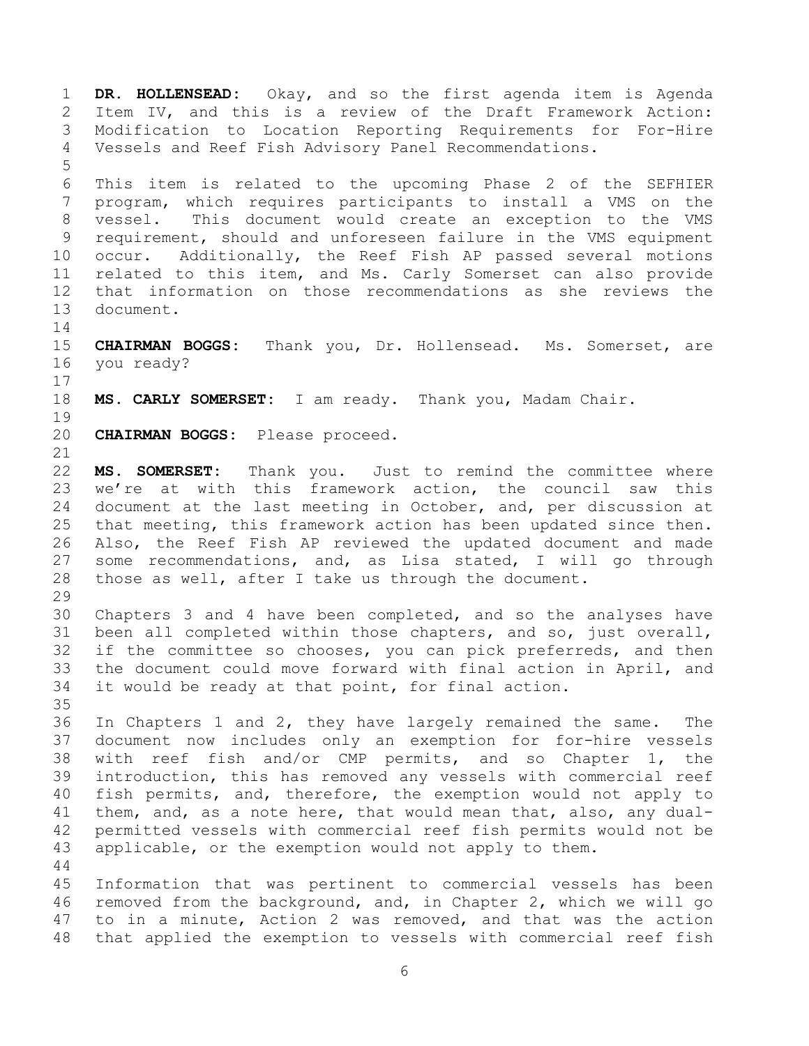**DR. HOLLENSEAD:** Okay, and so the first agenda item is Agenda Item IV, and this is a review of the Draft Framework Action: Modification to Location Reporting Requirements for For-Hire Vessels and Reef Fish Advisory Panel Recommendations.

This item is related to the upcoming Phase 2 of the SEFHIER program, which requires participants to install a VMS on the vessel. This document would create an exception to the VMS requirement, should and unforeseen failure in the VMS equipment occur. Additionally, the Reef Fish AP passed several motions related to this item, and Ms. Carly Somerset can also provide that information on those recommendations as she reviews the document.

**CHAIRMAN BOGGS:** Thank you, Dr. Hollensead. Ms. Somerset, are you ready?

**MS. CARLY SOMERSET:** I am ready. Thank you, Madam Chair.

**CHAIRMAN BOGGS:** Please proceed.

**MS. SOMERSET:** Thank you. Just to remind the committee where we're at with this framework action, the council saw this document at the last meeting in October, and, per discussion at that meeting, this framework action has been updated since then. Also, the Reef Fish AP reviewed the updated document and made some recommendations, and, as Lisa stated, I will go through those as well, after I take us through the document.

Chapters 3 and 4 have been completed, and so the analyses have been all completed within those chapters, and so, just overall, if the committee so chooses, you can pick preferreds, and then the document could move forward with final action in April, and it would be ready at that point, for final action.

In Chapters 1 and 2, they have largely remained the same. The document now includes only an exemption for for-hire vessels with reef fish and/or CMP permits, and so Chapter 1, the introduction, this has removed any vessels with commercial reef fish permits, and, therefore, the exemption would not apply to them, and, as a note here, that would mean that, also, any dual-permitted vessels with commercial reef fish permits would not be applicable, or the exemption would not apply to them.

Information that was pertinent to commercial vessels has been removed from the background, and, in Chapter 2, which we will go to in a minute, Action 2 was removed, and that was the action that applied the exemption to vessels with commercial reef fish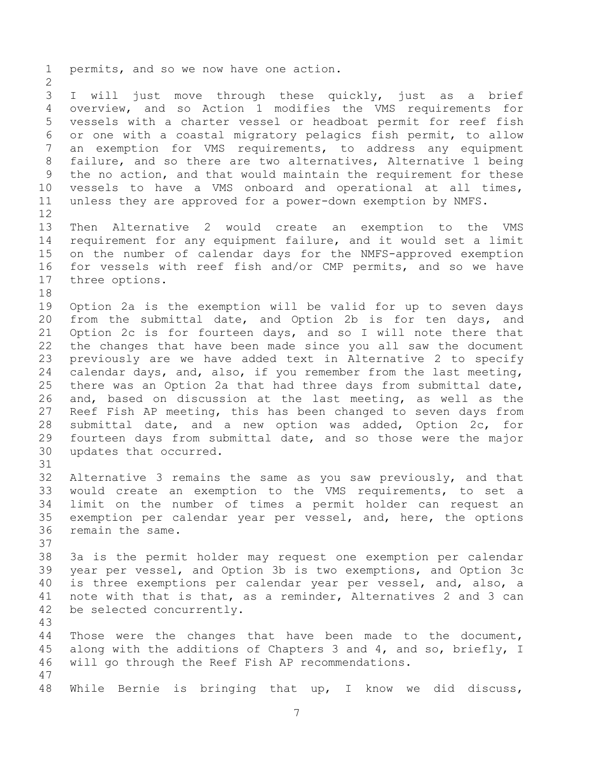permits, and so we now have one action.

I will just move through these quickly, just as a brief overview, and so Action 1 modifies the VMS requirements for vessels with a charter vessel or headboat permit for reef fish or one with a coastal migratory pelagics fish permit, to allow an exemption for VMS requirements, to address any equipment failure, and so there are two alternatives, Alternative 1 being the no action, and that would maintain the requirement for these vessels to have a VMS onboard and operational at all times, unless they are approved for a power-down exemption by NMFS.

Then Alternative 2 would create an exemption to the VMS requirement for any equipment failure, and it would set a limit on the number of calendar days for the NMFS-approved exemption for vessels with reef fish and/or CMP permits, and so we have three options.

Option 2a is the exemption will be valid for up to seven days from the submittal date, and Option 2b is for ten days, and Option 2c is for fourteen days, and so I will note there that the changes that have been made since you all saw the document previously are we have added text in Alternative 2 to specify calendar days, and, also, if you remember from the last meeting, there was an Option 2a that had three days from submittal date, and, based on discussion at the last meeting, as well as the Reef Fish AP meeting, this has been changed to seven days from submittal date, and a new option was added, Option 2c, for fourteen days from submittal date, and so those were the major updates that occurred.

Alternative 3 remains the same as you saw previously, and that would create an exemption to the VMS requirements, to set a limit on the number of times a permit holder can request an exemption per calendar year per vessel, and, here, the options remain the same.

3a is the permit holder may request one exemption per calendar year per vessel, and Option 3b is two exemptions, and Option 3c is three exemptions per calendar year per vessel, and, also, a note with that is that, as a reminder, Alternatives 2 and 3 can be selected concurrently.

Those were the changes that have been made to the document, along with the additions of Chapters 3 and 4, and so, briefly, I will go through the Reef Fish AP recommendations.

While Bernie is bringing that up, I know we did discuss,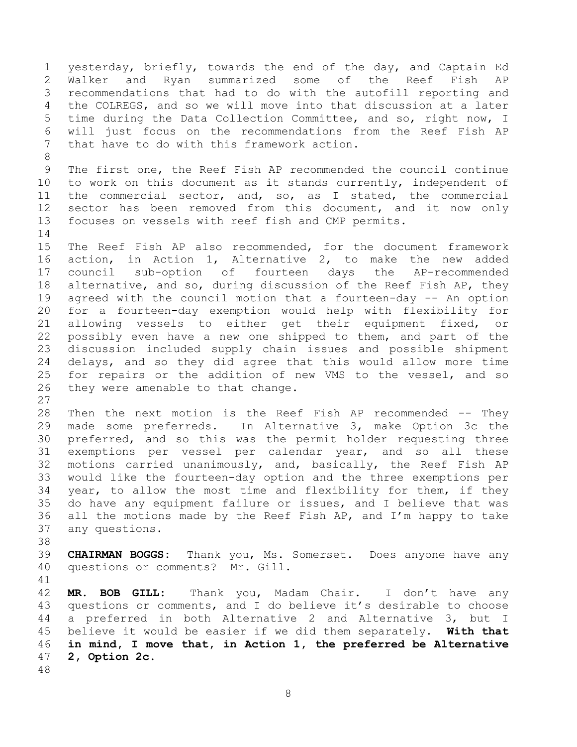yesterday, briefly, towards the end of the day, and Captain Ed Walker and Ryan summarized some of the Reef Fish AP recommendations that had to do with the autofill reporting and the COLREGS, and so we will move into that discussion at a later time during the Data Collection Committee, and so, right now, I will just focus on the recommendations from the Reef Fish AP that have to do with this framework action.

The first one, the Reef Fish AP recommended the council continue to work on this document as it stands currently, independent of the commercial sector, and, so, as I stated, the commercial sector has been removed from this document, and it now only focuses on vessels with reef fish and CMP permits.

The Reef Fish AP also recommended, for the document framework action, in Action 1, Alternative 2, to make the new added council sub-option of fourteen days the AP-recommended alternative, and so, during discussion of the Reef Fish AP, they agreed with the council motion that a fourteen-day -- An option for a fourteen-day exemption would help with flexibility for allowing vessels to either get their equipment fixed, or possibly even have a new one shipped to them, and part of the discussion included supply chain issues and possible shipment delays, and so they did agree that this would allow more time for repairs or the addition of new VMS to the vessel, and so they were amenable to that change.

Then the next motion is the Reef Fish AP recommended -- They made some preferreds. In Alternative 3, make Option 3c the preferred, and so this was the permit holder requesting three exemptions per vessel per calendar year, and so all these motions carried unanimously, and, basically, the Reef Fish AP would like the fourteen-day option and the three exemptions per year, to allow the most time and flexibility for them, if they do have any equipment failure or issues, and I believe that was all the motions made by the Reef Fish AP, and I'm happy to take any questions.

**CHAIRMAN BOGGS:** Thank you, Ms. Somerset. Does anyone have any questions or comments? Mr. Gill.

**MR. BOB GILL:** Thank you, Madam Chair. I don't have any questions or comments, and I do believe it's desirable to choose a preferred in both Alternative 2 and Alternative 3, but I believe it would be easier if we did them separately. **With that in mind, I move that, in Action 1, the preferred be Alternative 2, Option 2c.**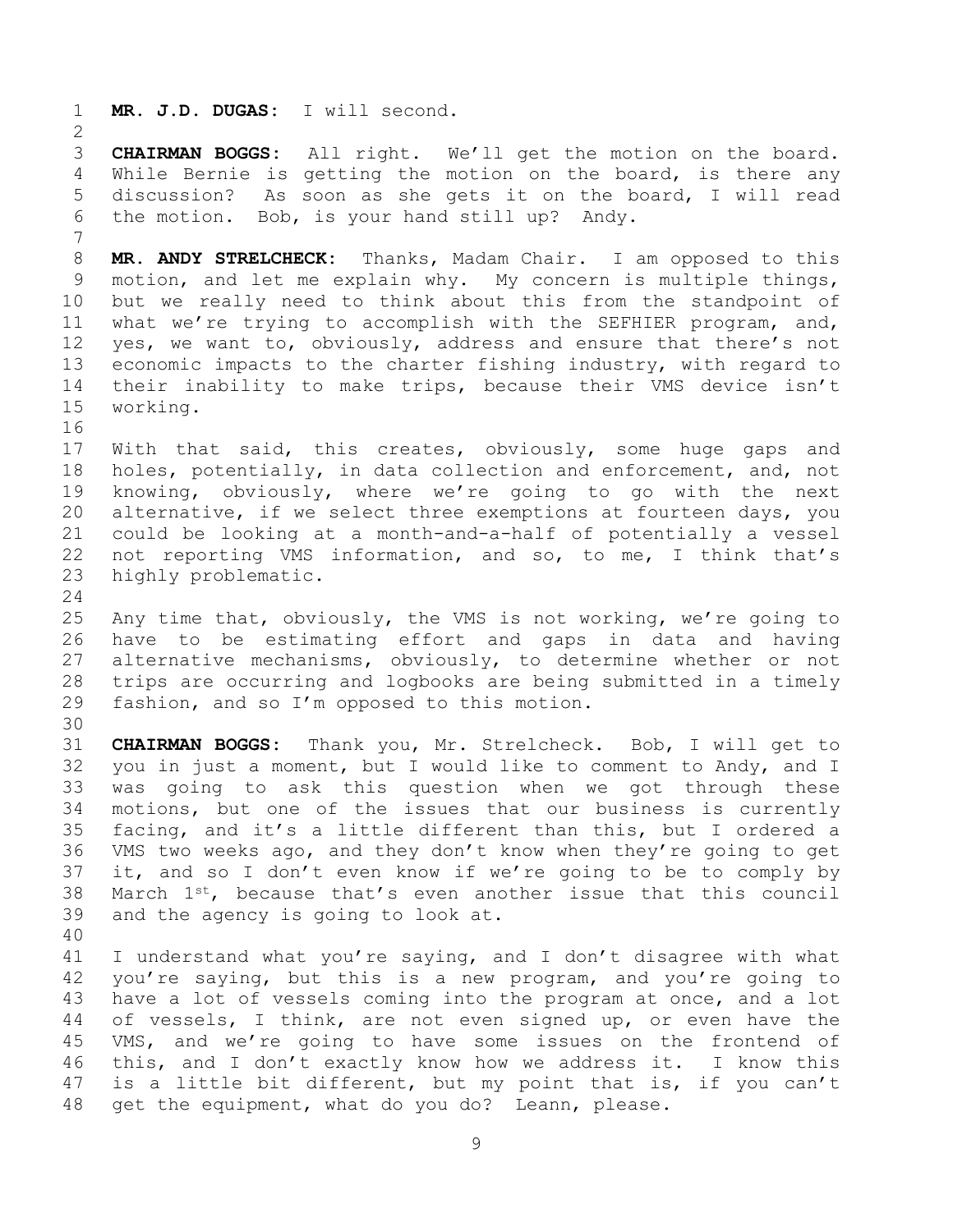**MR. J.D. DUGAS:** I will second.

**CHAIRMAN BOGGS:** All right. We'll get the motion on the board. While Bernie is getting the motion on the board, is there any discussion? As soon as she gets it on the board, I will read the motion. Bob, is your hand still up? Andy.

**MR. ANDY STRELCHECK:** Thanks, Madam Chair. I am opposed to this motion, and let me explain why. My concern is multiple things, but we really need to think about this from the standpoint of what we're trying to accomplish with the SEFHIER program, and, yes, we want to, obviously, address and ensure that there's not economic impacts to the charter fishing industry, with regard to their inability to make trips, because their VMS device isn't working.

With that said, this creates, obviously, some huge gaps and holes, potentially, in data collection and enforcement, and, not knowing, obviously, where we're going to go with the next alternative, if we select three exemptions at fourteen days, you could be looking at a month-and-a-half of potentially a vessel not reporting VMS information, and so, to me, I think that's highly problematic.

Any time that, obviously, the VMS is not working, we're going to have to be estimating effort and gaps in data and having alternative mechanisms, obviously, to determine whether or not trips are occurring and logbooks are being submitted in a timely fashion, and so I'm opposed to this motion.

**CHAIRMAN BOGGS:** Thank you, Mr. Strelcheck. Bob, I will get to you in just a moment, but I would like to comment to Andy, and I was going to ask this question when we got through these motions, but one of the issues that our business is currently facing, and it's a little different than this, but I ordered a VMS two weeks ago, and they don't know when they're going to get it, and so I don't even know if we're going to be to comply by March 1st, because that's even another issue that this council and the agency is going to look at.

I understand what you're saying, and I don't disagree with what you're saying, but this is a new program, and you're going to have a lot of vessels coming into the program at once, and a lot of vessels, I think, are not even signed up, or even have the VMS, and we're going to have some issues on the frontend of this, and I don't exactly know how we address it. I know this is a little bit different, but my point that is, if you can't get the equipment, what do you do? Leann, please.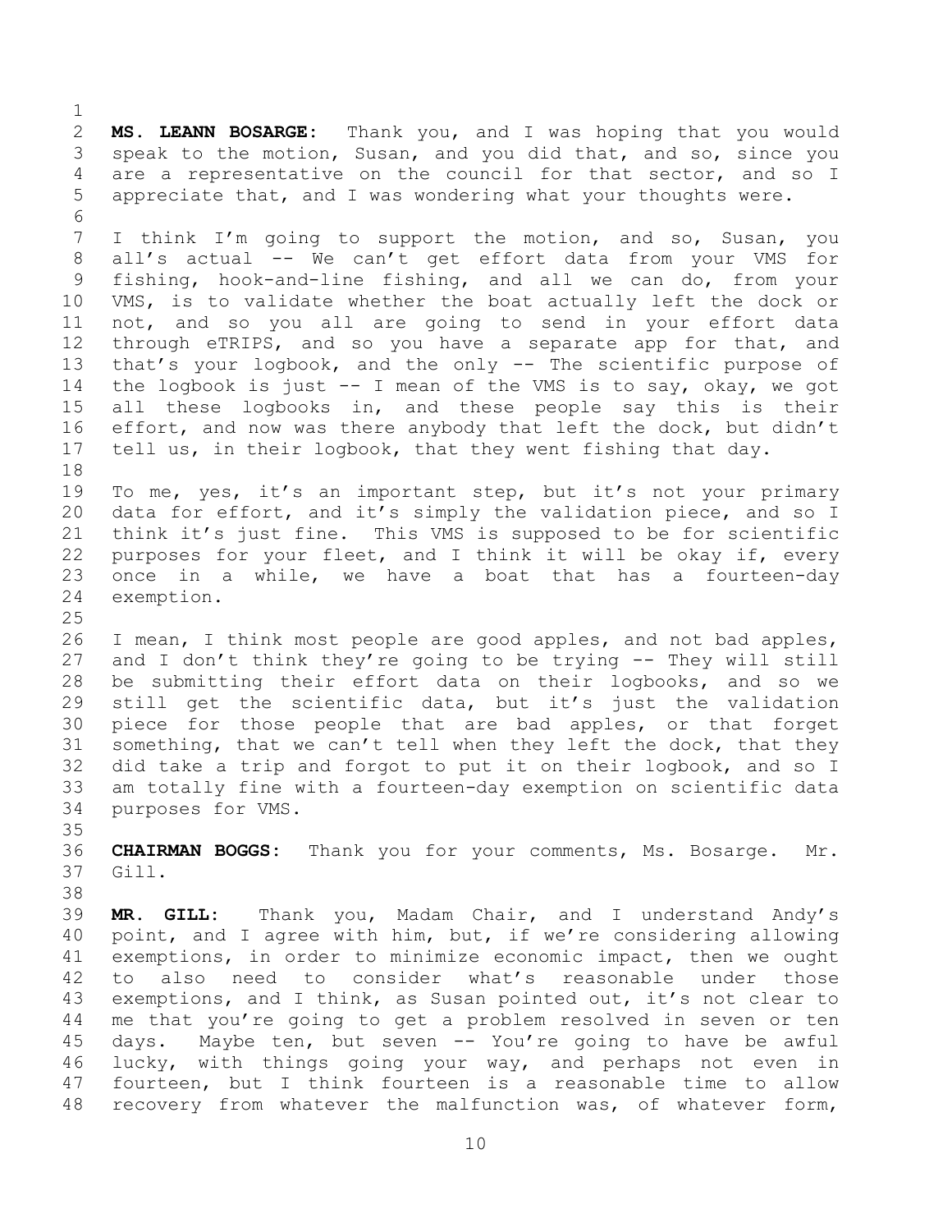**MS. LEANN BOSARGE:** Thank you, and I was hoping that you would speak to the motion, Susan, and you did that, and so, since you are a representative on the council for that sector, and so I appreciate that, and I was wondering what your thoughts were.

I think I'm going to support the motion, and so, Susan, you all's actual -- We can't get effort data from your VMS for fishing, hook-and-line fishing, and all we can do, from your VMS, is to validate whether the boat actually left the dock or not, and so you all are going to send in your effort data through eTRIPS, and so you have a separate app for that, and that's your logbook, and the only -- The scientific purpose of the logbook is just -- I mean of the VMS is to say, okay, we got all these logbooks in, and these people say this is their effort, and now was there anybody that left the dock, but didn't tell us, in their logbook, that they went fishing that day.

To me, yes, it's an important step, but it's not your primary data for effort, and it's simply the validation piece, and so I think it's just fine. This VMS is supposed to be for scientific purposes for your fleet, and I think it will be okay if, every once in a while, we have a boat that has a fourteen-day exemption.

I mean, I think most people are good apples, and not bad apples, and I don't think they're going to be trying -- They will still be submitting their effort data on their logbooks, and so we still get the scientific data, but it's just the validation piece for those people that are bad apples, or that forget something, that we can't tell when they left the dock, that they did take a trip and forgot to put it on their logbook, and so I am totally fine with a fourteen-day exemption on scientific data purposes for VMS.

**CHAIRMAN BOGGS:** Thank you for your comments, Ms. Bosarge. Mr. Gill.

**MR. GILL:** Thank you, Madam Chair, and I understand Andy's point, and I agree with him, but, if we're considering allowing exemptions, in order to minimize economic impact, then we ought to also need to consider what's reasonable under those exemptions, and I think, as Susan pointed out, it's not clear to me that you're going to get a problem resolved in seven or ten days. Maybe ten, but seven -- You're going to have be awful lucky, with things going your way, and perhaps not even in fourteen, but I think fourteen is a reasonable time to allow recovery from whatever the malfunction was, of whatever form,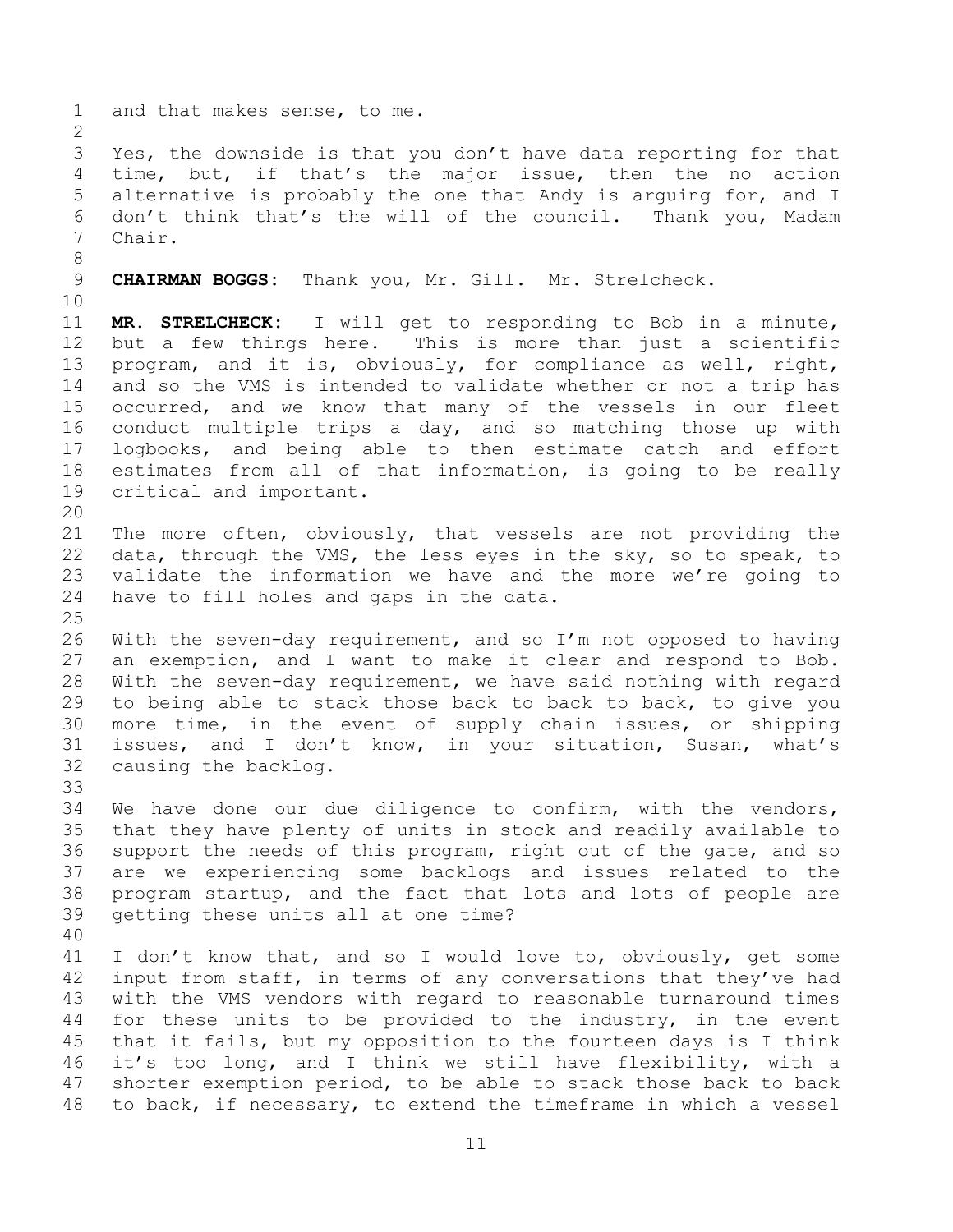and that makes sense, to me.

Yes, the downside is that you don't have data reporting for that time, but, if that's the major issue, then the no action alternative is probably the one that Andy is arguing for, and I don't think that's the will of the council. Thank you, Madam Chair.

**CHAIRMAN BOGGS:** Thank you, Mr. Gill. Mr. Strelcheck.

**MR. STRELCHECK:** I will get to responding to Bob in a minute, but a few things here. This is more than just a scientific program, and it is, obviously, for compliance as well, right, and so the VMS is intended to validate whether or not a trip has occurred, and we know that many of the vessels in our fleet conduct multiple trips a day, and so matching those up with logbooks, and being able to then estimate catch and effort estimates from all of that information, is going to be really critical and important.

The more often, obviously, that vessels are not providing the data, through the VMS, the less eyes in the sky, so to speak, to validate the information we have and the more we're going to have to fill holes and gaps in the data.

With the seven-day requirement, and so I'm not opposed to having an exemption, and I want to make it clear and respond to Bob. With the seven-day requirement, we have said nothing with regard to being able to stack those back to back to back, to give you more time, in the event of supply chain issues, or shipping issues, and I don't know, in your situation, Susan, what's causing the backlog.

We have done our due diligence to confirm, with the vendors, that they have plenty of units in stock and readily available to support the needs of this program, right out of the gate, and so are we experiencing some backlogs and issues related to the program startup, and the fact that lots and lots of people are getting these units all at one time?

I don't know that, and so I would love to, obviously, get some input from staff, in terms of any conversations that they've had with the VMS vendors with regard to reasonable turnaround times for these units to be provided to the industry, in the event that it fails, but my opposition to the fourteen days is I think it's too long, and I think we still have flexibility, with a shorter exemption period, to be able to stack those back to back to back, if necessary, to extend the timeframe in which a vessel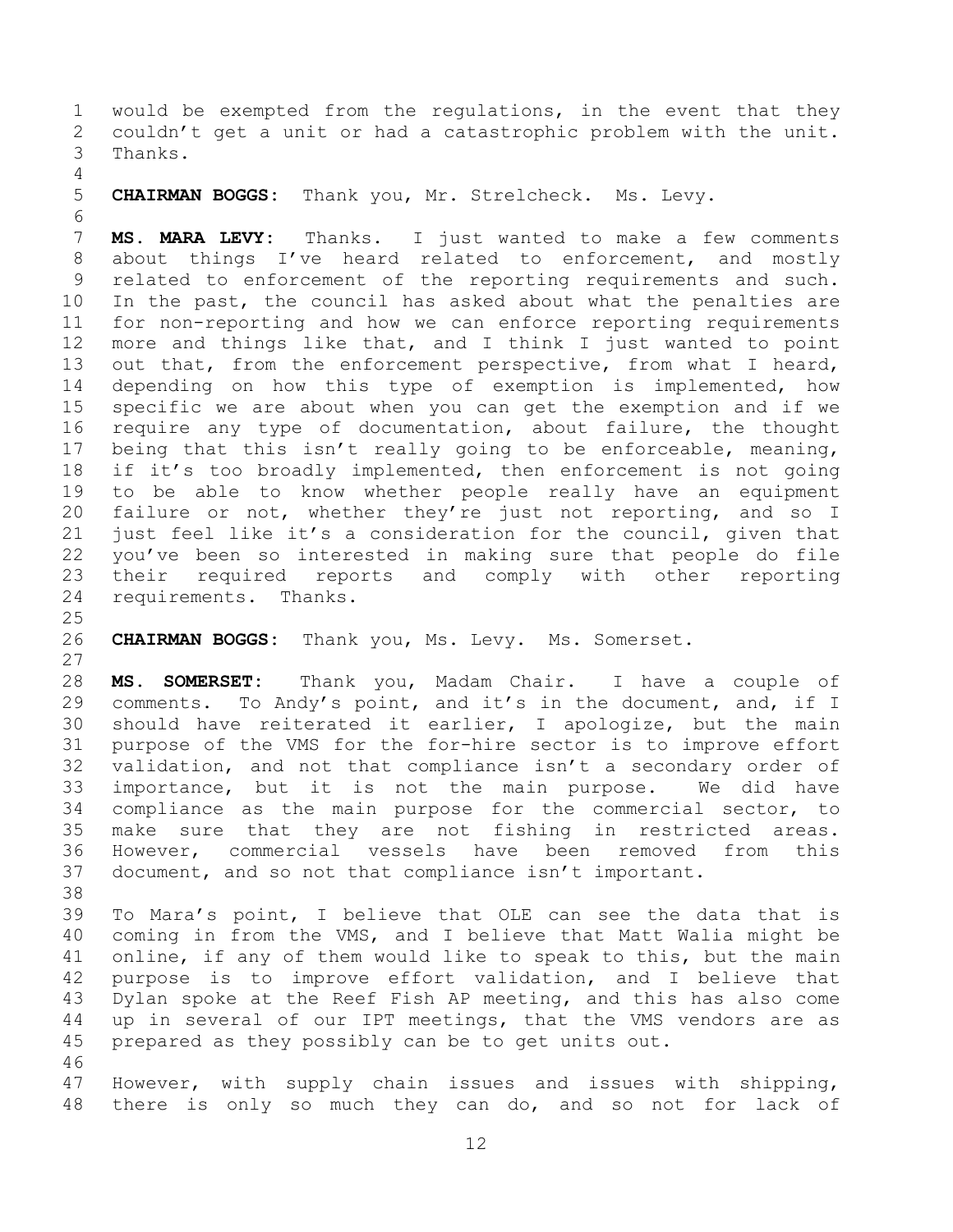would be exempted from the regulations, in the event that they couldn't get a unit or had a catastrophic problem with the unit. Thanks.

**CHAIRMAN BOGGS:** Thank you, Mr. Strelcheck. Ms. Levy.

**MS. MARA LEVY:** Thanks. I just wanted to make a few comments about things I've heard related to enforcement, and mostly related to enforcement of the reporting requirements and such. In the past, the council has asked about what the penalties are for non-reporting and how we can enforce reporting requirements more and things like that, and I think I just wanted to point out that, from the enforcement perspective, from what I heard, depending on how this type of exemption is implemented, how specific we are about when you can get the exemption and if we require any type of documentation, about failure, the thought being that this isn't really going to be enforceable, meaning, if it's too broadly implemented, then enforcement is not going to be able to know whether people really have an equipment failure or not, whether they're just not reporting, and so I just feel like it's a consideration for the council, given that you've been so interested in making sure that people do file their required reports and comply with other reporting requirements. Thanks.

**CHAIRMAN BOGGS:** Thank you, Ms. Levy. Ms. Somerset.

**MS. SOMERSET:** Thank you, Madam Chair. I have a couple of comments. To Andy's point, and it's in the document, and, if I should have reiterated it earlier, I apologize, but the main purpose of the VMS for the for-hire sector is to improve effort validation, and not that compliance isn't a secondary order of importance, but it is not the main purpose. We did have compliance as the main purpose for the commercial sector, to make sure that they are not fishing in restricted areas. However, commercial vessels have been removed from this document, and so not that compliance isn't important.

To Mara's point, I believe that OLE can see the data that is coming in from the VMS, and I believe that Matt Walia might be online, if any of them would like to speak to this, but the main purpose is to improve effort validation, and I believe that Dylan spoke at the Reef Fish AP meeting, and this has also come up in several of our IPT meetings, that the VMS vendors are as prepared as they possibly can be to get units out.

However, with supply chain issues and issues with shipping, there is only so much they can do, and so not for lack of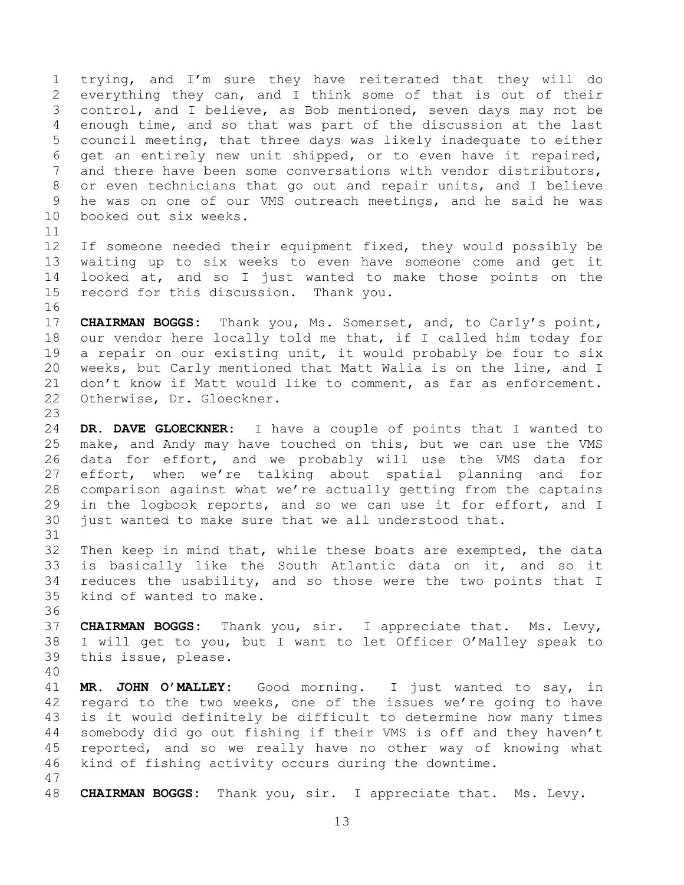trying, and I'm sure they have reiterated that they will do everything they can, and I think some of that is out of their control, and I believe, as Bob mentioned, seven days may not be enough time, and so that was part of the discussion at the last council meeting, that three days was likely inadequate to either get an entirely new unit shipped, or to even have it repaired, and there have been some conversations with vendor distributors, or even technicians that go out and repair units, and I believe he was on one of our VMS outreach meetings, and he said he was booked out six weeks.

If someone needed their equipment fixed, they would possibly be waiting up to six weeks to even have someone come and get it looked at, and so I just wanted to make those points on the record for this discussion. Thank you.

**CHAIRMAN BOGGS:** Thank you, Ms. Somerset, and, to Carly's point, our vendor here locally told me that, if I called him today for a repair on our existing unit, it would probably be four to six weeks, but Carly mentioned that Matt Walia is on the line, and I don't know if Matt would like to comment, as far as enforcement. Otherwise, Dr. Gloeckner.

**DR. DAVE GLOECKNER:** I have a couple of points that I wanted to make, and Andy may have touched on this, but we can use the VMS data for effort, and we probably will use the VMS data for effort, when we're talking about spatial planning and for comparison against what we're actually getting from the captains in the logbook reports, and so we can use it for effort, and I just wanted to make sure that we all understood that.

Then keep in mind that, while these boats are exempted, the data is basically like the South Atlantic data on it, and so it reduces the usability, and so those were the two points that I kind of wanted to make.

**CHAIRMAN BOGGS:** Thank you, sir. I appreciate that. Ms. Levy, I will get to you, but I want to let Officer O'Malley speak to this issue, please.

**MR. JOHN O'MALLEY:** Good morning. I just wanted to say, in regard to the two weeks, one of the issues we're going to have is it would definitely be difficult to determine how many times somebody did go out fishing if their VMS is off and they haven't reported, and so we really have no other way of knowing what kind of fishing activity occurs during the downtime.

**CHAIRMAN BOGGS:** Thank you, sir. I appreciate that. Ms. Levy.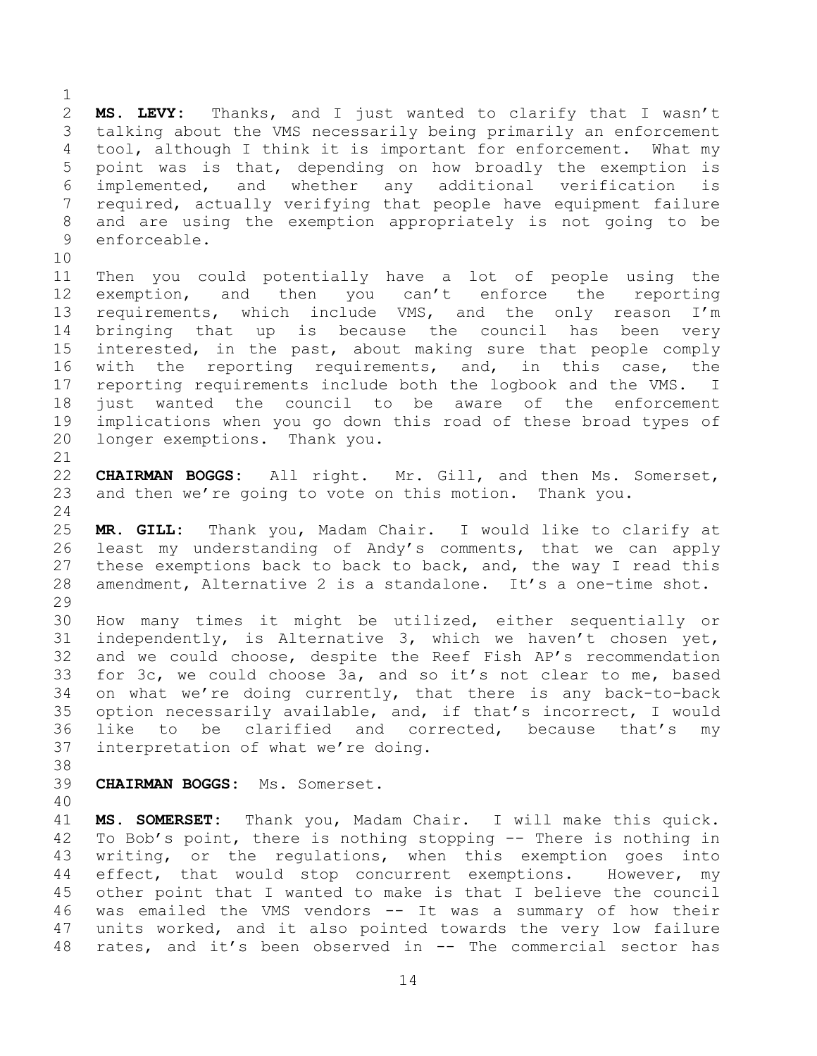**MS. LEVY:** Thanks, and I just wanted to clarify that I wasn't talking about the VMS necessarily being primarily an enforcement tool, although I think it is important for enforcement. What my point was is that, depending on how broadly the exemption is implemented, and whether any additional verification is required, actually verifying that people have equipment failure and are using the exemption appropriately is not going to be enforceable.

Then you could potentially have a lot of people using the exemption, and then you can't enforce the reporting requirements, which include VMS, and the only reason I'm bringing that up is because the council has been very interested, in the past, about making sure that people comply with the reporting requirements, and, in this case, the reporting requirements include both the logbook and the VMS. I just wanted the council to be aware of the enforcement implications when you go down this road of these broad types of longer exemptions. Thank you.

**CHAIRMAN BOGGS:** All right. Mr. Gill, and then Ms. Somerset, and then we're going to vote on this motion. Thank you.

**MR. GILL:** Thank you, Madam Chair. I would like to clarify at least my understanding of Andy's comments, that we can apply these exemptions back to back to back, and, the way I read this amendment, Alternative 2 is a standalone. It's a one-time shot.

How many times it might be utilized, either sequentially or independently, is Alternative 3, which we haven't chosen yet, and we could choose, despite the Reef Fish AP's recommendation for 3c, we could choose 3a, and so it's not clear to me, based on what we're doing currently, that there is any back-to-back option necessarily available, and, if that's incorrect, I would like to be clarified and corrected, because that's my interpretation of what we're doing.

**CHAIRMAN BOGGS:** Ms. Somerset.

**MS. SOMERSET:** Thank you, Madam Chair. I will make this quick. To Bob's point, there is nothing stopping -- There is nothing in writing, or the regulations, when this exemption goes into effect, that would stop concurrent exemptions. However, my other point that I wanted to make is that I believe the council was emailed the VMS vendors -- It was a summary of how their units worked, and it also pointed towards the very low failure rates, and it's been observed in -- The commercial sector has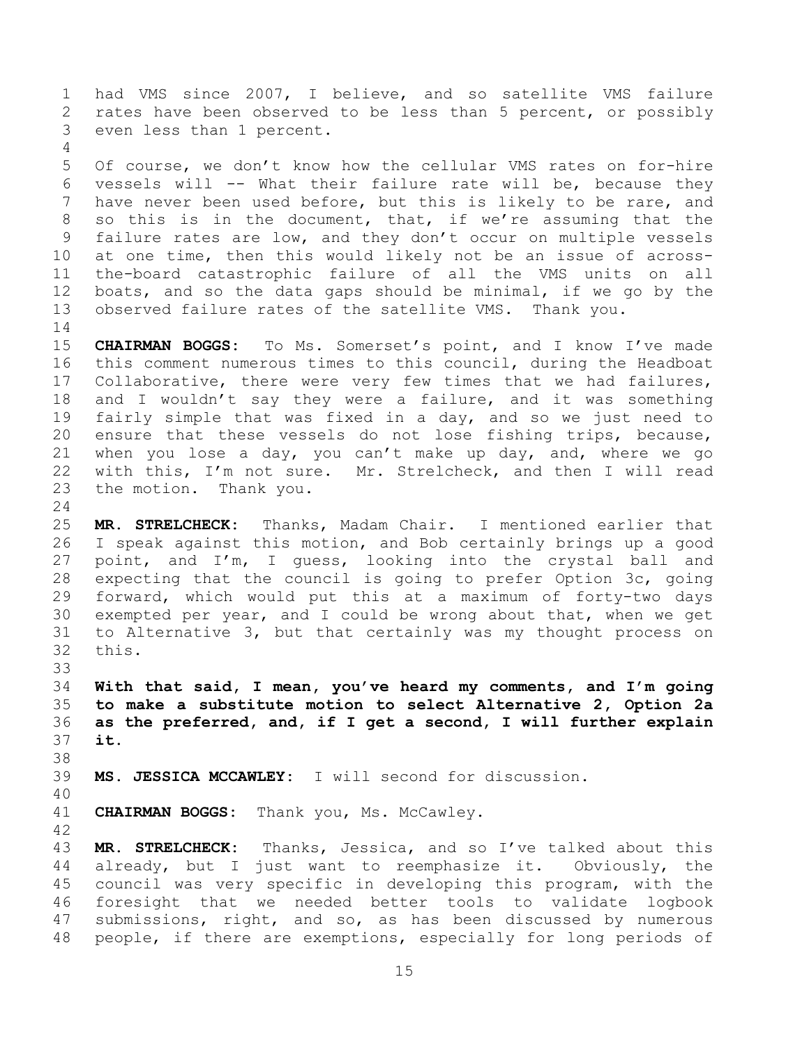had VMS since 2007, I believe, and so satellite VMS failure rates have been observed to be less than 5 percent, or possibly even less than 1 percent.

Of course, we don't know how the cellular VMS rates on for-hire vessels will -- What their failure rate will be, because they have never been used before, but this is likely to be rare, and so this is in the document, that, if we're assuming that the failure rates are low, and they don't occur on multiple vessels at one time, then this would likely not be an issue of across-the-board catastrophic failure of all the VMS units on all boats, and so the data gaps should be minimal, if we go by the observed failure rates of the satellite VMS. Thank you.

**CHAIRMAN BOGGS:** To Ms. Somerset's point, and I know I've made this comment numerous times to this council, during the Headboat Collaborative, there were very few times that we had failures, and I wouldn't say they were a failure, and it was something fairly simple that was fixed in a day, and so we just need to ensure that these vessels do not lose fishing trips, because, when you lose a day, you can't make up day, and, where we go with this, I'm not sure. Mr. Strelcheck, and then I will read the motion. Thank you.

**MR. STRELCHECK:** Thanks, Madam Chair. I mentioned earlier that I speak against this motion, and Bob certainly brings up a good point, and I'm, I guess, looking into the crystal ball and expecting that the council is going to prefer Option 3c, going forward, which would put this at a maximum of forty-two days exempted per year, and I could be wrong about that, when we get to Alternative 3, but that certainly was my thought process on this.

**With that said, I mean, you've heard my comments, and I'm going to make a substitute motion to select Alternative 2, Option 2a as the preferred, and, if I get a second, I will further explain it.**

**MS. JESSICA MCCAWLEY:** I will second for discussion.

**CHAIRMAN BOGGS:** Thank you, Ms. McCawley.

**MR. STRELCHECK:** Thanks, Jessica, and so I've talked about this already, but I just want to reemphasize it. Obviously, the council was very specific in developing this program, with the foresight that we needed better tools to validate logbook submissions, right, and so, as has been discussed by numerous people, if there are exemptions, especially for long periods of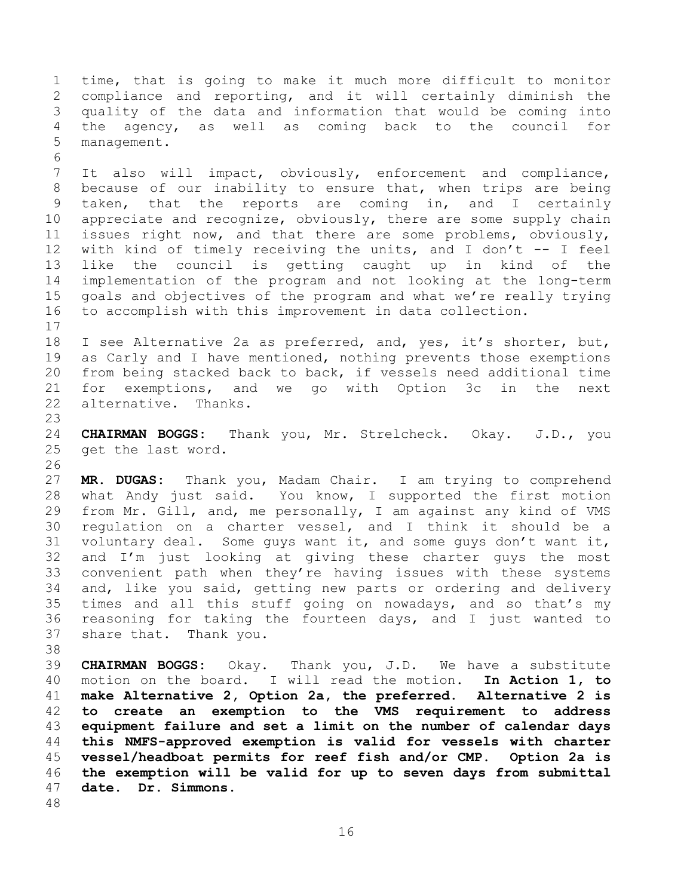time, that is going to make it much more difficult to monitor compliance and reporting, and it will certainly diminish the quality of the data and information that would be coming into the agency, as well as coming back to the council for management.

It also will impact, obviously, enforcement and compliance, because of our inability to ensure that, when trips are being taken, that the reports are coming in, and I certainly appreciate and recognize, obviously, there are some supply chain issues right now, and that there are some problems, obviously, with kind of timely receiving the units, and I don't -- I feel like the council is getting caught up in kind of the implementation of the program and not looking at the long-term goals and objectives of the program and what we're really trying to accomplish with this improvement in data collection.

I see Alternative 2a as preferred, and, yes, it's shorter, but, as Carly and I have mentioned, nothing prevents those exemptions from being stacked back to back, if vessels need additional time for exemptions, and we go with Option 3c in the next alternative. Thanks.

**CHAIRMAN BOGGS:** Thank you, Mr. Strelcheck. Okay. J.D., you get the last word.

**MR. DUGAS:** Thank you, Madam Chair. I am trying to comprehend what Andy just said. You know, I supported the first motion from Mr. Gill, and, me personally, I am against any kind of VMS regulation on a charter vessel, and I think it should be a voluntary deal. Some guys want it, and some guys don't want it, and I'm just looking at giving these charter guys the most convenient path when they're having issues with these systems and, like you said, getting new parts or ordering and delivery times and all this stuff going on nowadays, and so that's my reasoning for taking the fourteen days, and I just wanted to share that. Thank you.

**CHAIRMAN BOGGS:** Okay. Thank you, J.D. We have a substitute motion on the board. I will read the motion. **In Action 1, to make Alternative 2, Option 2a, the preferred. Alternative 2 is to create an exemption to the VMS requirement to address equipment failure and set a limit on the number of calendar days this NMFS-approved exemption is valid for vessels with charter vessel/headboat permits for reef fish and/or CMP. Option 2a is the exemption will be valid for up to seven days from submittal date. Dr. Simmons.**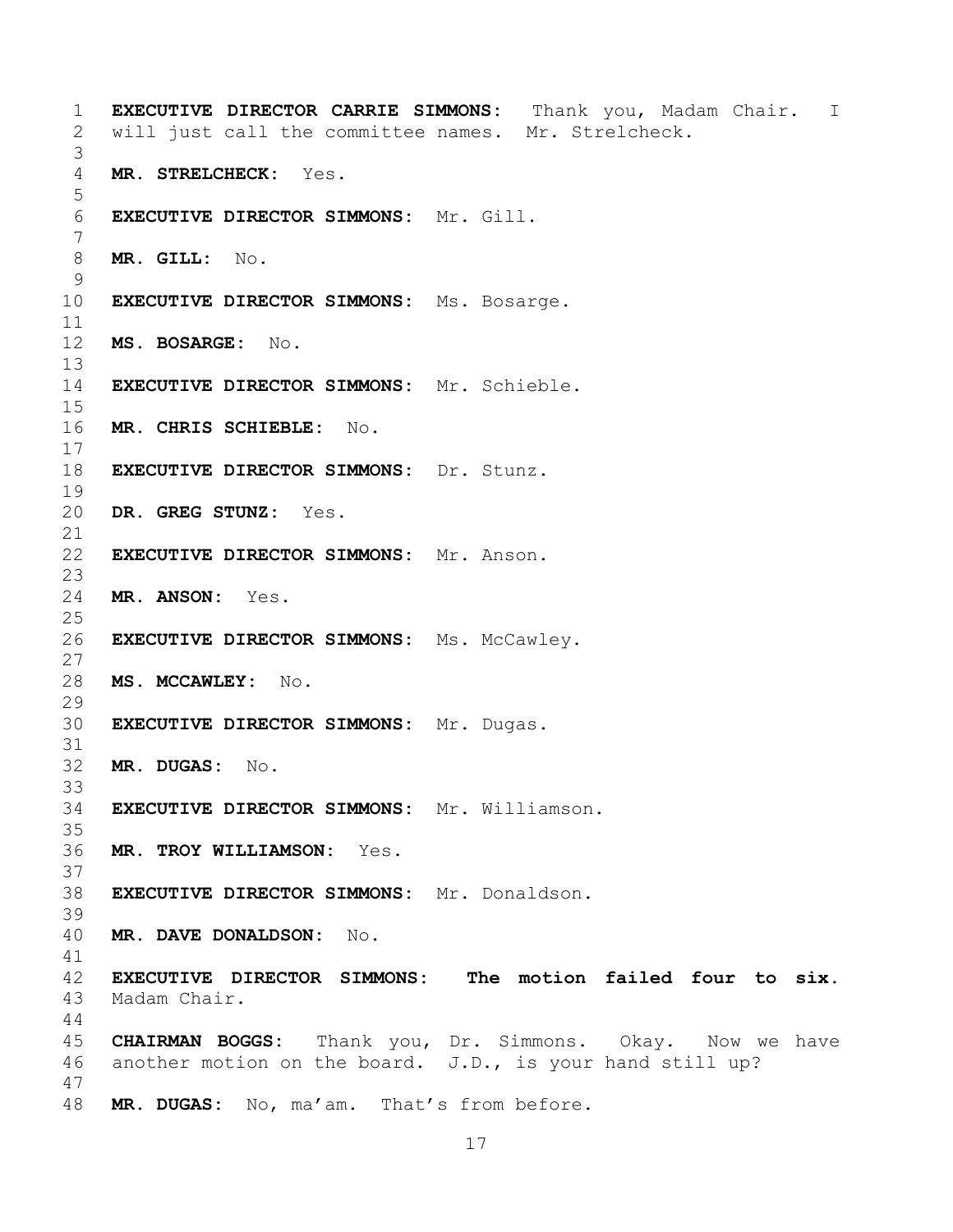**EXECUTIVE DIRECTOR CARRIE SIMMONS:** Thank you, Madam Chair. I will just call the committee names. Mr. Strelcheck.

**MR. STRELCHECK:** Yes.

**EXECUTIVE DIRECTOR SIMMONS:** Mr. Gill.

**MR. GILL:** No.

**EXECUTIVE DIRECTOR SIMMONS:** Ms. Bosarge.

**MS. BOSARGE:** No.

**EXECUTIVE DIRECTOR SIMMONS:** Mr. Schieble.

**MR. CHRIS SCHIEBLE:** No.

**EXECUTIVE DIRECTOR SIMMONS:** Dr. Stunz.

**DR. GREG STUNZ:** Yes.

**EXECUTIVE DIRECTOR SIMMONS:** Mr. Anson.

**MR. ANSON:** Yes.

**EXECUTIVE DIRECTOR SIMMONS:** Ms. McCawley.

**MS. MCCAWLEY:** No.

**EXECUTIVE DIRECTOR SIMMONS:** Mr. Dugas.

**MR. DUGAS:** No.

**EXECUTIVE DIRECTOR SIMMONS:** Mr. Williamson.

**MR. TROY WILLIAMSON:** Yes.

**EXECUTIVE DIRECTOR SIMMONS:** Mr. Donaldson.

**MR. DAVE DONALDSON:** No.

**EXECUTIVE DIRECTOR SIMMONS:** **The motion failed four to six.** Madam Chair.

**CHAIRMAN BOGGS:** Thank you, Dr. Simmons. Okay. Now we have another motion on the board. J.D., is your hand still up?

**MR. DUGAS:** No, ma'am. That's from before.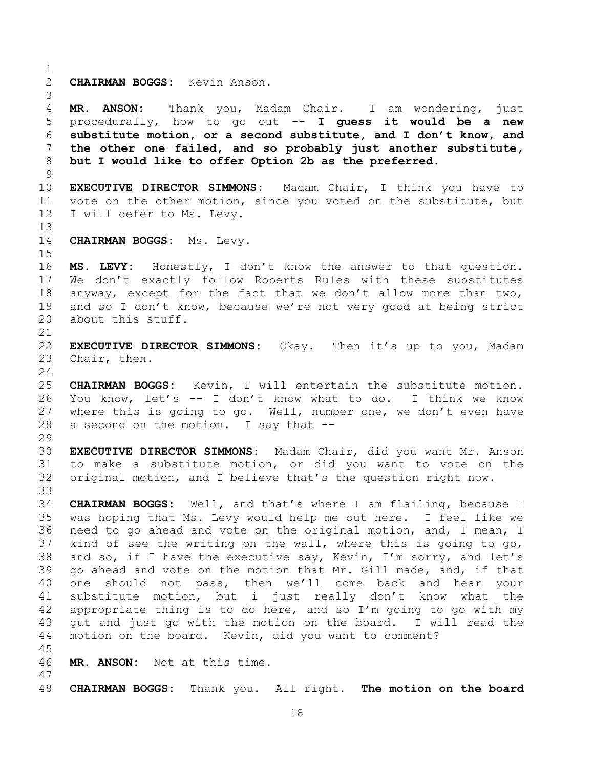**CHAIRMAN BOGGS:** Kevin Anson.

**MR. ANSON:** Thank you, Madam Chair. I am wondering, just procedurally, how to go out -- **I guess it would be a new substitute motion, or a second substitute, and I don't know, and the other one failed, and so probably just another substitute, but I would like to offer Option 2b as the preferred.**

**EXECUTIVE DIRECTOR SIMMONS:** Madam Chair, I think you have to vote on the other motion, since you voted on the substitute, but I will defer to Ms. Levy.

**CHAIRMAN BOGGS:** Ms. Levy.

**MS. LEVY:** Honestly, I don't know the answer to that question. We don't exactly follow Roberts Rules with these substitutes anyway, except for the fact that we don't allow more than two, and so I don't know, because we're not very good at being strict about this stuff.

**EXECUTIVE DIRECTOR SIMMONS:** Okay. Then it's up to you, Madam Chair, then.

**CHAIRMAN BOGGS:** Kevin, I will entertain the substitute motion. You know, let's -- I don't know what to do. I think we know where this is going to go. Well, number one, we don't even have a second on the motion. I say that --

**EXECUTIVE DIRECTOR SIMMONS:** Madam Chair, did you want Mr. Anson to make a substitute motion, or did you want to vote on the original motion, and I believe that's the question right now.

**CHAIRMAN BOGGS:** Well, and that's where I am flailing, because I was hoping that Ms. Levy would help me out here. I feel like we need to go ahead and vote on the original motion, and, I mean, I kind of see the writing on the wall, where this is going to go, and so, if I have the executive say, Kevin, I'm sorry, and let's go ahead and vote on the motion that Mr. Gill made, and, if that one should not pass, then we'll come back and hear your substitute motion, but i just really don't know what the appropriate thing is to do here, and so I'm going to go with my gut and just go with the motion on the board. I will read the motion on the board. Kevin, did you want to comment?

**MR. ANSON:** Not at this time.

**CHAIRMAN BOGGS:** Thank you. All right. **The motion on the board**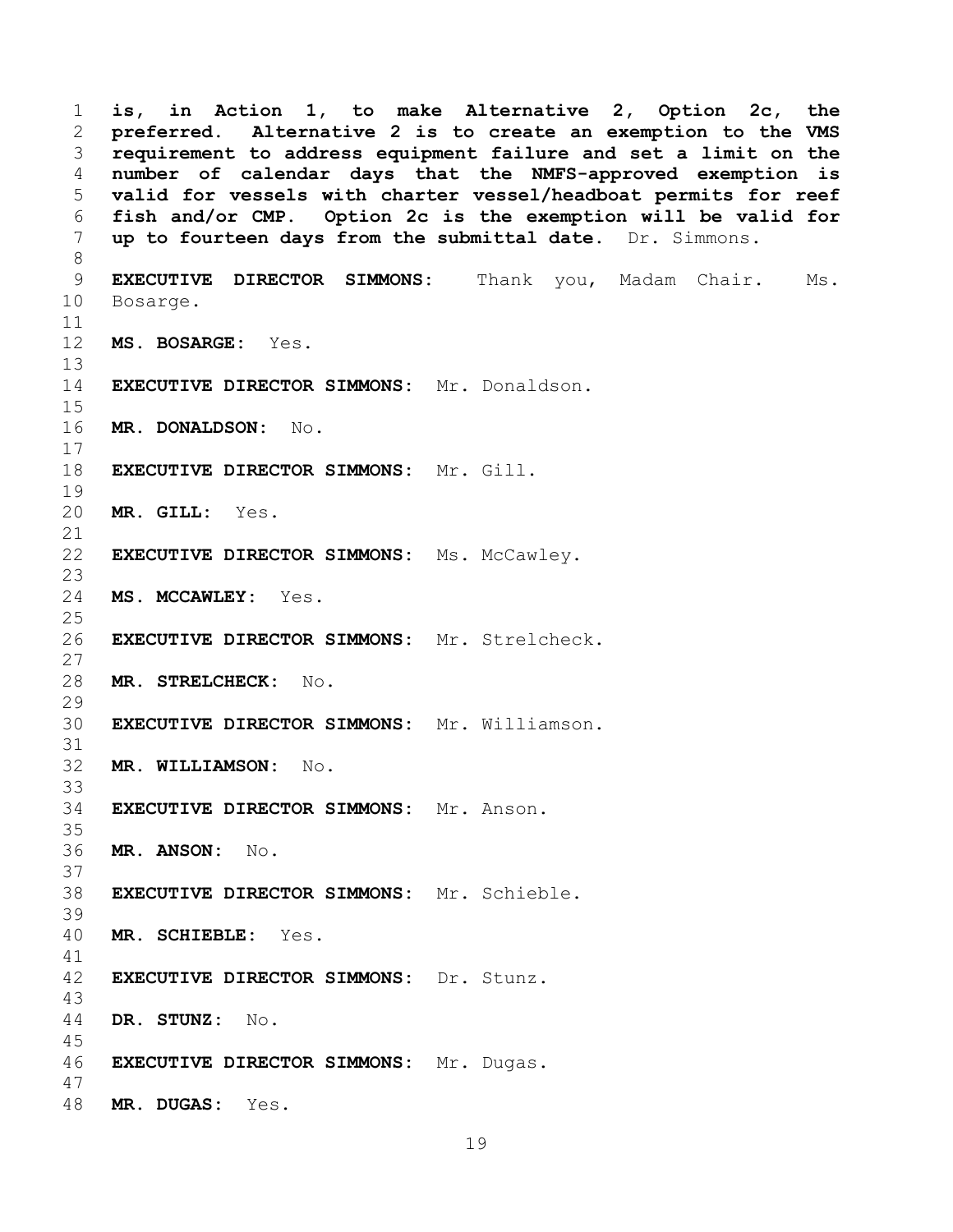**is, in Action 1, to make Alternative 2, Option 2c, the preferred. Alternative 2 is to create an exemption to the VMS requirement to address equipment failure and set a limit on the number of calendar days that the NMFS-approved exemption is valid for vessels with charter vessel/headboat permits for reef fish and/or CMP. Option 2c is the exemption will be valid for up to fourteen days from the submittal date.** Dr. Simmons.

**EXECUTIVE DIRECTOR SIMMONS:** Thank you, Madam Chair. Ms. Bosarge.

**MS. BOSARGE:** Yes.

**EXECUTIVE DIRECTOR SIMMONS:** Mr. Donaldson.

**MR. DONALDSON:** No.

**EXECUTIVE DIRECTOR SIMMONS:** Mr. Gill.

**MR. GILL:** Yes.

**EXECUTIVE DIRECTOR SIMMONS:** Ms. McCawley.

**MS. MCCAWLEY:** Yes.

**EXECUTIVE DIRECTOR SIMMONS:** Mr. Strelcheck.

**MR. STRELCHECK:** No.

**EXECUTIVE DIRECTOR SIMMONS:** Mr. Williamson.

**MR. WILLIAMSON:** No.

**EXECUTIVE DIRECTOR SIMMONS:** Mr. Anson.

**MR. ANSON:** No.

**EXECUTIVE DIRECTOR SIMMONS:** Mr. Schieble.

**MR. SCHIEBLE:** Yes.

**EXECUTIVE DIRECTOR SIMMONS:** Dr. Stunz.

**DR. STUNZ:** No.

**EXECUTIVE DIRECTOR SIMMONS:** Mr. Dugas.

**MR. DUGAS:** Yes.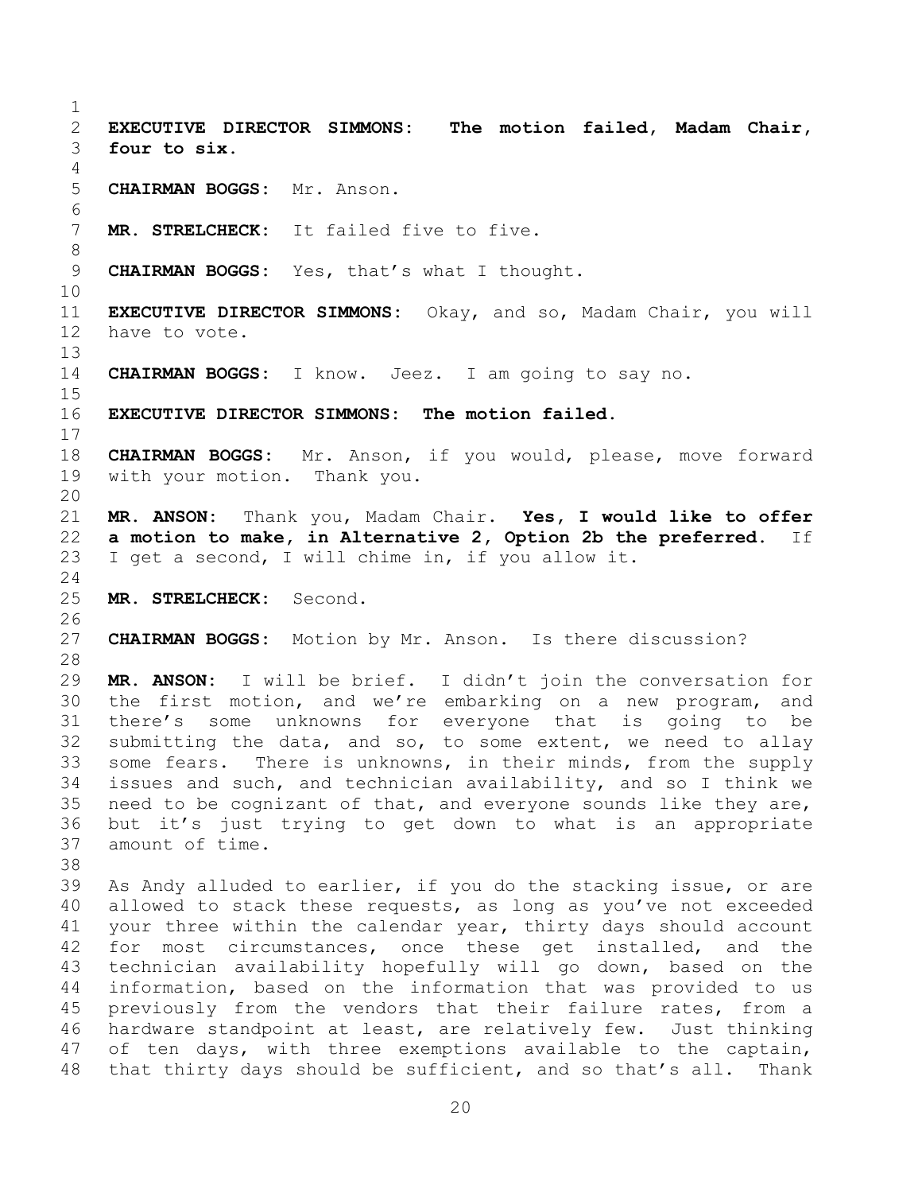**EXECUTIVE DIRECTOR SIMMONS:** **The motion failed, Madam Chair, four to six.**

**CHAIRMAN BOGGS:** Mr. Anson.

**MR. STRELCHECK:** It failed five to five.

**CHAIRMAN BOGGS:** Yes, that's what I thought.

**EXECUTIVE DIRECTOR SIMMONS:** Okay, and so, Madam Chair, you will have to vote.

**CHAIRMAN BOGGS:** I know. Jeez. I am going to say no.

**EXECUTIVE DIRECTOR SIMMONS:** **The motion failed.**

**CHAIRMAN BOGGS:** Mr. Anson, if you would, please, move forward with your motion. Thank you.

**MR. ANSON:** Thank you, Madam Chair. **Yes, I would like to offer a motion to make, in Alternative 2, Option 2b the preferred.** If I get a second, I will chime in, if you allow it.

**MR. STRELCHECK:** Second.

**CHAIRMAN BOGGS:** Motion by Mr. Anson. Is there discussion?

**MR. ANSON:** I will be brief. I didn't join the conversation for the first motion, and we're embarking on a new program, and there's some unknowns for everyone that is going to be submitting the data, and so, to some extent, we need to allay some fears. There is unknowns, in their minds, from the supply issues and such, and technician availability, and so I think we need to be cognizant of that, and everyone sounds like they are, but it's just trying to get down to what is an appropriate amount of time.

As Andy alluded to earlier, if you do the stacking issue, or are allowed to stack these requests, as long as you've not exceeded your three within the calendar year, thirty days should account for most circumstances, once these get installed, and the technician availability hopefully will go down, based on the information, based on the information that was provided to us previously from the vendors that their failure rates, from a hardware standpoint at least, are relatively few. Just thinking of ten days, with three exemptions available to the captain, that thirty days should be sufficient, and so that's all. Thank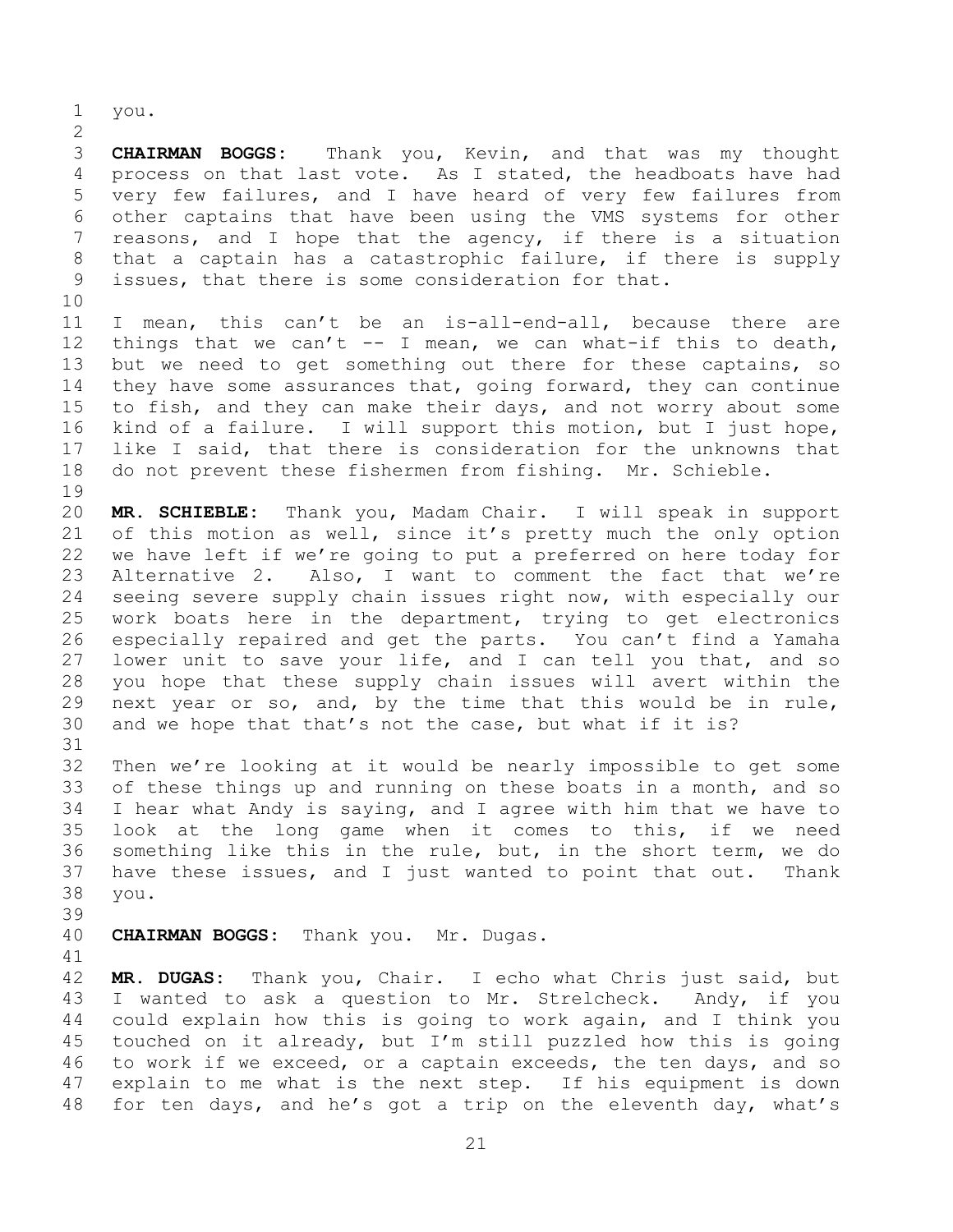you.

**CHAIRMAN BOGGS:** Thank you, Kevin, and that was my thought process on that last vote. As I stated, the headboats have had very few failures, and I have heard of very few failures from other captains that have been using the VMS systems for other reasons, and I hope that the agency, if there is a situation that a captain has a catastrophic failure, if there is supply issues, that there is some consideration for that.

I mean, this can't be an is-all-end-all, because there are things that we can't -- I mean, we can what-if this to death, but we need to get something out there for these captains, so they have some assurances that, going forward, they can continue to fish, and they can make their days, and not worry about some kind of a failure. I will support this motion, but I just hope, like I said, that there is consideration for the unknowns that do not prevent these fishermen from fishing. Mr. Schieble.

**MR. SCHIEBLE:** Thank you, Madam Chair. I will speak in support of this motion as well, since it's pretty much the only option we have left if we're going to put a preferred on here today for Alternative 2. Also, I want to comment the fact that we're seeing severe supply chain issues right now, with especially our work boats here in the department, trying to get electronics especially repaired and get the parts. You can't find a Yamaha lower unit to save your life, and I can tell you that, and so you hope that these supply chain issues will avert within the next year or so, and, by the time that this would be in rule, and we hope that that's not the case, but what if it is?

Then we're looking at it would be nearly impossible to get some of these things up and running on these boats in a month, and so I hear what Andy is saying, and I agree with him that we have to look at the long game when it comes to this, if we need something like this in the rule, but, in the short term, we do have these issues, and I just wanted to point that out. Thank you.

**CHAIRMAN BOGGS:** Thank you. Mr. Dugas.

**MR. DUGAS:** Thank you, Chair. I echo what Chris just said, but I wanted to ask a question to Mr. Strelcheck. Andy, if you could explain how this is going to work again, and I think you touched on it already, but I'm still puzzled how this is going to work if we exceed, or a captain exceeds, the ten days, and so explain to me what is the next step. If his equipment is down for ten days, and he's got a trip on the eleventh day, what's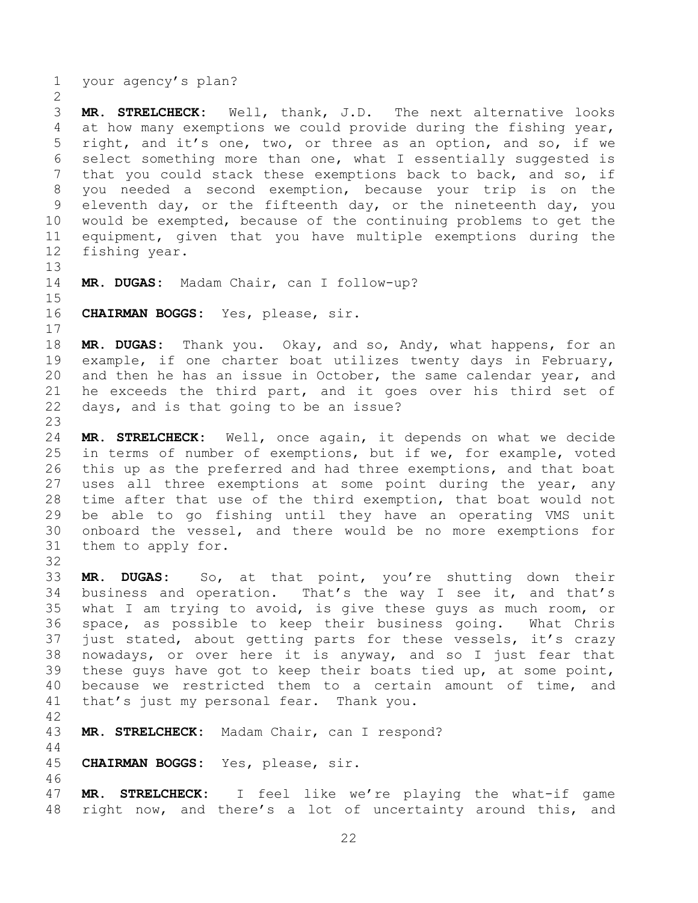your agency's plan?

**MR. STRELCHECK:** Well, thank, J.D. The next alternative looks at how many exemptions we could provide during the fishing year, right, and it's one, two, or three as an option, and so, if we select something more than one, what I essentially suggested is that you could stack these exemptions back to back, and so, if you needed a second exemption, because your trip is on the eleventh day, or the fifteenth day, or the nineteenth day, you would be exempted, because of the continuing problems to get the equipment, given that you have multiple exemptions during the fishing year.

**MR. DUGAS:** Madam Chair, can I follow-up?

**CHAIRMAN BOGGS:** Yes, please, sir.

**MR. DUGAS:** Thank you. Okay, and so, Andy, what happens, for an example, if one charter boat utilizes twenty days in February, and then he has an issue in October, the same calendar year, and he exceeds the third part, and it goes over his third set of days, and is that going to be an issue?

**MR. STRELCHECK:** Well, once again, it depends on what we decide in terms of number of exemptions, but if we, for example, voted this up as the preferred and had three exemptions, and that boat uses all three exemptions at some point during the year, any time after that use of the third exemption, that boat would not be able to go fishing until they have an operating VMS unit onboard the vessel, and there would be no more exemptions for them to apply for.

**MR. DUGAS:** So, at that point, you're shutting down their business and operation. That's the way I see it, and that's what I am trying to avoid, is give these guys as much room, or space, as possible to keep their business going. What Chris just stated, about getting parts for these vessels, it's crazy nowadays, or over here it is anyway, and so I just fear that these guys have got to keep their boats tied up, at some point, because we restricted them to a certain amount of time, and that's just my personal fear. Thank you.

**MR. STRELCHECK:** Madam Chair, can I respond?

**CHAIRMAN BOGGS:** Yes, please, sir.

**MR. STRELCHECK:** I feel like we're playing the what-if game right now, and there's a lot of uncertainty around this, and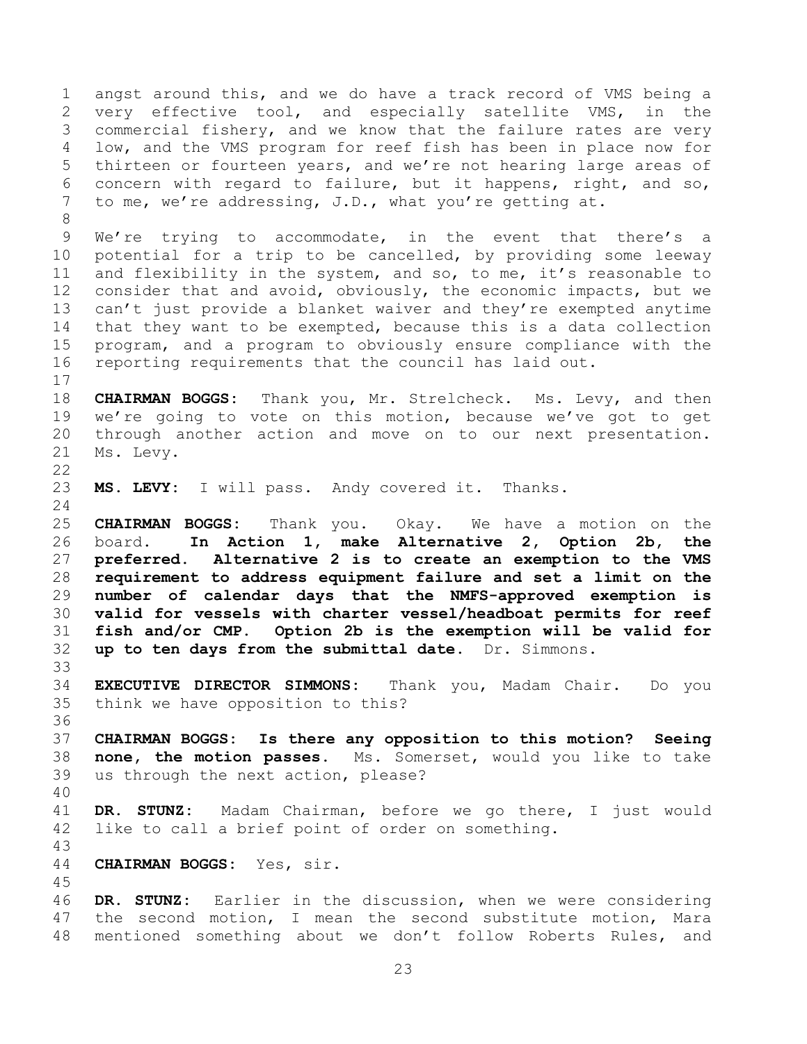angst around this, and we do have a track record of VMS being a very effective tool, and especially satellite VMS, in the commercial fishery, and we know that the failure rates are very low, and the VMS program for reef fish has been in place now for thirteen or fourteen years, and we're not hearing large areas of concern with regard to failure, but it happens, right, and so, to me, we're addressing, J.D., what you're getting at.

We're trying to accommodate, in the event that there's a potential for a trip to be cancelled, by providing some leeway and flexibility in the system, and so, to me, it's reasonable to consider that and avoid, obviously, the economic impacts, but we can't just provide a blanket waiver and they're exempted anytime that they want to be exempted, because this is a data collection program, and a program to obviously ensure compliance with the reporting requirements that the council has laid out.

**CHAIRMAN BOGGS:** Thank you, Mr. Strelcheck. Ms. Levy, and then we're going to vote on this motion, because we've got to get through another action and move on to our next presentation. Ms. Levy.

**MS. LEVY:** I will pass. Andy covered it. Thanks.

**CHAIRMAN BOGGS:** Thank you. Okay. We have a motion on the board. **In Action 1, make Alternative 2, Option 2b, the preferred. Alternative 2 is to create an exemption to the VMS requirement to address equipment failure and set a limit on the number of calendar days that the NMFS-approved exemption is valid for vessels with charter vessel/headboat permits for reef fish and/or CMP. Option 2b is the exemption will be valid for up to ten days from the submittal date.** Dr. Simmons.

**EXECUTIVE DIRECTOR SIMMONS:** Thank you, Madam Chair. Do you think we have opposition to this?

**CHAIRMAN BOGGS:** **Is there any opposition to this motion? Seeing none, the motion passes.** Ms. Somerset, would you like to take us through the next action, please?

**DR. STUNZ:** Madam Chairman, before we go there, I just would like to call a brief point of order on something.

**CHAIRMAN BOGGS:** Yes, sir.

**DR. STUNZ:** Earlier in the discussion, when we were considering the second motion, I mean the second substitute motion, Mara mentioned something about we don't follow Roberts Rules, and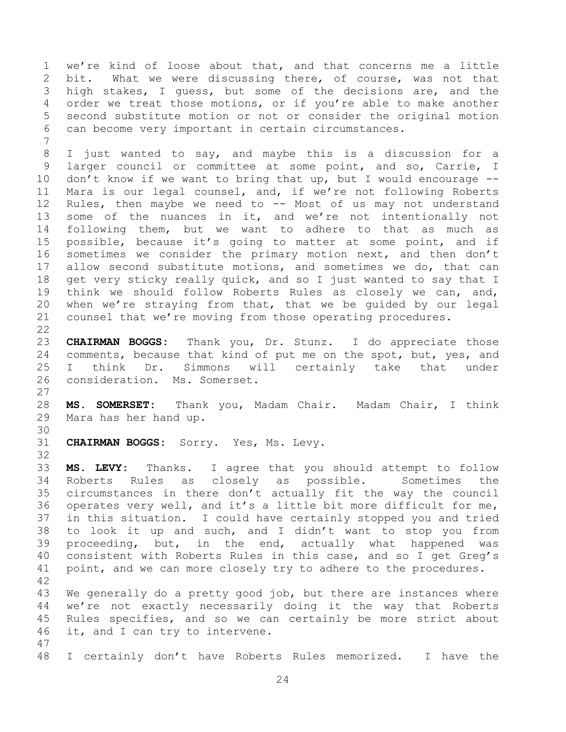we're kind of loose about that, and that concerns me a little bit. What we were discussing there, of course, was not that high stakes, I guess, but some of the decisions are, and the order we treat those motions, or if you're able to make another second substitute motion or not or consider the original motion can become very important in certain circumstances.

I just wanted to say, and maybe this is a discussion for a larger council or committee at some point, and so, Carrie, I don't know if we want to bring that up, but I would encourage -- Mara is our legal counsel, and, if we're not following Roberts Rules, then maybe we need to -- Most of us may not understand some of the nuances in it, and we're not intentionally not following them, but we want to adhere to that as much as possible, because it's going to matter at some point, and if sometimes we consider the primary motion next, and then don't allow second substitute motions, and sometimes we do, that can get very sticky really quick, and so I just wanted to say that I think we should follow Roberts Rules as closely we can, and, when we're straying from that, that we be guided by our legal counsel that we're moving from those operating procedures.

**CHAIRMAN BOGGS:** Thank you, Dr. Stunz. I do appreciate those comments, because that kind of put me on the spot, but, yes, and I think Dr. Simmons will certainly take that under consideration. Ms. Somerset.

**MS. SOMERSET:** Thank you, Madam Chair. Madam Chair, I think Mara has her hand up.

**CHAIRMAN BOGGS:** Sorry. Yes, Ms. Levy.

**MS. LEVY:** Thanks. I agree that you should attempt to follow Roberts Rules as closely as possible. Sometimes the circumstances in there don't actually fit the way the council operates very well, and it's a little bit more difficult for me, in this situation. I could have certainly stopped you and tried to look it up and such, and I didn't want to stop you from proceeding, but, in the end, actually what happened was consistent with Roberts Rules in this case, and so I get Greg's point, and we can more closely try to adhere to the procedures.

We generally do a pretty good job, but there are instances where we're not exactly necessarily doing it the way that Roberts Rules specifies, and so we can certainly be more strict about it, and I can try to intervene.

I certainly don't have Roberts Rules memorized. I have the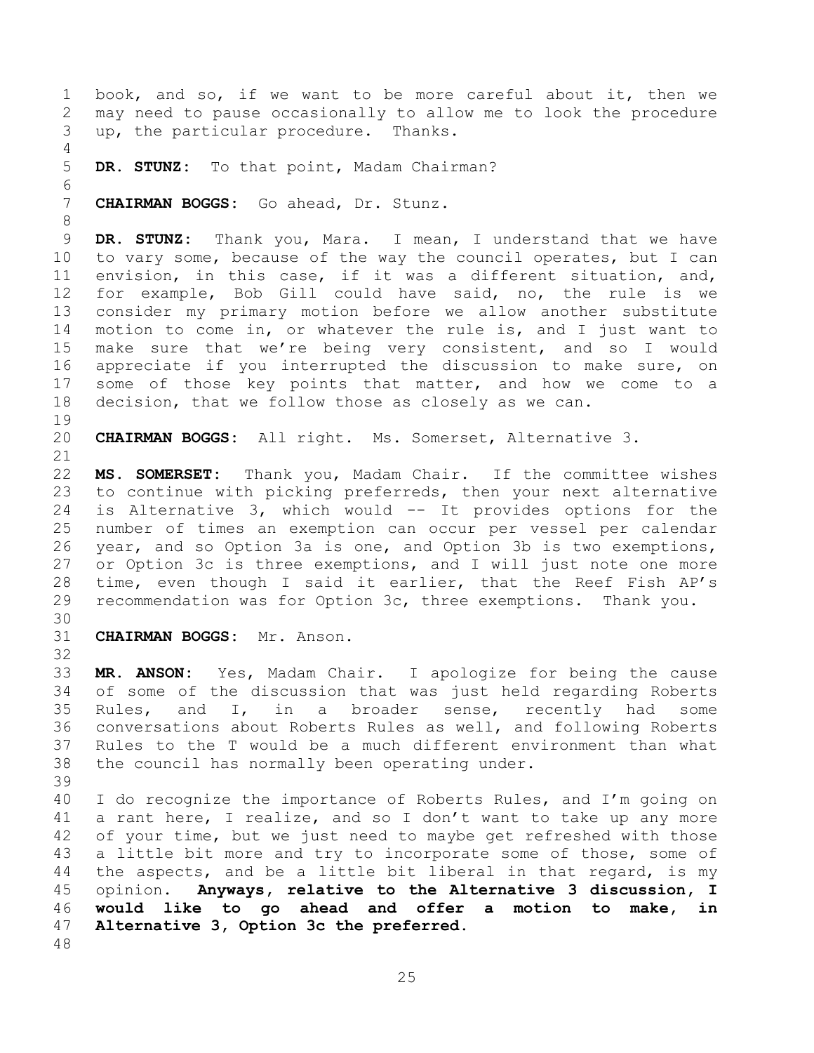book, and so, if we want to be more careful about it, then we may need to pause occasionally to allow me to look the procedure up, the particular procedure. Thanks.

**DR. STUNZ:** To that point, Madam Chairman?

**CHAIRMAN BOGGS:** Go ahead, Dr. Stunz.

**DR. STUNZ:** Thank you, Mara. I mean, I understand that we have to vary some, because of the way the council operates, but I can envision, in this case, if it was a different situation, and, for example, Bob Gill could have said, no, the rule is we consider my primary motion before we allow another substitute motion to come in, or whatever the rule is, and I just want to make sure that we're being very consistent, and so I would appreciate if you interrupted the discussion to make sure, on some of those key points that matter, and how we come to a decision, that we follow those as closely as we can.

**CHAIRMAN BOGGS:** All right. Ms. Somerset, Alternative 3.

**MS. SOMERSET:** Thank you, Madam Chair. If the committee wishes to continue with picking preferreds, then your next alternative is Alternative 3, which would -- It provides options for the number of times an exemption can occur per vessel per calendar year, and so Option 3a is one, and Option 3b is two exemptions, or Option 3c is three exemptions, and I will just note one more time, even though I said it earlier, that the Reef Fish AP's recommendation was for Option 3c, three exemptions. Thank you.

**CHAIRMAN BOGGS:** Mr. Anson.

**MR. ANSON:** Yes, Madam Chair. I apologize for being the cause of some of the discussion that was just held regarding Roberts Rules, and I, in a broader sense, recently had some conversations about Roberts Rules as well, and following Roberts Rules to the T would be a much different environment than what the council has normally been operating under.

I do recognize the importance of Roberts Rules, and I'm going on a rant here, I realize, and so I don't want to take up any more of your time, but we just need to maybe get refreshed with those a little bit more and try to incorporate some of those, some of the aspects, and be a little bit liberal in that regard, is my opinion. **Anyways, relative to the Alternative 3 discussion, I would like to go ahead and offer a motion to make, in Alternative 3, Option 3c the preferred.**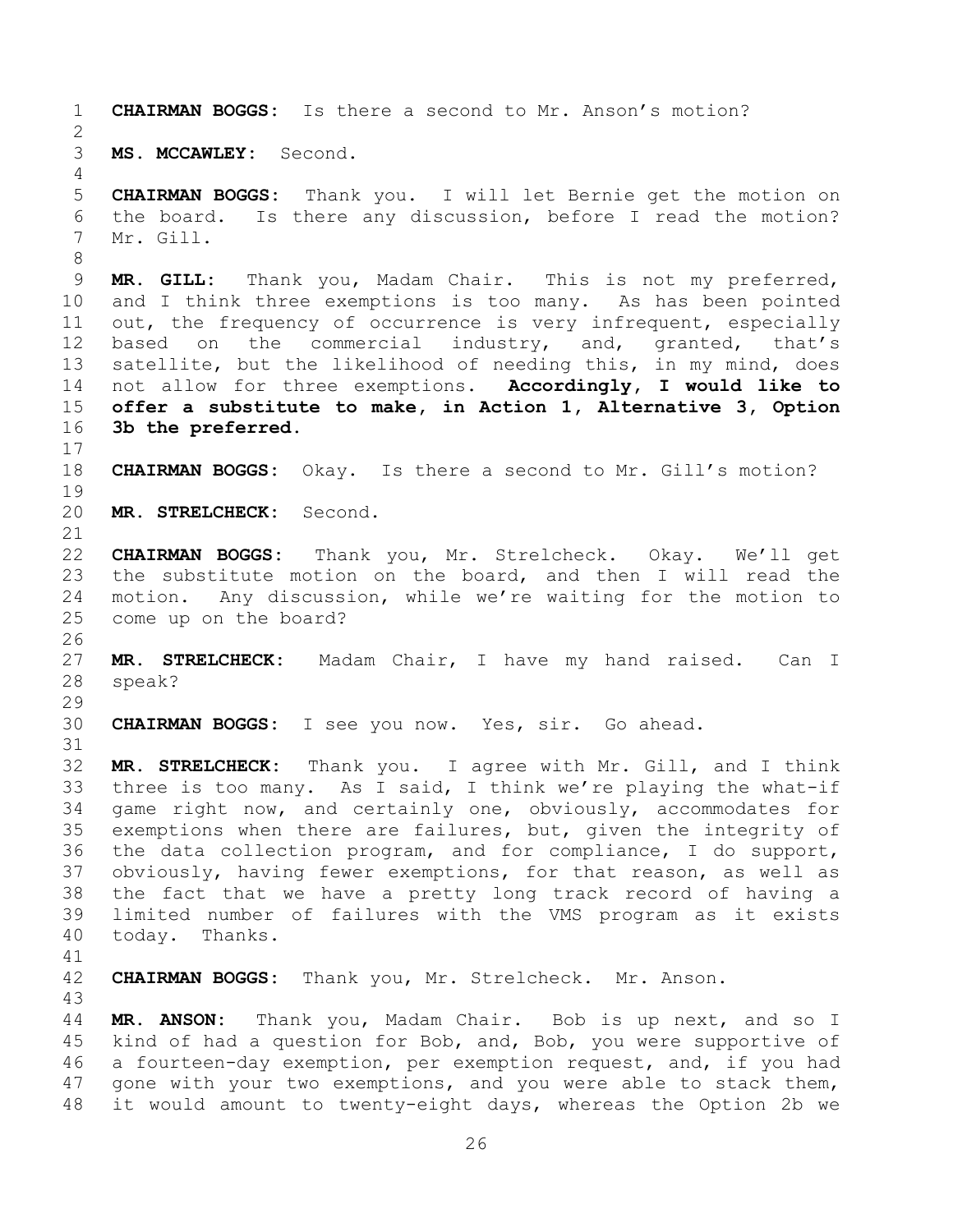**CHAIRMAN BOGGS:** Is there a second to Mr. Anson's motion?

**MS. MCCAWLEY:** Second.

**CHAIRMAN BOGGS:** Thank you. I will let Bernie get the motion on the board. Is there any discussion, before I read the motion? Mr. Gill.

**MR. GILL:** Thank you, Madam Chair. This is not my preferred, and I think three exemptions is too many. As has been pointed out, the frequency of occurrence is very infrequent, especially based on the commercial industry, and, granted, that's satellite, but the likelihood of needing this, in my mind, does not allow for three exemptions. **Accordingly, I would like to offer a substitute to make, in Action 1, Alternative 3, Option 3b the preferred.**

**CHAIRMAN BOGGS:** Okay. Is there a second to Mr. Gill's motion?

**MR. STRELCHECK:** Second.

**CHAIRMAN BOGGS:** Thank you, Mr. Strelcheck. Okay. We'll get the substitute motion on the board, and then I will read the motion. Any discussion, while we're waiting for the motion to come up on the board?

**MR. STRELCHECK:** Madam Chair, I have my hand raised. Can I speak?

**CHAIRMAN BOGGS:** I see you now. Yes, sir. Go ahead.

**MR. STRELCHECK:** Thank you. I agree with Mr. Gill, and I think three is too many. As I said, I think we're playing the what-if game right now, and certainly one, obviously, accommodates for exemptions when there are failures, but, given the integrity of the data collection program, and for compliance, I do support, obviously, having fewer exemptions, for that reason, as well as the fact that we have a pretty long track record of having a limited number of failures with the VMS program as it exists today. Thanks.

**CHAIRMAN BOGGS:** Thank you, Mr. Strelcheck. Mr. Anson.

**MR. ANSON:** Thank you, Madam Chair. Bob is up next, and so I kind of had a question for Bob, and, Bob, you were supportive of a fourteen-day exemption, per exemption request, and, if you had gone with your two exemptions, and you were able to stack them, it would amount to twenty-eight days, whereas the Option 2b we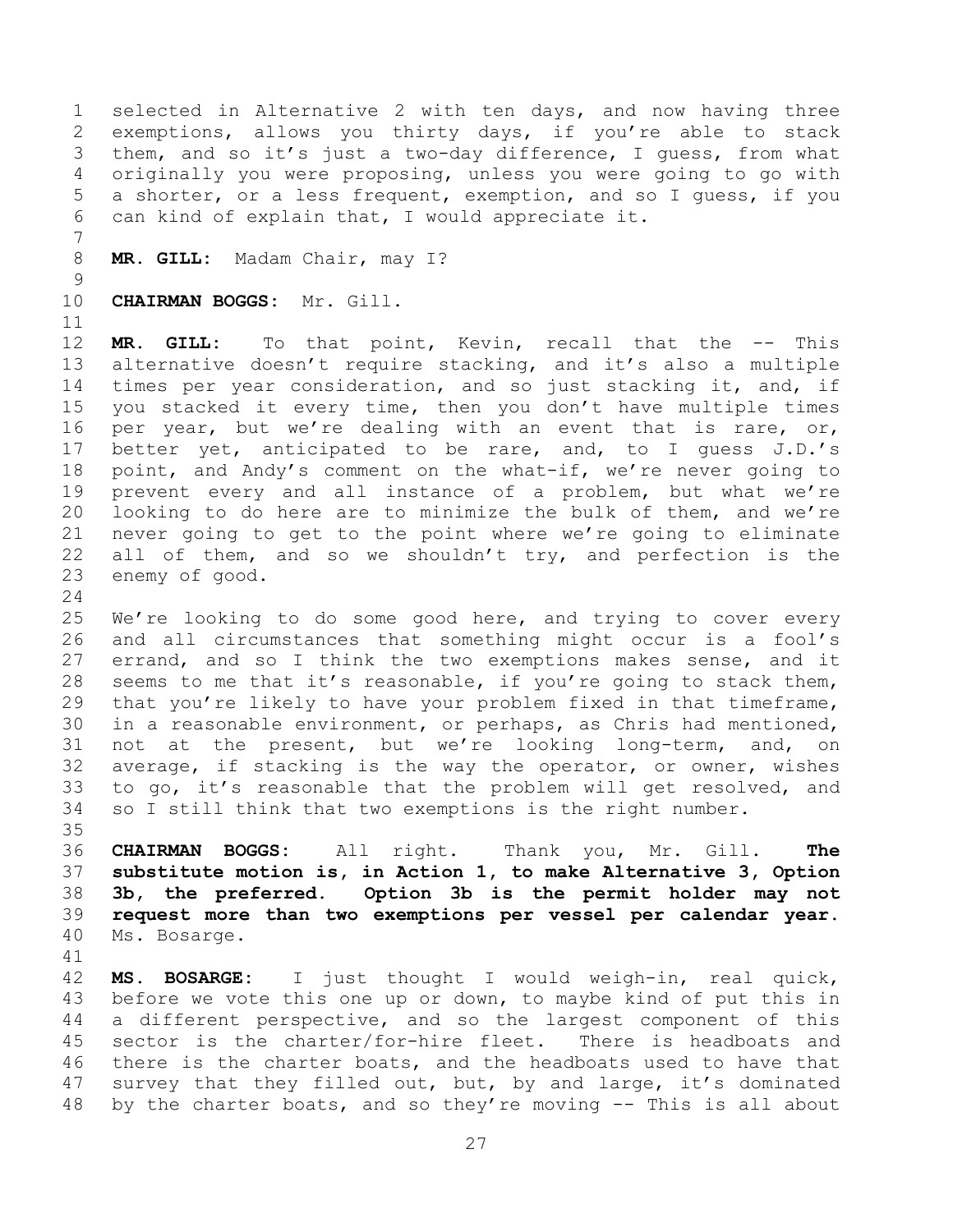selected in Alternative 2 with ten days, and now having three exemptions, allows you thirty days, if you're able to stack them, and so it's just a two-day difference, I guess, from what originally you were proposing, unless you were going to go with a shorter, or a less frequent, exemption, and so I guess, if you can kind of explain that, I would appreciate it.

**MR. GILL:** Madam Chair, may I?

**CHAIRMAN BOGGS:** Mr. Gill.

**MR. GILL:** To that point, Kevin, recall that the -- This alternative doesn't require stacking, and it's also a multiple times per year consideration, and so just stacking it, and, if you stacked it every time, then you don't have multiple times per year, but we're dealing with an event that is rare, or, better yet, anticipated to be rare, and, to I guess J.D.'s point, and Andy's comment on the what-if, we're never going to prevent every and all instance of a problem, but what we're looking to do here are to minimize the bulk of them, and we're never going to get to the point where we're going to eliminate all of them, and so we shouldn't try, and perfection is the enemy of good.

We're looking to do some good here, and trying to cover every and all circumstances that something might occur is a fool's errand, and so I think the two exemptions makes sense, and it seems to me that it's reasonable, if you're going to stack them, that you're likely to have your problem fixed in that timeframe, in a reasonable environment, or perhaps, as Chris had mentioned, not at the present, but we're looking long-term, and, on average, if stacking is the way the operator, or owner, wishes to go, it's reasonable that the problem will get resolved, and so I still think that two exemptions is the right number.

**CHAIRMAN BOGGS:** All right. Thank you, Mr. Gill. **The substitute motion is, in Action 1, to make Alternative 3, Option 3b, the preferred. Option 3b is the permit holder may not request more than two exemptions per vessel per calendar year.** Ms. Bosarge.

**MS. BOSARGE:** I just thought I would weigh-in, real quick, before we vote this one up or down, to maybe kind of put this in a different perspective, and so the largest component of this sector is the charter/for-hire fleet. There is headboats and there is the charter boats, and the headboats used to have that survey that they filled out, but, by and large, it's dominated by the charter boats, and so they're moving -- This is all about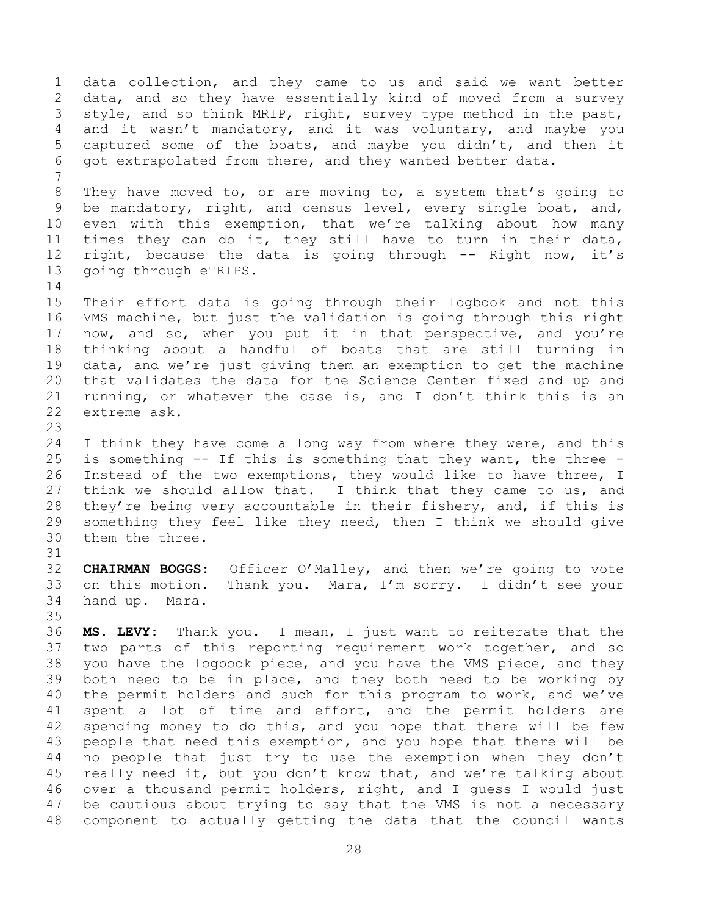data collection, and they came to us and said we want better data, and so they have essentially kind of moved from a survey style, and so think MRIP, right, survey type method in the past, and it wasn't mandatory, and it was voluntary, and maybe you captured some of the boats, and maybe you didn't, and then it got extrapolated from there, and they wanted better data.

They have moved to, or are moving to, a system that's going to be mandatory, right, and census level, every single boat, and, even with this exemption, that we're talking about how many times they can do it, they still have to turn in their data, right, because the data is going through -- Right now, it's going through eTRIPS.

Their effort data is going through their logbook and not this VMS machine, but just the validation is going through this right now, and so, when you put it in that perspective, and you're thinking about a handful of boats that are still turning in data, and we're just giving them an exemption to get the machine that validates the data for the Science Center fixed and up and running, or whatever the case is, and I don't think this is an extreme ask.

I think they have come a long way from where they were, and this is something -- If this is something that they want, the three - Instead of the two exemptions, they would like to have three, I think we should allow that. I think that they came to us, and they're being very accountable in their fishery, and, if this is something they feel like they need, then I think we should give them the three.

**CHAIRMAN BOGGS:** Officer O'Malley, and then we're going to vote on this motion. Thank you. Mara, I'm sorry. I didn't see your hand up. Mara.

**MS. LEVY:** Thank you. I mean, I just want to reiterate that the two parts of this reporting requirement work together, and so you have the logbook piece, and you have the VMS piece, and they both need to be in place, and they both need to be working by the permit holders and such for this program to work, and we've spent a lot of time and effort, and the permit holders are spending money to do this, and you hope that there will be few people that need this exemption, and you hope that there will be no people that just try to use the exemption when they don't really need it, but you don't know that, and we're talking about over a thousand permit holders, right, and I guess I would just be cautious about trying to say that the VMS is not a necessary component to actually getting the data that the council wants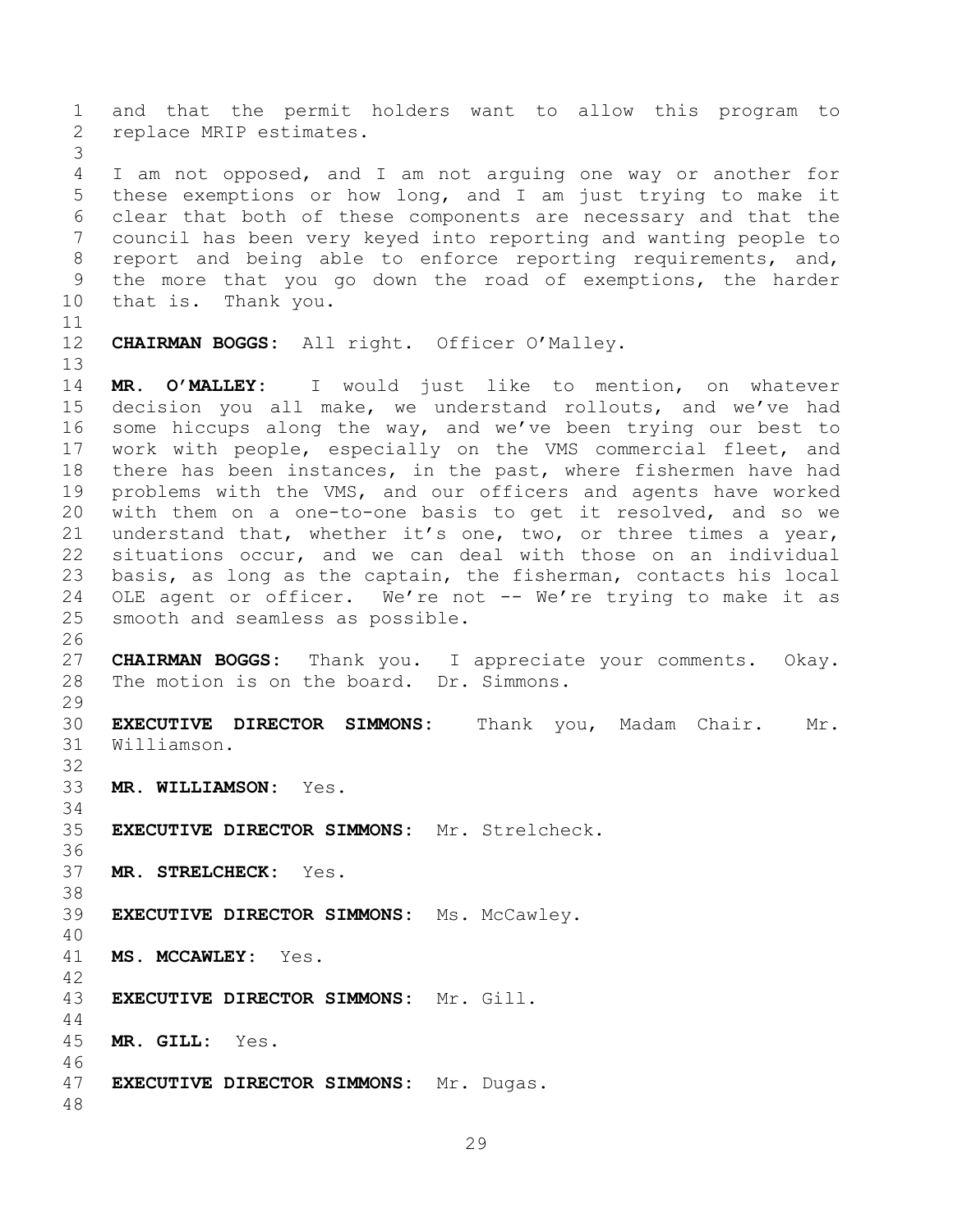and that the permit holders want to allow this program to replace MRIP estimates.

I am not opposed, and I am not arguing one way or another for these exemptions or how long, and I am just trying to make it clear that both of these components are necessary and that the council has been very keyed into reporting and wanting people to report and being able to enforce reporting requirements, and, the more that you go down the road of exemptions, the harder that is. Thank you.

**CHAIRMAN BOGGS:** All right. Officer O'Malley.

**MR. O'MALLEY:** I would just like to mention, on whatever decision you all make, we understand rollouts, and we've had some hiccups along the way, and we've been trying our best to work with people, especially on the VMS commercial fleet, and there has been instances, in the past, where fishermen have had problems with the VMS, and our officers and agents have worked with them on a one-to-one basis to get it resolved, and so we understand that, whether it's one, two, or three times a year, situations occur, and we can deal with those on an individual basis, as long as the captain, the fisherman, contacts his local OLE agent or officer. We're not -- We're trying to make it as smooth and seamless as possible.

**CHAIRMAN BOGGS:** Thank you. I appreciate your comments. Okay. The motion is on the board. Dr. Simmons.

**EXECUTIVE DIRECTOR SIMMONS:** Thank you, Madam Chair. Mr. Williamson.

**MR. WILLIAMSON:** Yes.

**EXECUTIVE DIRECTOR SIMMONS:** Mr. Strelcheck.

**MR. STRELCHECK:** Yes.

**EXECUTIVE DIRECTOR SIMMONS:** Ms. McCawley.

**MS. MCCAWLEY:** Yes.

**EXECUTIVE DIRECTOR SIMMONS:** Mr. Gill.

**MR. GILL:** Yes.

**EXECUTIVE DIRECTOR SIMMONS:** Mr. Dugas.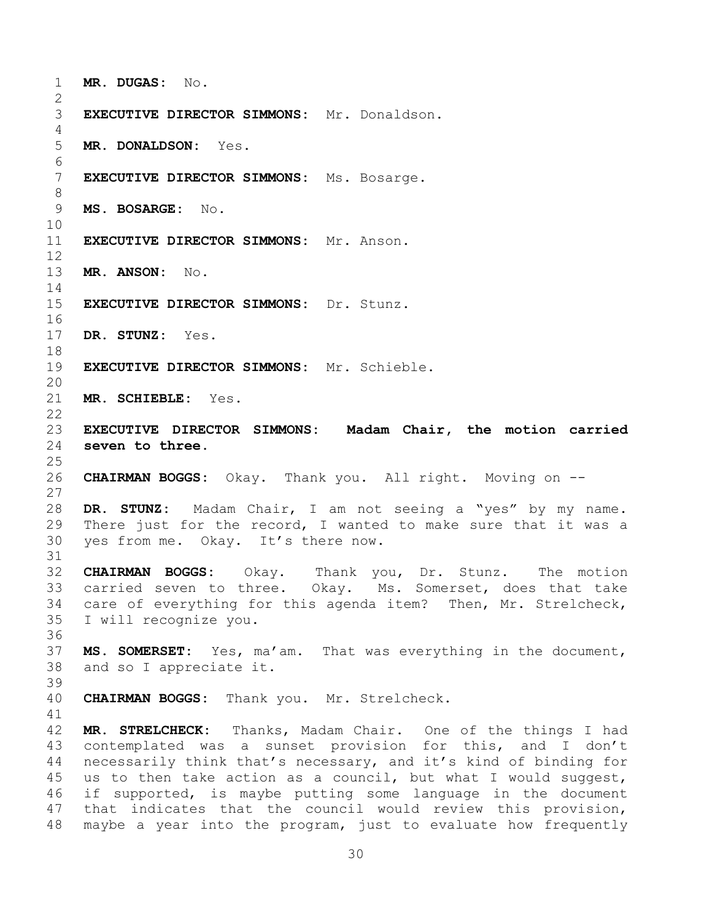**MR. DUGAS:** No.

**EXECUTIVE DIRECTOR SIMMONS:** Mr. Donaldson.

**MR. DONALDSON:** Yes.

**EXECUTIVE DIRECTOR SIMMONS:** Ms. Bosarge.

**MS. BOSARGE:** No.

**EXECUTIVE DIRECTOR SIMMONS:** Mr. Anson.

**MR. ANSON:** No.

**EXECUTIVE DIRECTOR SIMMONS:** Dr. Stunz.

**DR. STUNZ:** Yes.

**EXECUTIVE DIRECTOR SIMMONS:** Mr. Schieble.

**MR. SCHIEBLE:** Yes.

**EXECUTIVE DIRECTOR SIMMONS: Madam Chair, the motion carried seven to three.**

**CHAIRMAN BOGGS:** Okay. Thank you. All right. Moving on --

**DR. STUNZ:** Madam Chair, I am not seeing a "yes" by my name. There just for the record, I wanted to make sure that it was a yes from me. Okay. It's there now.

**CHAIRMAN BOGGS:** Okay. Thank you, Dr. Stunz. The motion carried seven to three. Okay. Ms. Somerset, does that take care of everything for this agenda item? Then, Mr. Strelcheck, I will recognize you.

**MS. SOMERSET:** Yes, ma'am. That was everything in the document, and so I appreciate it.

**CHAIRMAN BOGGS:** Thank you. Mr. Strelcheck.

**MR. STRELCHECK:** Thanks, Madam Chair. One of the things I had contemplated was a sunset provision for this, and I don't necessarily think that's necessary, and it's kind of binding for us to then take action as a council, but what I would suggest, if supported, is maybe putting some language in the document that indicates that the council would review this provision, maybe a year into the program, just to evaluate how frequently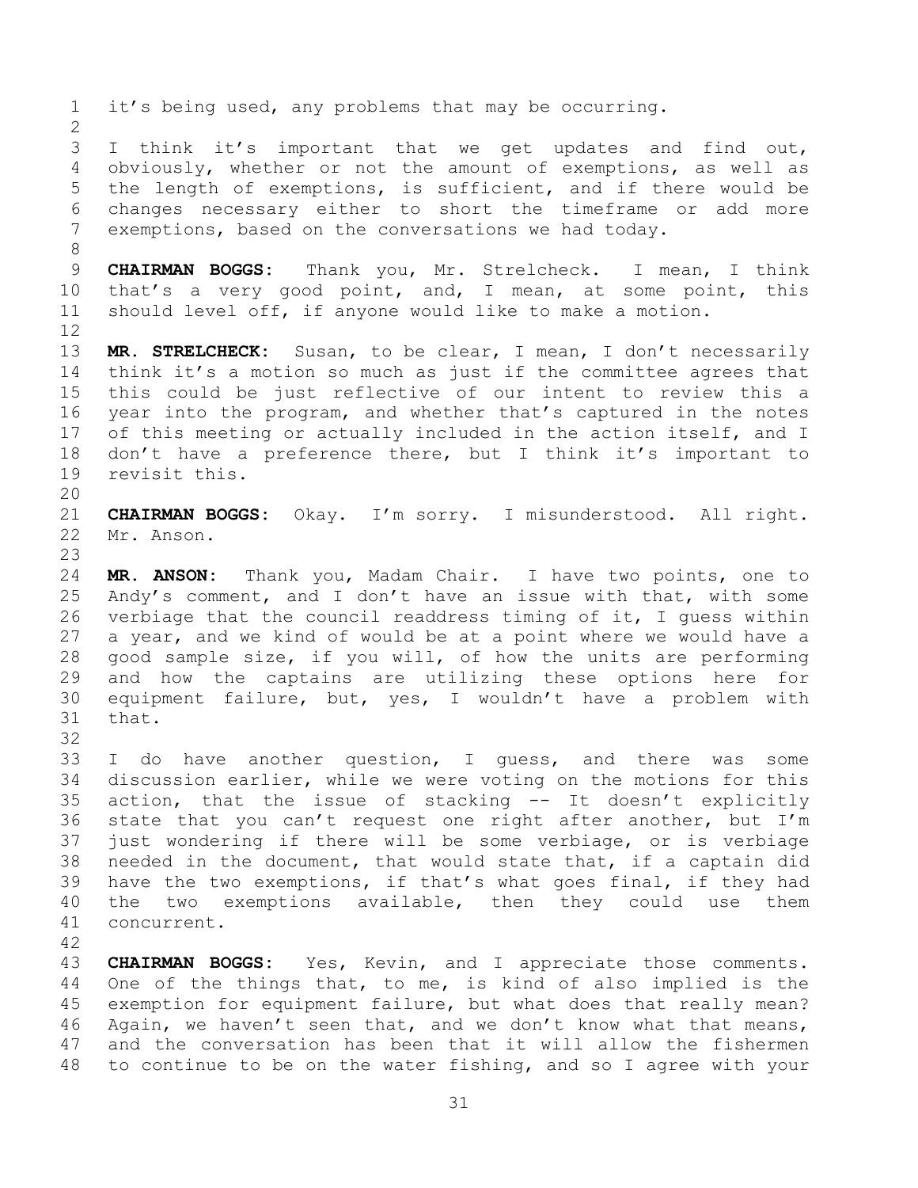it's being used, any problems that may be occurring.

I think it's important that we get updates and find out, obviously, whether or not the amount of exemptions, as well as the length of exemptions, is sufficient, and if there would be changes necessary either to short the timeframe or add more exemptions, based on the conversations we had today.

**CHAIRMAN BOGGS:** Thank you, Mr. Strelcheck. I mean, I think that's a very good point, and, I mean, at some point, this should level off, if anyone would like to make a motion.

**MR. STRELCHECK:** Susan, to be clear, I mean, I don't necessarily think it's a motion so much as just if the committee agrees that this could be just reflective of our intent to review this a year into the program, and whether that's captured in the notes of this meeting or actually included in the action itself, and I don't have a preference there, but I think it's important to revisit this.

**CHAIRMAN BOGGS:** Okay. I'm sorry. I misunderstood. All right. Mr. Anson.

**MR. ANSON:** Thank you, Madam Chair. I have two points, one to Andy's comment, and I don't have an issue with that, with some verbiage that the council readdress timing of it, I guess within a year, and we kind of would be at a point where we would have a good sample size, if you will, of how the units are performing and how the captains are utilizing these options here for equipment failure, but, yes, I wouldn't have a problem with that.

I do have another question, I guess, and there was some discussion earlier, while we were voting on the motions for this action, that the issue of stacking -- It doesn't explicitly state that you can't request one right after another, but I'm just wondering if there will be some verbiage, or is verbiage needed in the document, that would state that, if a captain did have the two exemptions, if that's what goes final, if they had the two exemptions available, then they could use them concurrent.

**CHAIRMAN BOGGS:** Yes, Kevin, and I appreciate those comments. One of the things that, to me, is kind of also implied is the exemption for equipment failure, but what does that really mean? Again, we haven't seen that, and we don't know what that means, and the conversation has been that it will allow the fishermen to continue to be on the water fishing, and so I agree with your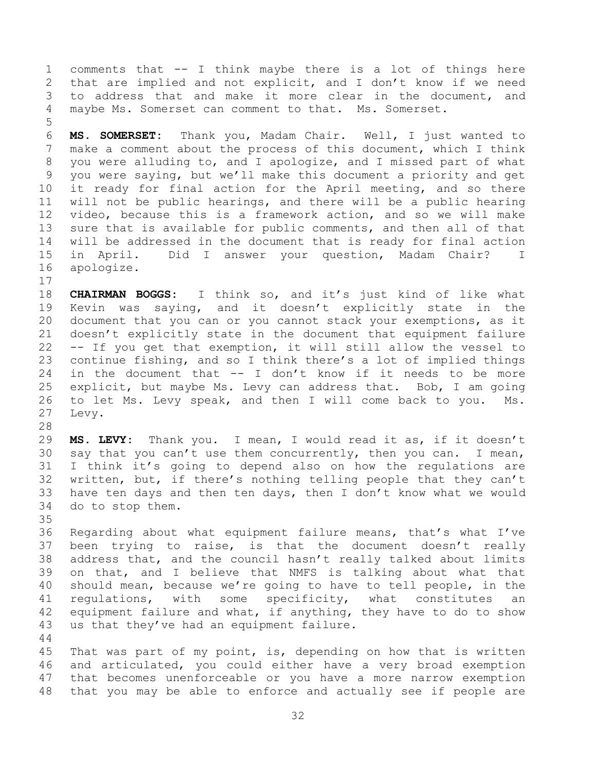comments that -- I think maybe there is a lot of things here that are implied and not explicit, and I don't know if we need to address that and make it more clear in the document, and maybe Ms. Somerset can comment to that. Ms. Somerset.

**MS. SOMERSET:** Thank you, Madam Chair. Well, I just wanted to make a comment about the process of this document, which I think you were alluding to, and I apologize, and I missed part of what you were saying, but we'll make this document a priority and get it ready for final action for the April meeting, and so there will not be public hearings, and there will be a public hearing video, because this is a framework action, and so we will make sure that is available for public comments, and then all of that will be addressed in the document that is ready for final action in April. Did I answer your question, Madam Chair? I apologize.

**CHAIRMAN BOGGS:** I think so, and it's just kind of like what Kevin was saying, and it doesn't explicitly state in the document that you can or you cannot stack your exemptions, as it doesn't explicitly state in the document that equipment failure -- If you get that exemption, it will still allow the vessel to continue fishing, and so I think there's a lot of implied things in the document that -- I don't know if it needs to be more explicit, but maybe Ms. Levy can address that. Bob, I am going to let Ms. Levy speak, and then I will come back to you. Ms. Levy.

**MS. LEVY:** Thank you. I mean, I would read it as, if it doesn't say that you can't use them concurrently, then you can. I mean, I think it's going to depend also on how the regulations are written, but, if there's nothing telling people that they can't have ten days and then ten days, then I don't know what we would do to stop them.

Regarding about what equipment failure means, that's what I've been trying to raise, is that the document doesn't really address that, and the council hasn't really talked about limits on that, and I believe that NMFS is talking about what that should mean, because we're going to have to tell people, in the regulations, with some specificity, what constitutes an equipment failure and what, if anything, they have to do to show us that they've had an equipment failure.

That was part of my point, is, depending on how that is written and articulated, you could either have a very broad exemption that becomes unenforceable or you have a more narrow exemption that you may be able to enforce and actually see if people are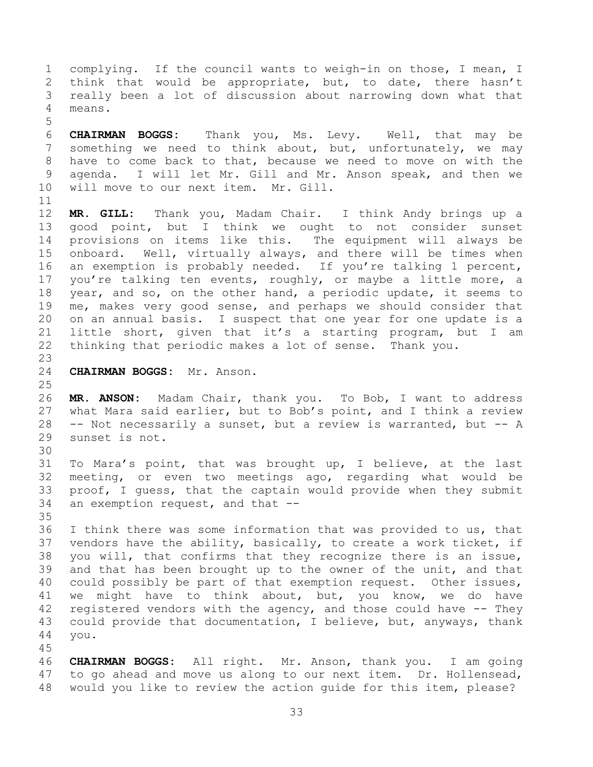complying. If the council wants to weigh-in on those, I mean, I think that would be appropriate, but, to date, there hasn't really been a lot of discussion about narrowing down what that means.

**CHAIRMAN BOGGS:** Thank you, Ms. Levy. Well, that may be something we need to think about, but, unfortunately, we may have to come back to that, because we need to move on with the agenda. I will let Mr. Gill and Mr. Anson speak, and then we will move to our next item. Mr. Gill.

**MR. GILL:** Thank you, Madam Chair. I think Andy brings up a good point, but I think we ought to not consider sunset provisions on items like this. The equipment will always be onboard. Well, virtually always, and there will be times when an exemption is probably needed. If you're talking 1 percent, you're talking ten events, roughly, or maybe a little more, a year, and so, on the other hand, a periodic update, it seems to me, makes very good sense, and perhaps we should consider that on an annual basis. I suspect that one year for one update is a little short, given that it's a starting program, but I am thinking that periodic makes a lot of sense. Thank you.

**CHAIRMAN BOGGS:** Mr. Anson.

**MR. ANSON:** Madam Chair, thank you. To Bob, I want to address what Mara said earlier, but to Bob's point, and I think a review -- Not necessarily a sunset, but a review is warranted, but -- A sunset is not.

To Mara's point, that was brought up, I believe, at the last meeting, or even two meetings ago, regarding what would be proof, I guess, that the captain would provide when they submit an exemption request, and that --

I think there was some information that was provided to us, that vendors have the ability, basically, to create a work ticket, if you will, that confirms that they recognize there is an issue, and that has been brought up to the owner of the unit, and that could possibly be part of that exemption request. Other issues, we might have to think about, but, you know, we do have registered vendors with the agency, and those could have -- They could provide that documentation, I believe, but, anyways, thank you.

**CHAIRMAN BOGGS:** All right. Mr. Anson, thank you. I am going to go ahead and move us along to our next item. Dr. Hollensead, would you like to review the action guide for this item, please?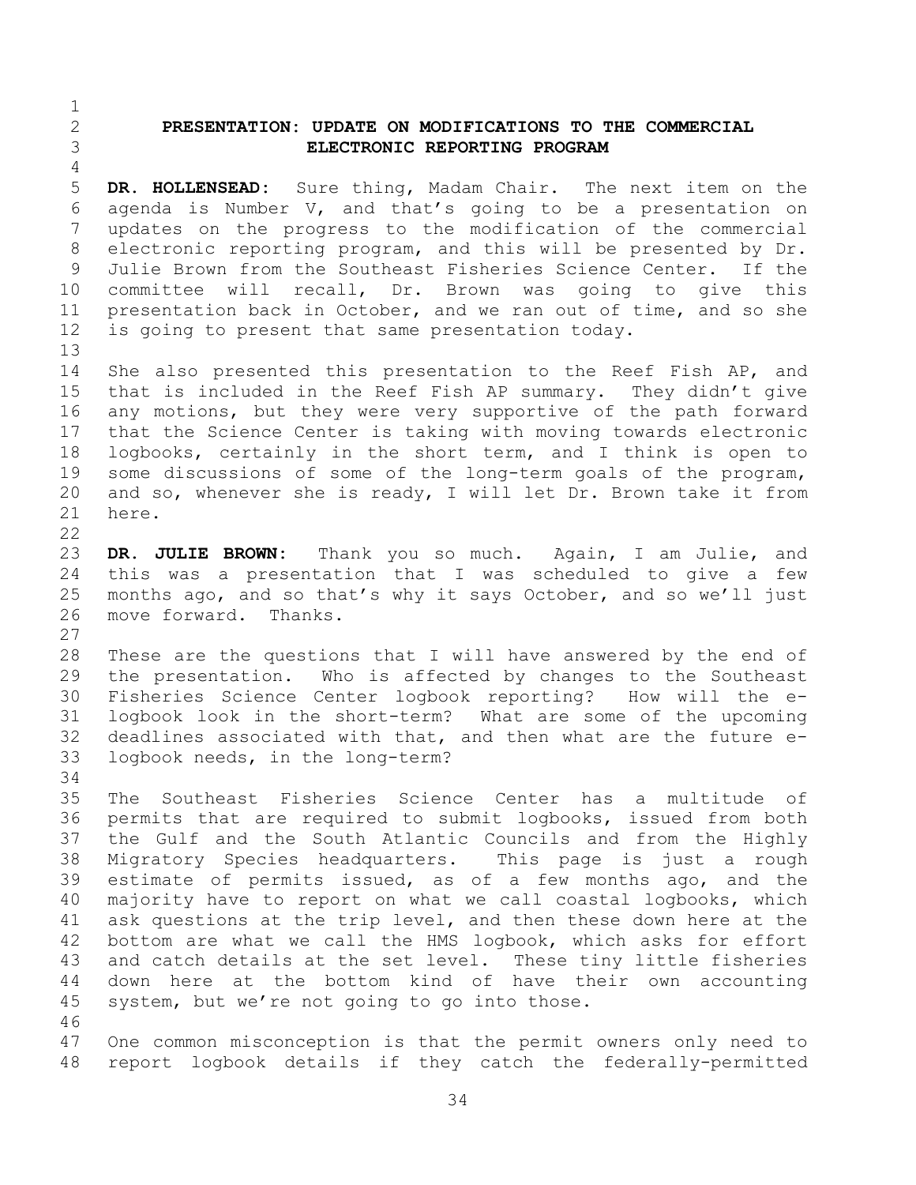## PRESENTATION: UPDATE ON MODIFICATIONS TO THE COMMERCIAL ELECTRONIC REPORTING PROGRAM

**DR. HOLLENSEAD:** Sure thing, Madam Chair. The next item on the agenda is Number V, and that's going to be a presentation on updates on the progress to the modification of the commercial electronic reporting program, and this will be presented by Dr. Julie Brown from the Southeast Fisheries Science Center. If the committee will recall, Dr. Brown was going to give this presentation back in October, and we ran out of time, and so she is going to present that same presentation today.

She also presented this presentation to the Reef Fish AP, and that is included in the Reef Fish AP summary. They didn't give any motions, but they were very supportive of the path forward that the Science Center is taking with moving towards electronic logbooks, certainly in the short term, and I think is open to some discussions of some of the long-term goals of the program, and so, whenever she is ready, I will let Dr. Brown take it from here.

**DR. JULIE BROWN:** Thank you so much. Again, I am Julie, and this was a presentation that I was scheduled to give a few months ago, and so that's why it says October, and so we'll just move forward. Thanks.

These are the questions that I will have answered by the end of the presentation. Who is affected by changes to the Southeast Fisheries Science Center logbook reporting? How will the e-logbook look in the short-term? What are some of the upcoming deadlines associated with that, and then what are the future e-logbook needs, in the long-term?

The Southeast Fisheries Science Center has a multitude of permits that are required to submit logbooks, issued from both the Gulf and the South Atlantic Councils and from the Highly Migratory Species headquarters. This page is just a rough estimate of permits issued, as of a few months ago, and the majority have to report on what we call coastal logbooks, which ask questions at the trip level, and then these down here at the bottom are what we call the HMS logbook, which asks for effort and catch details at the set level. These tiny little fisheries down here at the bottom kind of have their own accounting system, but we're not going to go into those.

One common misconception is that the permit owners only need to report logbook details if they catch the federally-permitted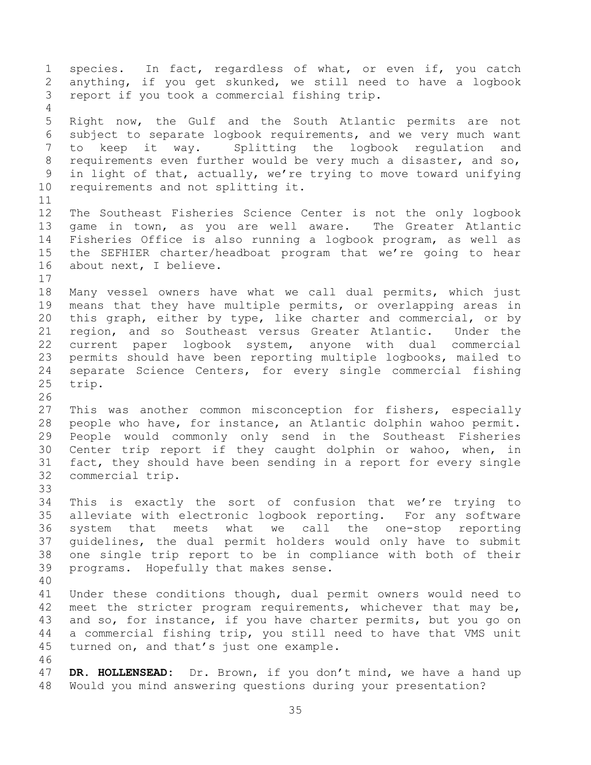species. In fact, regardless of what, or even if, you catch anything, if you get skunked, we still need to have a logbook report if you took a commercial fishing trip.

Right now, the Gulf and the South Atlantic permits are not subject to separate logbook requirements, and we very much want to keep it way. Splitting the logbook regulation and requirements even further would be very much a disaster, and so, in light of that, actually, we're trying to move toward unifying requirements and not splitting it.

The Southeast Fisheries Science Center is not the only logbook game in town, as you are well aware. The Greater Atlantic Fisheries Office is also running a logbook program, as well as the SEFHIER charter/headboat program that we're going to hear about next, I believe.

Many vessel owners have what we call dual permits, which just means that they have multiple permits, or overlapping areas in this graph, either by type, like charter and commercial, or by region, and so Southeast versus Greater Atlantic. Under the current paper logbook system, anyone with dual commercial permits should have been reporting multiple logbooks, mailed to separate Science Centers, for every single commercial fishing trip.

This was another common misconception for fishers, especially people who have, for instance, an Atlantic dolphin wahoo permit. People would commonly only send in the Southeast Fisheries Center trip report if they caught dolphin or wahoo, when, in fact, they should have been sending in a report for every single commercial trip.

This is exactly the sort of confusion that we're trying to alleviate with electronic logbook reporting. For any software system that meets what we call the one-stop reporting guidelines, the dual permit holders would only have to submit one single trip report to be in compliance with both of their programs. Hopefully that makes sense.

Under these conditions though, dual permit owners would need to meet the stricter program requirements, whichever that may be, and so, for instance, if you have charter permits, but you go on a commercial fishing trip, you still need to have that VMS unit turned on, and that's just one example.

**DR. HOLLENSEAD:** Dr. Brown, if you don't mind, we have a hand up Would you mind answering questions during your presentation?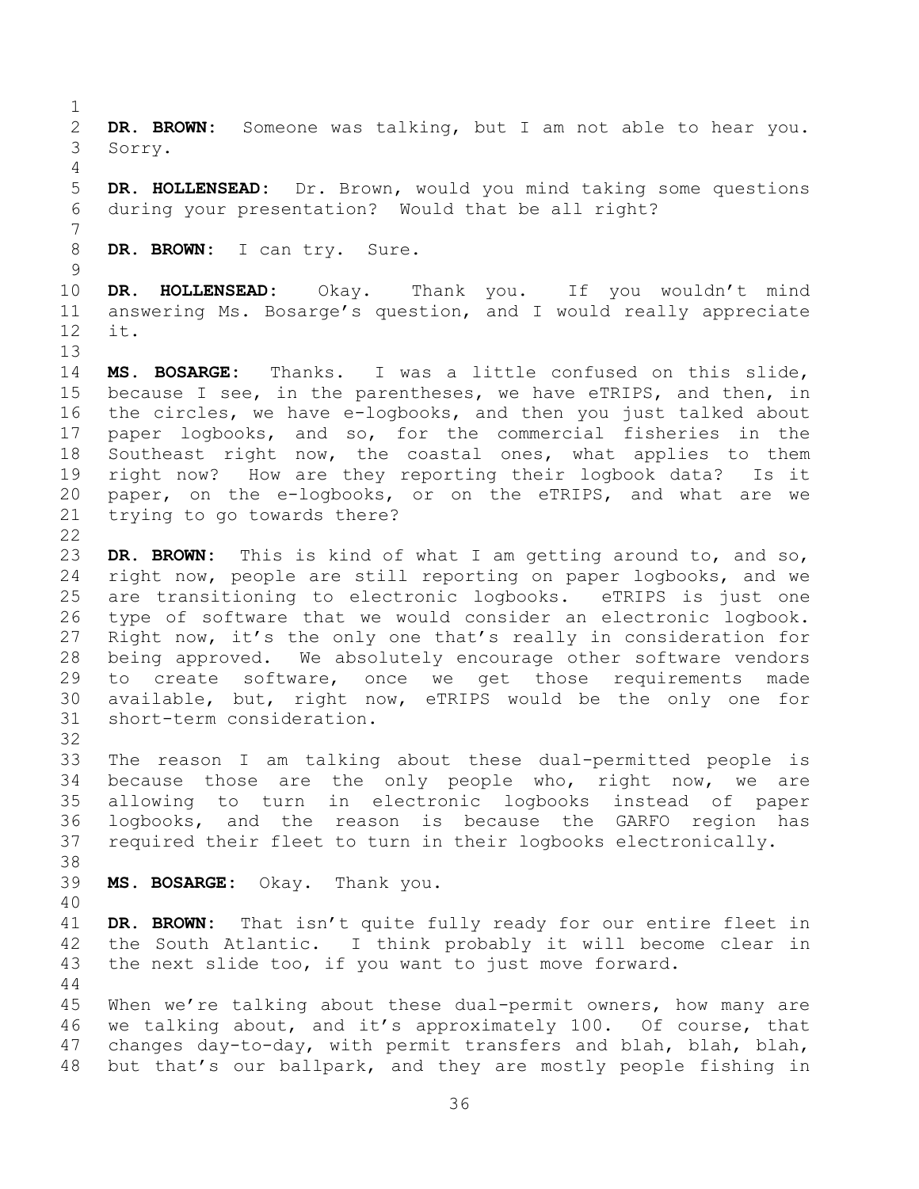**DR. BROWN:** Someone was talking, but I am not able to hear you. Sorry.

**DR. HOLLENSEAD:** Dr. Brown, would you mind taking some questions during your presentation? Would that be all right?

**DR. BROWN:** I can try. Sure.

**DR. HOLLENSEAD:** Okay. Thank you. If you wouldn't mind answering Ms. Bosarge's question, and I would really appreciate it.

**MS. BOSARGE:** Thanks. I was a little confused on this slide, because I see, in the parentheses, we have eTRIPS, and then, in the circles, we have e-logbooks, and then you just talked about paper logbooks, and so, for the commercial fisheries in the Southeast right now, the coastal ones, what applies to them right now? How are they reporting their logbook data? Is it paper, on the e-logbooks, or on the eTRIPS, and what are we trying to go towards there?

**DR. BROWN:** This is kind of what I am getting around to, and so, right now, people are still reporting on paper logbooks, and we are transitioning to electronic logbooks. eTRIPS is just one type of software that we would consider an electronic logbook. Right now, it's the only one that's really in consideration for being approved. We absolutely encourage other software vendors to create software, once we get those requirements made available, but, right now, eTRIPS would be the only one for short-term consideration.

The reason I am talking about these dual-permitted people is because those are the only people who, right now, we are allowing to turn in electronic logbooks instead of paper logbooks, and the reason is because the GARFO region has required their fleet to turn in their logbooks electronically.

**MS. BOSARGE:** Okay. Thank you.

**DR. BROWN:** That isn't quite fully ready for our entire fleet in the South Atlantic. I think probably it will become clear in the next slide too, if you want to just move forward.

When we're talking about these dual-permit owners, how many are we talking about, and it's approximately 100. Of course, that changes day-to-day, with permit transfers and blah, blah, blah, but that's our ballpark, and they are mostly people fishing in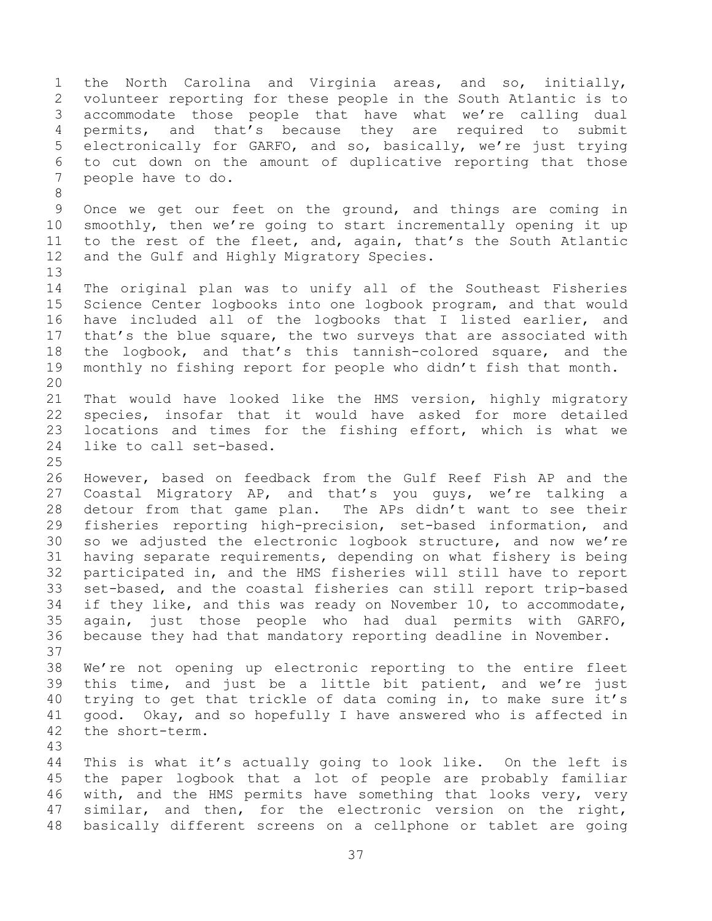the North Carolina and Virginia areas, and so, initially, volunteer reporting for these people in the South Atlantic is to accommodate those people that have what we're calling dual permits, and that's because they are required to submit electronically for GARFO, and so, basically, we're just trying to cut down on the amount of duplicative reporting that those people have to do.

Once we get our feet on the ground, and things are coming in smoothly, then we're going to start incrementally opening it up to the rest of the fleet, and, again, that's the South Atlantic and the Gulf and Highly Migratory Species.

The original plan was to unify all of the Southeast Fisheries Science Center logbooks into one logbook program, and that would have included all of the logbooks that I listed earlier, and that's the blue square, the two surveys that are associated with the logbook, and that's this tannish-colored square, and the monthly no fishing report for people who didn't fish that month.

That would have looked like the HMS version, highly migratory species, insofar that it would have asked for more detailed locations and times for the fishing effort, which is what we like to call set-based.

However, based on feedback from the Gulf Reef Fish AP and the Coastal Migratory AP, and that's you guys, we're talking a detour from that game plan. The APs didn't want to see their fisheries reporting high-precision, set-based information, and so we adjusted the electronic logbook structure, and now we're having separate requirements, depending on what fishery is being participated in, and the HMS fisheries will still have to report set-based, and the coastal fisheries can still report trip-based if they like, and this was ready on November 10, to accommodate, again, just those people who had dual permits with GARFO, because they had that mandatory reporting deadline in November.

We're not opening up electronic reporting to the entire fleet this time, and just be a little bit patient, and we're just trying to get that trickle of data coming in, to make sure it's good. Okay, and so hopefully I have answered who is affected in the short-term.

This is what it's actually going to look like. On the left is the paper logbook that a lot of people are probably familiar with, and the HMS permits have something that looks very, very similar, and then, for the electronic version on the right, basically different screens on a cellphone or tablet are going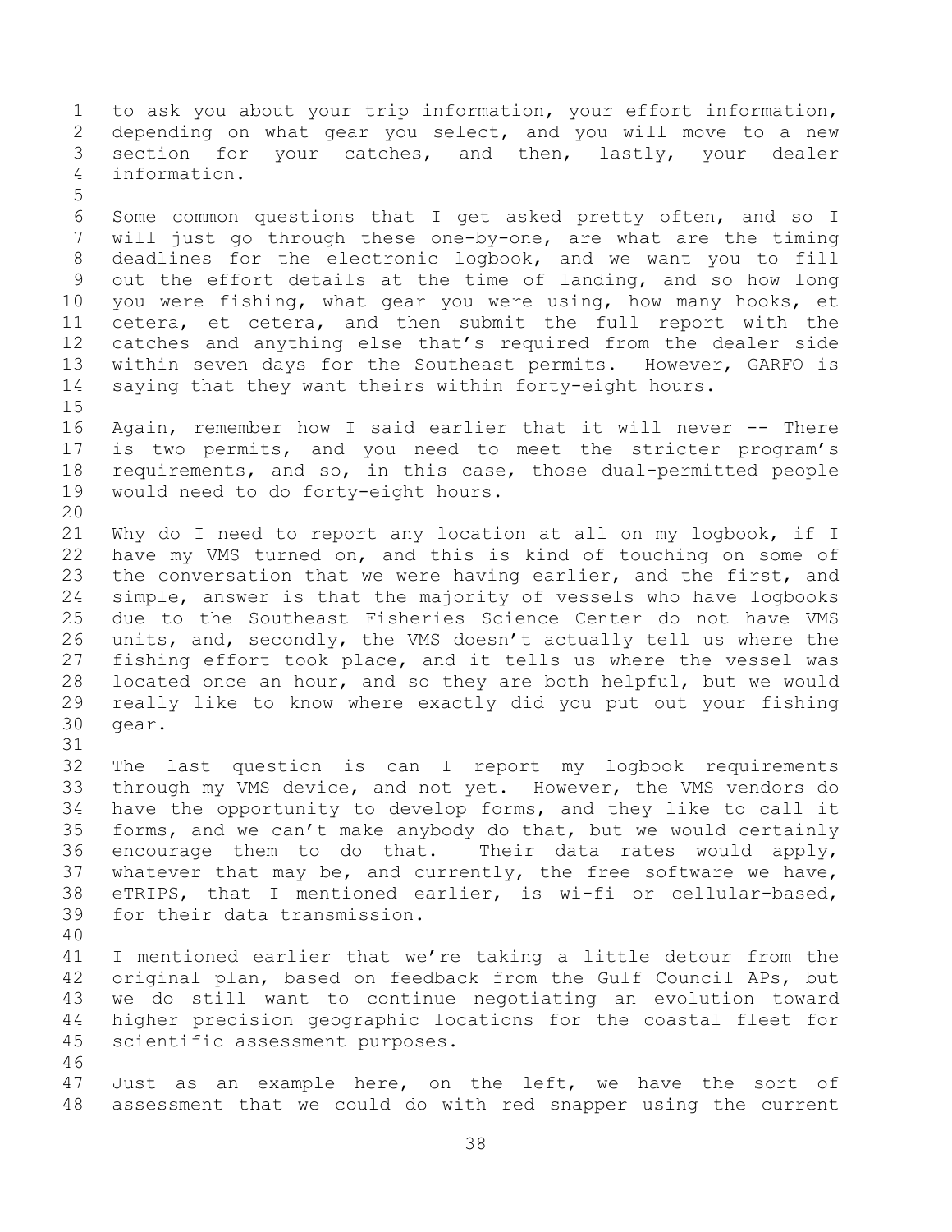to ask you about your trip information, your effort information, depending on what gear you select, and you will move to a new section for your catches, and then, lastly, your dealer information.

Some common questions that I get asked pretty often, and so I will just go through these one-by-one, are what are the timing deadlines for the electronic logbook, and we want you to fill out the effort details at the time of landing, and so how long you were fishing, what gear you were using, how many hooks, et cetera, et cetera, and then submit the full report with the catches and anything else that's required from the dealer side within seven days for the Southeast permits. However, GARFO is saying that they want theirs within forty-eight hours.

Again, remember how I said earlier that it will never -- There is two permits, and you need to meet the stricter program's requirements, and so, in this case, those dual-permitted people would need to do forty-eight hours.

Why do I need to report any location at all on my logbook, if I have my VMS turned on, and this is kind of touching on some of the conversation that we were having earlier, and the first, and simple, answer is that the majority of vessels who have logbooks due to the Southeast Fisheries Science Center do not have VMS units, and, secondly, the VMS doesn't actually tell us where the fishing effort took place, and it tells us where the vessel was located once an hour, and so they are both helpful, but we would really like to know where exactly did you put out your fishing gear.

The last question is can I report my logbook requirements through my VMS device, and not yet. However, the VMS vendors do have the opportunity to develop forms, and they like to call it forms, and we can't make anybody do that, but we would certainly encourage them to do that. Their data rates would apply, whatever that may be, and currently, the free software we have, eTRIPS, that I mentioned earlier, is wi-fi or cellular-based, for their data transmission.

I mentioned earlier that we're taking a little detour from the original plan, based on feedback from the Gulf Council APs, but we do still want to continue negotiating an evolution toward higher precision geographic locations for the coastal fleet for scientific assessment purposes.

Just as an example here, on the left, we have the sort of assessment that we could do with red snapper using the current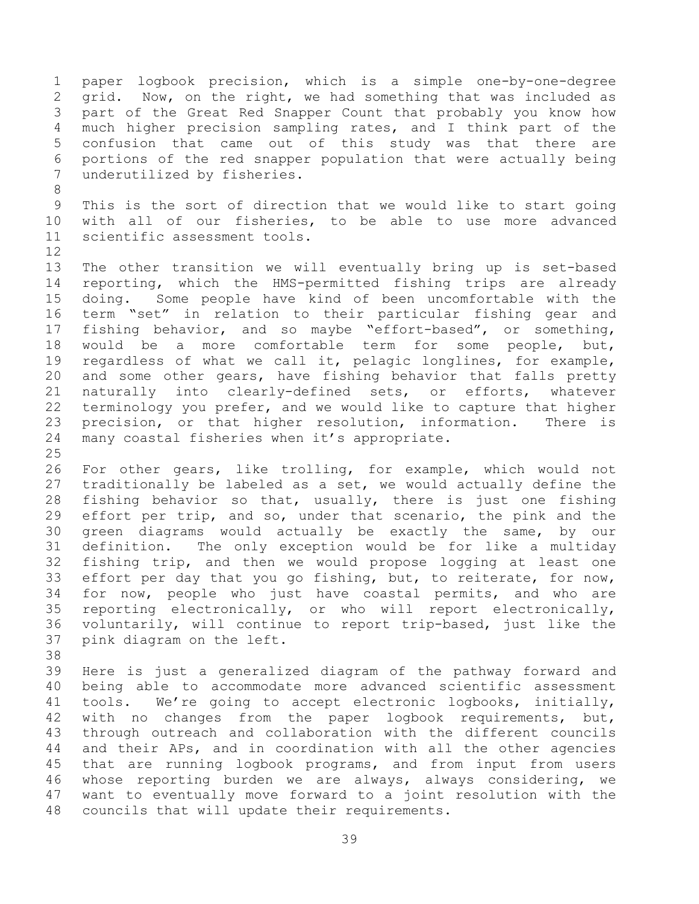paper logbook precision, which is a simple one-by-one-degree grid. Now, on the right, we had something that was included as part of the Great Red Snapper Count that probably you know how much higher precision sampling rates, and I think part of the confusion that came out of this study was that there are portions of the red snapper population that were actually being underutilized by fisheries.

This is the sort of direction that we would like to start going with all of our fisheries, to be able to use more advanced scientific assessment tools.

The other transition we will eventually bring up is set-based reporting, which the HMS-permitted fishing trips are already doing. Some people have kind of been uncomfortable with the term "set" in relation to their particular fishing gear and fishing behavior, and so maybe "effort-based", or something, would be a more comfortable term for some people, but, regardless of what we call it, pelagic longlines, for example, and some other gears, have fishing behavior that falls pretty naturally into clearly-defined sets, or efforts, whatever terminology you prefer, and we would like to capture that higher precision, or that higher resolution, information. There is many coastal fisheries when it's appropriate.

For other gears, like trolling, for example, which would not traditionally be labeled as a set, we would actually define the fishing behavior so that, usually, there is just one fishing effort per trip, and so, under that scenario, the pink and the green diagrams would actually be exactly the same, by our definition. The only exception would be for like a multiday fishing trip, and then we would propose logging at least one effort per day that you go fishing, but, to reiterate, for now, for now, people who just have coastal permits, and who are reporting electronically, or who will report electronically, voluntarily, will continue to report trip-based, just like the pink diagram on the left.

Here is just a generalized diagram of the pathway forward and being able to accommodate more advanced scientific assessment tools. We're going to accept electronic logbooks, initially, with no changes from the paper logbook requirements, but, through outreach and collaboration with the different councils and their APs, and in coordination with all the other agencies that are running logbook programs, and from input from users whose reporting burden we are always, always considering, we want to eventually move forward to a joint resolution with the councils that will update their requirements.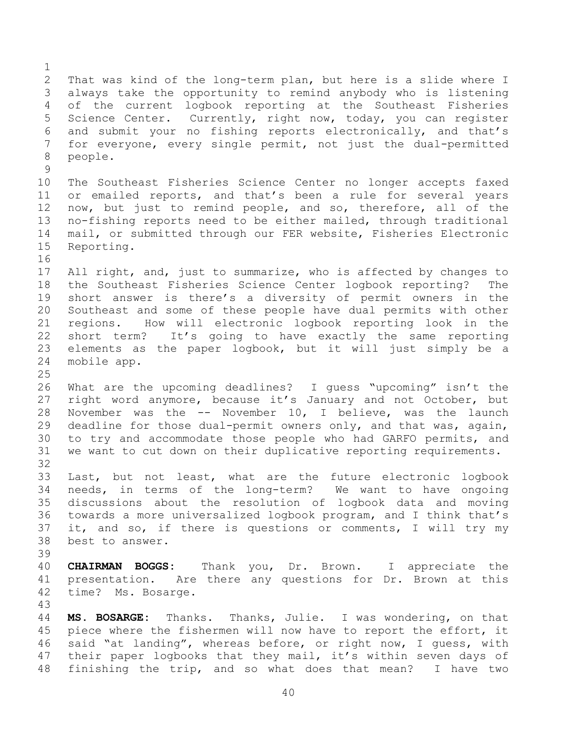That was kind of the long-term plan, but here is a slide where I always take the opportunity to remind anybody who is listening of the current logbook reporting at the Southeast Fisheries Science Center. Currently, right now, today, you can register and submit your no fishing reports electronically, and that's for everyone, every single permit, not just the dual-permitted people.

The Southeast Fisheries Science Center no longer accepts faxed or emailed reports, and that's been a rule for several years now, but just to remind people, and so, therefore, all of the no-fishing reports need to be either mailed, through traditional mail, or submitted through our FER website, Fisheries Electronic Reporting.

All right, and, just to summarize, who is affected by changes to the Southeast Fisheries Science Center logbook reporting? The short answer is there's a diversity of permit owners in the Southeast and some of these people have dual permits with other regions. How will electronic logbook reporting look in the short term? It's going to have exactly the same reporting elements as the paper logbook, but it will just simply be a mobile app.

What are the upcoming deadlines? I guess "upcoming" isn't the right word anymore, because it's January and not October, but November was the -- November 10, I believe, was the launch deadline for those dual-permit owners only, and that was, again, to try and accommodate those people who had GARFO permits, and we want to cut down on their duplicative reporting requirements.

Last, but not least, what are the future electronic logbook needs, in terms of the long-term? We want to have ongoing discussions about the resolution of logbook data and moving towards a more universalized logbook program, and I think that's it, and so, if there is questions or comments, I will try my best to answer.

**CHAIRMAN BOGGS:** Thank you, Dr. Brown. I appreciate the presentation. Are there any questions for Dr. Brown at this time? Ms. Bosarge.

**MS. BOSARGE:** Thanks. Thanks, Julie. I was wondering, on that piece where the fishermen will now have to report the effort, it said "at landing", whereas before, or right now, I guess, with their paper logbooks that they mail, it's within seven days of finishing the trip, and so what does that mean? I have two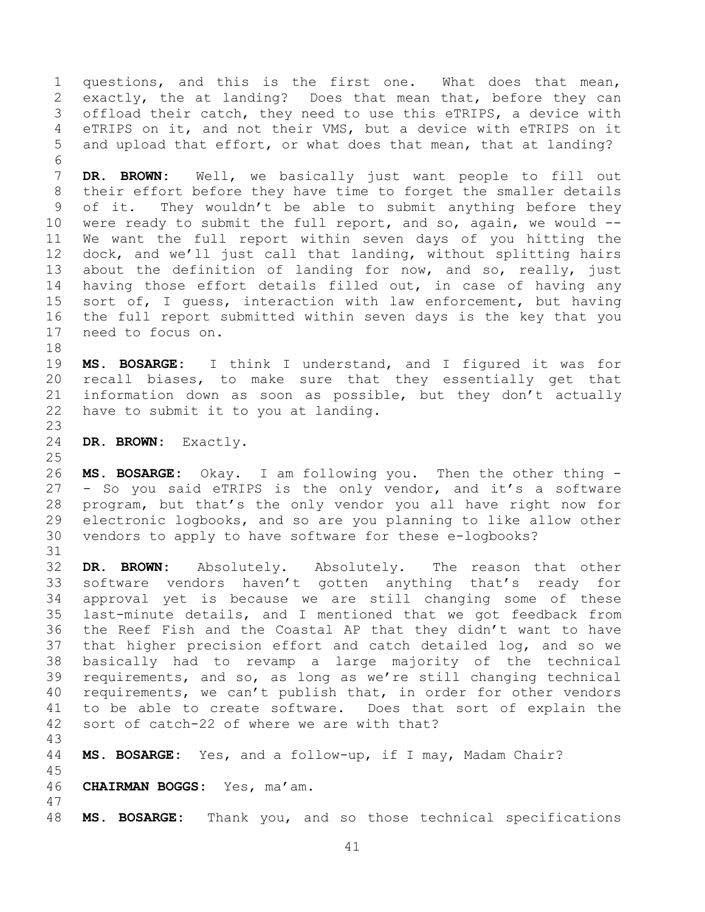questions, and this is the first one. What does that mean, exactly, the at landing? Does that mean that, before they can offload their catch, they need to use this eTRIPS, a device with eTRIPS on it, and not their VMS, but a device with eTRIPS on it and upload that effort, or what does that mean, that at landing?

**DR. BROWN:** Well, we basically just want people to fill out their effort before they have time to forget the smaller details of it. They wouldn't be able to submit anything before they were ready to submit the full report, and so, again, we would -- We want the full report within seven days of you hitting the dock, and we'll just call that landing, without splitting hairs about the definition of landing for now, and so, really, just having those effort details filled out, in case of having any sort of, I guess, interaction with law enforcement, but having the full report submitted within seven days is the key that you need to focus on.

**MS. BOSARGE:** I think I understand, and I figured it was for recall biases, to make sure that they essentially get that information down as soon as possible, but they don't actually have to submit it to you at landing.

**DR. BROWN:** Exactly.

**MS. BOSARGE:** Okay. I am following you. Then the other thing - - So you said eTRIPS is the only vendor, and it's a software program, but that's the only vendor you all have right now for electronic logbooks, and so are you planning to like allow other vendors to apply to have software for these e-logbooks?

**DR. BROWN:** Absolutely. Absolutely. The reason that other software vendors haven't gotten anything that's ready for approval yet is because we are still changing some of these last-minute details, and I mentioned that we got feedback from the Reef Fish and the Coastal AP that they didn't want to have that higher precision effort and catch detailed log, and so we basically had to revamp a large majority of the technical requirements, and so, as long as we're still changing technical requirements, we can't publish that, in order for other vendors to be able to create software. Does that sort of explain the sort of catch-22 of where we are with that?

**MS. BOSARGE:** Yes, and a follow-up, if I may, Madam Chair?

**CHAIRMAN BOGGS:** Yes, ma'am.

**MS. BOSARGE:** Thank you, and so those technical specifications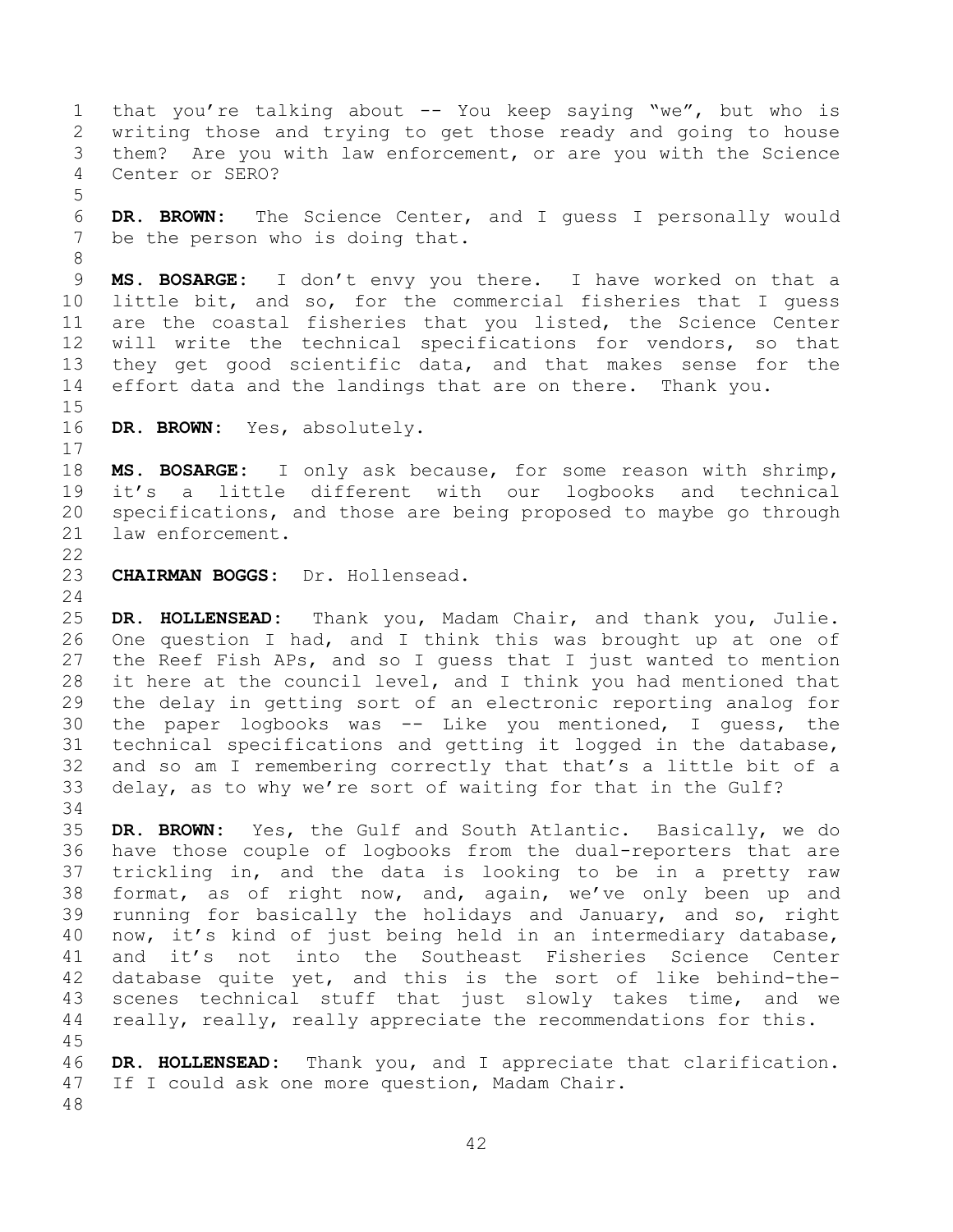that you're talking about -- You keep saying "we", but who is writing those and trying to get those ready and going to house them? Are you with law enforcement, or are you with the Science Center or SERO?

**DR. BROWN:** The Science Center, and I guess I personally would be the person who is doing that.

**MS. BOSARGE:** I don't envy you there. I have worked on that a little bit, and so, for the commercial fisheries that I guess are the coastal fisheries that you listed, the Science Center will write the technical specifications for vendors, so that they get good scientific data, and that makes sense for the effort data and the landings that are on there. Thank you.

**DR. BROWN:** Yes, absolutely.

**MS. BOSARGE:** I only ask because, for some reason with shrimp, it's a little different with our logbooks and technical specifications, and those are being proposed to maybe go through law enforcement.

**CHAIRMAN BOGGS:** Dr. Hollensead.

**DR. HOLLENSEAD:** Thank you, Madam Chair, and thank you, Julie. One question I had, and I think this was brought up at one of the Reef Fish APs, and so I guess that I just wanted to mention it here at the council level, and I think you had mentioned that the delay in getting sort of an electronic reporting analog for the paper logbooks was -- Like you mentioned, I guess, the technical specifications and getting it logged in the database, and so am I remembering correctly that that's a little bit of a delay, as to why we're sort of waiting for that in the Gulf?

**DR. BROWN:** Yes, the Gulf and South Atlantic. Basically, we do have those couple of logbooks from the dual-reporters that are trickling in, and the data is looking to be in a pretty raw format, as of right now, and, again, we've only been up and running for basically the holidays and January, and so, right now, it's kind of just being held in an intermediary database, and it's not into the Southeast Fisheries Science Center database quite yet, and this is the sort of like behind-the-scenes technical stuff that just slowly takes time, and we really, really, really appreciate the recommendations for this.

**DR. HOLLENSEAD:** Thank you, and I appreciate that clarification. If I could ask one more question, Madam Chair.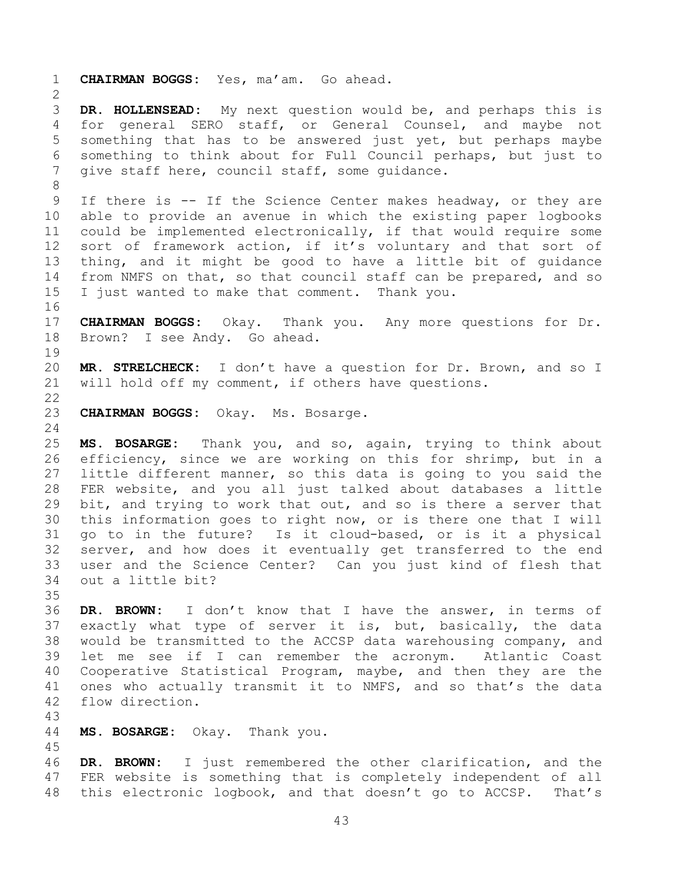**CHAIRMAN BOGGS:** Yes, ma'am. Go ahead.

**DR. HOLLENSEAD:** My next question would be, and perhaps this is for general SERO staff, or General Counsel, and maybe not something that has to be answered just yet, but perhaps maybe something to think about for Full Council perhaps, but just to give staff here, council staff, some guidance.

If there is -- If the Science Center makes headway, or they are able to provide an avenue in which the existing paper logbooks could be implemented electronically, if that would require some sort of framework action, if it's voluntary and that sort of thing, and it might be good to have a little bit of guidance from NMFS on that, so that council staff can be prepared, and so I just wanted to make that comment. Thank you.

**CHAIRMAN BOGGS:** Okay. Thank you. Any more questions for Dr. Brown? I see Andy. Go ahead.

**MR. STRELCHECK:** I don't have a question for Dr. Brown, and so I will hold off my comment, if others have questions.

**CHAIRMAN BOGGS:** Okay. Ms. Bosarge.

**MS. BOSARGE:** Thank you, and so, again, trying to think about efficiency, since we are working on this for shrimp, but in a little different manner, so this data is going to you said the FER website, and you all just talked about databases a little bit, and trying to work that out, and so is there a server that this information goes to right now, or is there one that I will go to in the future? Is it cloud-based, or is it a physical server, and how does it eventually get transferred to the end user and the Science Center? Can you just kind of flesh that out a little bit?

**DR. BROWN:** I don't know that I have the answer, in terms of exactly what type of server it is, but, basically, the data would be transmitted to the ACCSP data warehousing company, and let me see if I can remember the acronym. Atlantic Coast Cooperative Statistical Program, maybe, and then they are the ones who actually transmit it to NMFS, and so that's the data flow direction.

**MS. BOSARGE:** Okay. Thank you.

**DR. BROWN:** I just remembered the other clarification, and the FER website is something that is completely independent of all this electronic logbook, and that doesn't go to ACCSP. That's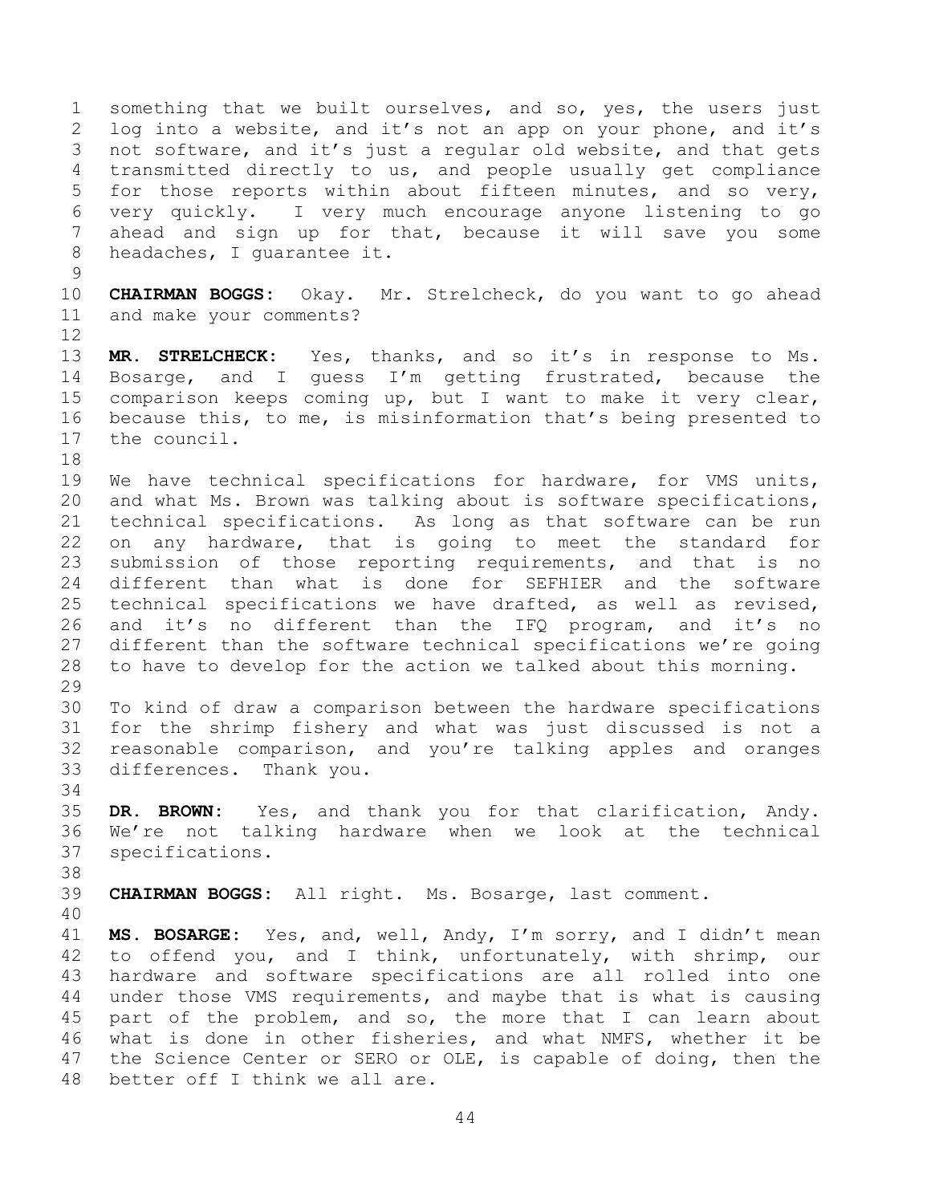something that we built ourselves, and so, yes, the users just log into a website, and it's not an app on your phone, and it's not software, and it's just a regular old website, and that gets transmitted directly to us, and people usually get compliance for those reports within about fifteen minutes, and so very, very quickly. I very much encourage anyone listening to go ahead and sign up for that, because it will save you some headaches, I guarantee it.

**CHAIRMAN BOGGS:** Okay. Mr. Strelcheck, do you want to go ahead and make your comments?

**MR. STRELCHECK:** Yes, thanks, and so it's in response to Ms. Bosarge, and I guess I'm getting frustrated, because the comparison keeps coming up, but I want to make it very clear, because this, to me, is misinformation that's being presented to the council.

We have technical specifications for hardware, for VMS units, and what Ms. Brown was talking about is software specifications, technical specifications. As long as that software can be run on any hardware, that is going to meet the standard for submission of those reporting requirements, and that is no different than what is done for SEFHIER and the software technical specifications we have drafted, as well as revised, and it's no different than the IFQ program, and it's no different than the software technical specifications we're going to have to develop for the action we talked about this morning.

To kind of draw a comparison between the hardware specifications for the shrimp fishery and what was just discussed is not a reasonable comparison, and you're talking apples and oranges differences. Thank you.

**DR. BROWN:** Yes, and thank you for that clarification, Andy. We're not talking hardware when we look at the technical specifications.

**CHAIRMAN BOGGS:** All right. Ms. Bosarge, last comment.

**MS. BOSARGE:** Yes, and, well, Andy, I'm sorry, and I didn't mean to offend you, and I think, unfortunately, with shrimp, our hardware and software specifications are all rolled into one under those VMS requirements, and maybe that is what is causing part of the problem, and so, the more that I can learn about what is done in other fisheries, and what NMFS, whether it be the Science Center or SERO or OLE, is capable of doing, then the better off I think we all are.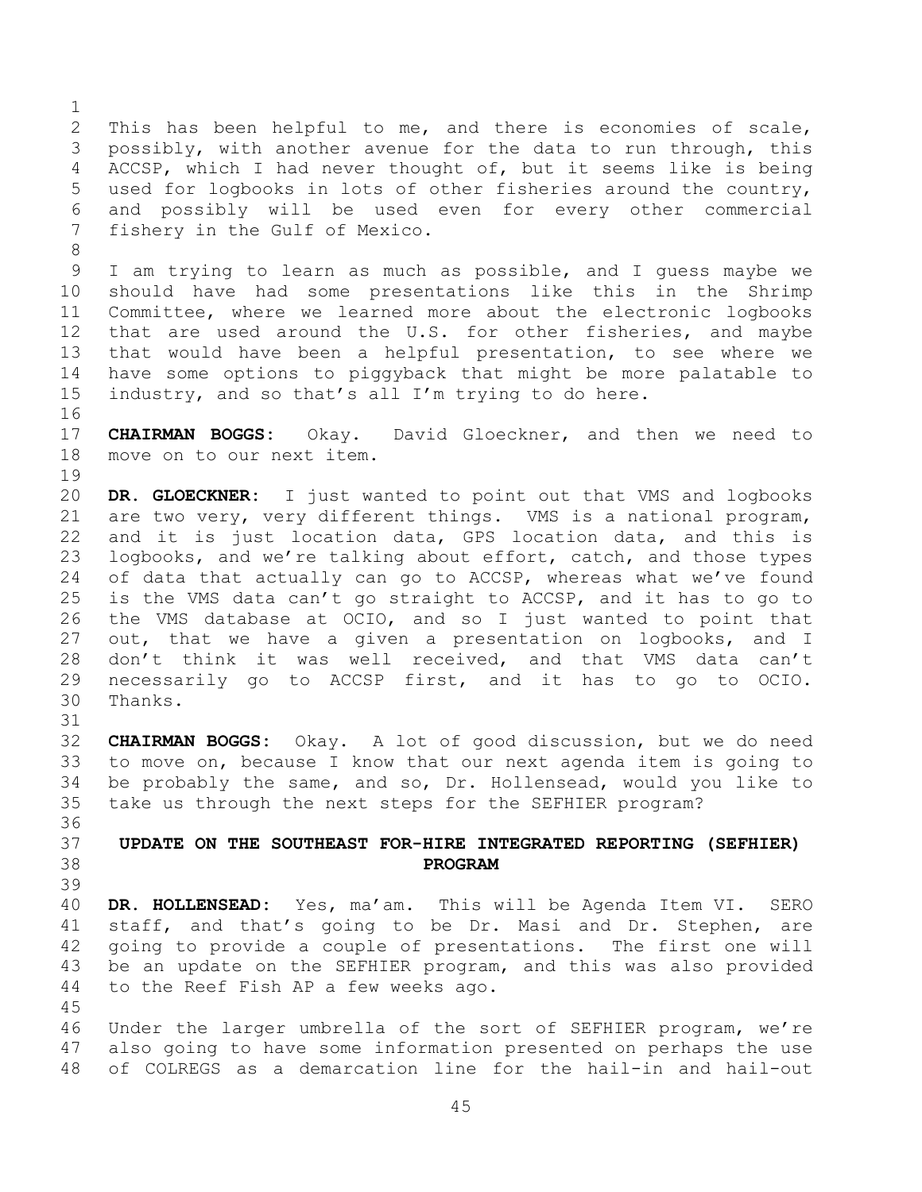This has been helpful to me, and there is economies of scale, possibly, with another avenue for the data to run through, this ACCSP, which I had never thought of, but it seems like is being used for logbooks in lots of other fisheries around the country, and possibly will be used even for every other commercial fishery in the Gulf of Mexico.

I am trying to learn as much as possible, and I guess maybe we should have had some presentations like this in the Shrimp Committee, where we learned more about the electronic logbooks that are used around the U.S. for other fisheries, and maybe that would have been a helpful presentation, to see where we have some options to piggyback that might be more palatable to industry, and so that's all I'm trying to do here.

**CHAIRMAN BOGGS:** Okay. David Gloeckner, and then we need to move on to our next item.

**DR. GLOECKNER:** I just wanted to point out that VMS and logbooks are two very, very different things. VMS is a national program, and it is just location data, GPS location data, and this is logbooks, and we're talking about effort, catch, and those types of data that actually can go to ACCSP, whereas what we've found is the VMS data can't go straight to ACCSP, and it has to go to the VMS database at OCIO, and so I just wanted to point that out, that we have a given a presentation on logbooks, and I don't think it was well received, and that VMS data can't necessarily go to ACCSP first, and it has to go to OCIO. Thanks.

**CHAIRMAN BOGGS:** Okay. A lot of good discussion, but we do need to move on, because I know that our next agenda item is going to be probably the same, and so, Dr. Hollensead, would you like to take us through the next steps for the SEFHIER program?

## UPDATE ON THE SOUTHEAST FOR-HIRE INTEGRATED REPORTING (SEFHIER) PROGRAM

**DR. HOLLENSEAD:** Yes, ma'am. This will be Agenda Item VI. SERO staff, and that's going to be Dr. Masi and Dr. Stephen, are going to provide a couple of presentations. The first one will be an update on the SEFHIER program, and this was also provided to the Reef Fish AP a few weeks ago.

Under the larger umbrella of the sort of SEFHIER program, we're also going to have some information presented on perhaps the use of COLREGS as a demarcation line for the hail-in and hail-out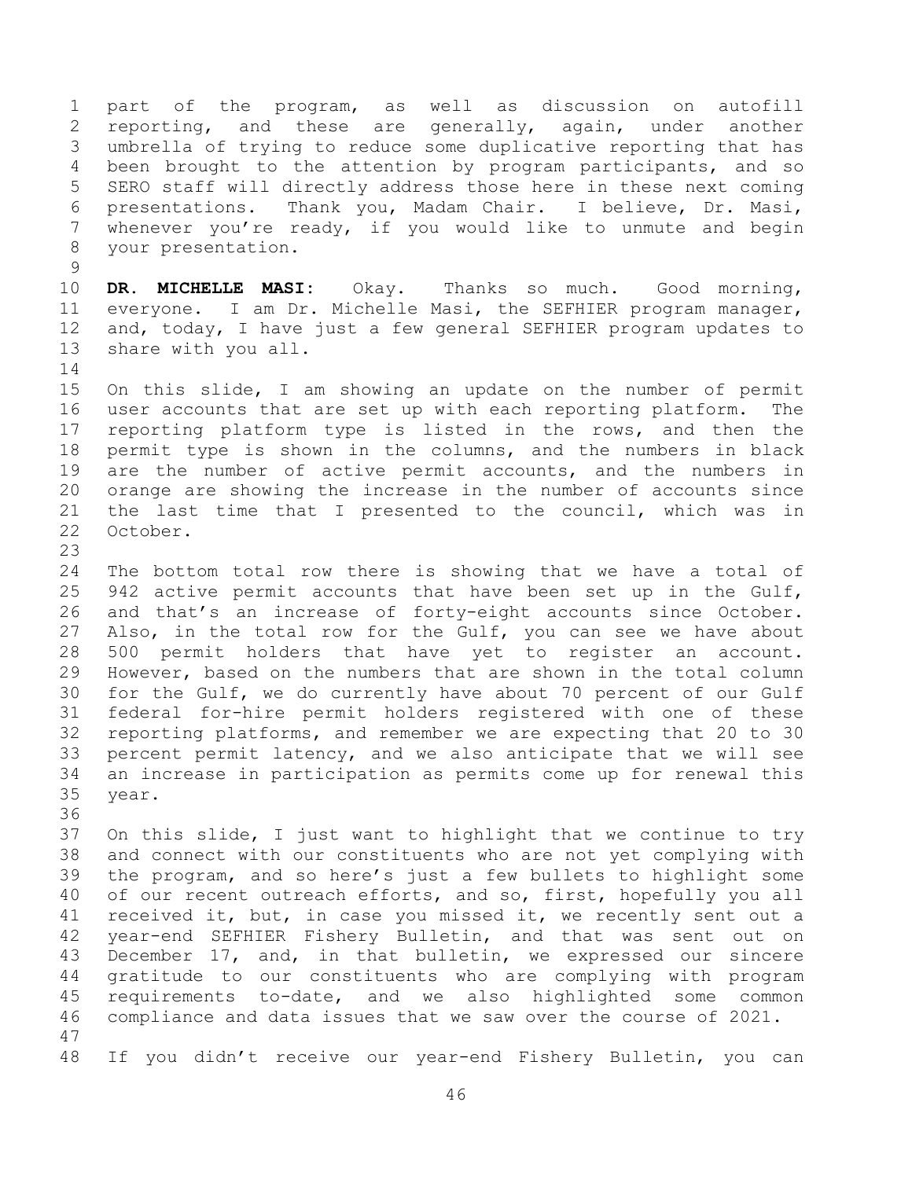part of the program, as well as discussion on autofill reporting, and these are generally, again, under another umbrella of trying to reduce some duplicative reporting that has been brought to the attention by program participants, and so SERO staff will directly address those here in these next coming presentations. Thank you, Madam Chair. I believe, Dr. Masi, whenever you're ready, if you would like to unmute and begin your presentation.

**DR. MICHELLE MASI:** Okay. Thanks so much. Good morning, everyone. I am Dr. Michelle Masi, the SEFHIER program manager, and, today, I have just a few general SEFHIER program updates to share with you all.

On this slide, I am showing an update on the number of permit user accounts that are set up with each reporting platform. The reporting platform type is listed in the rows, and then the permit type is shown in the columns, and the numbers in black are the number of active permit accounts, and the numbers in orange are showing the increase in the number of accounts since the last time that I presented to the council, which was in October.

The bottom total row there is showing that we have a total of 942 active permit accounts that have been set up in the Gulf, and that's an increase of forty-eight accounts since October. Also, in the total row for the Gulf, you can see we have about 500 permit holders that have yet to register an account. However, based on the numbers that are shown in the total column for the Gulf, we do currently have about 70 percent of our Gulf federal for-hire permit holders registered with one of these reporting platforms, and remember we are expecting that 20 to 30 percent permit latency, and we also anticipate that we will see an increase in participation as permits come up for renewal this year.

On this slide, I just want to highlight that we continue to try and connect with our constituents who are not yet complying with the program, and so here's just a few bullets to highlight some of our recent outreach efforts, and so, first, hopefully you all received it, but, in case you missed it, we recently sent out a year-end SEFHIER Fishery Bulletin, and that was sent out on December 17, and, in that bulletin, we expressed our sincere gratitude to our constituents who are complying with program requirements to-date, and we also highlighted some common compliance and data issues that we saw over the course of 2021.

If you didn't receive our year-end Fishery Bulletin, you can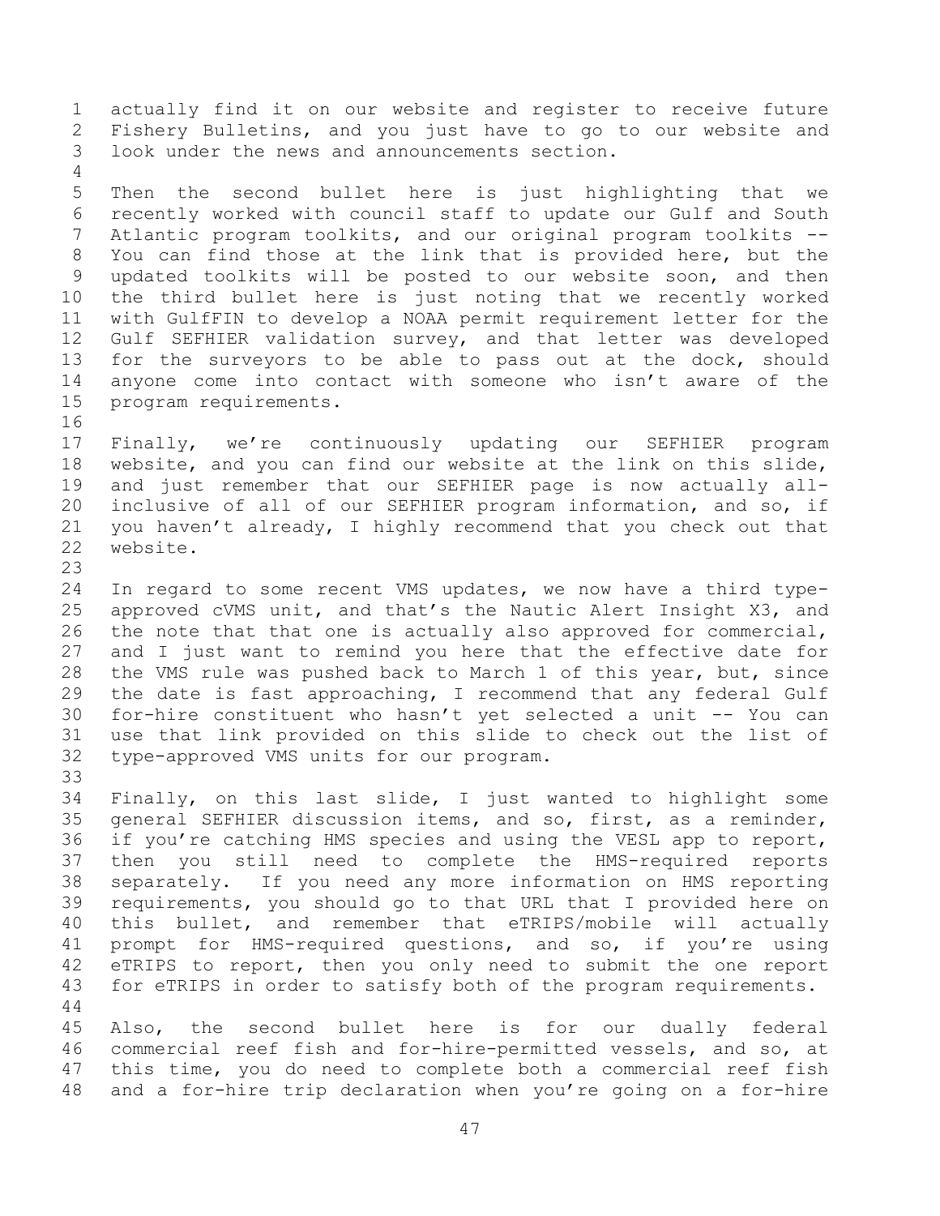actually find it on our website and register to receive future Fishery Bulletins, and you just have to go to our website and look under the news and announcements section.

Then the second bullet here is just highlighting that we recently worked with council staff to update our Gulf and South Atlantic program toolkits, and our original program toolkits -- You can find those at the link that is provided here, but the updated toolkits will be posted to our website soon, and then the third bullet here is just noting that we recently worked with GulfFIN to develop a NOAA permit requirement letter for the Gulf SEFHIER validation survey, and that letter was developed for the surveyors to be able to pass out at the dock, should anyone come into contact with someone who isn't aware of the program requirements.

Finally, we're continuously updating our SEFHIER program website, and you can find our website at the link on this slide, and just remember that our SEFHIER page is now actually all-inclusive of all of our SEFHIER program information, and so, if you haven't already, I highly recommend that you check out that website.

In regard to some recent VMS updates, we now have a third type-approved cVMS unit, and that's the Nautic Alert Insight X3, and the note that that one is actually also approved for commercial, and I just want to remind you here that the effective date for the VMS rule was pushed back to March 1 of this year, but, since the date is fast approaching, I recommend that any federal Gulf for-hire constituent who hasn't yet selected a unit -- You can use that link provided on this slide to check out the list of type-approved VMS units for our program.

Finally, on this last slide, I just wanted to highlight some general SEFHIER discussion items, and so, first, as a reminder, if you're catching HMS species and using the VESL app to report, then you still need to complete the HMS-required reports separately. If you need any more information on HMS reporting requirements, you should go to that URL that I provided here on this bullet, and remember that eTRIPS/mobile will actually prompt for HMS-required questions, and so, if you're using eTRIPS to report, then you only need to submit the one report for eTRIPS in order to satisfy both of the program requirements.

Also, the second bullet here is for our dually federal commercial reef fish and for-hire-permitted vessels, and so, at this time, you do need to complete both a commercial reef fish and a for-hire trip declaration when you're going on a for-hire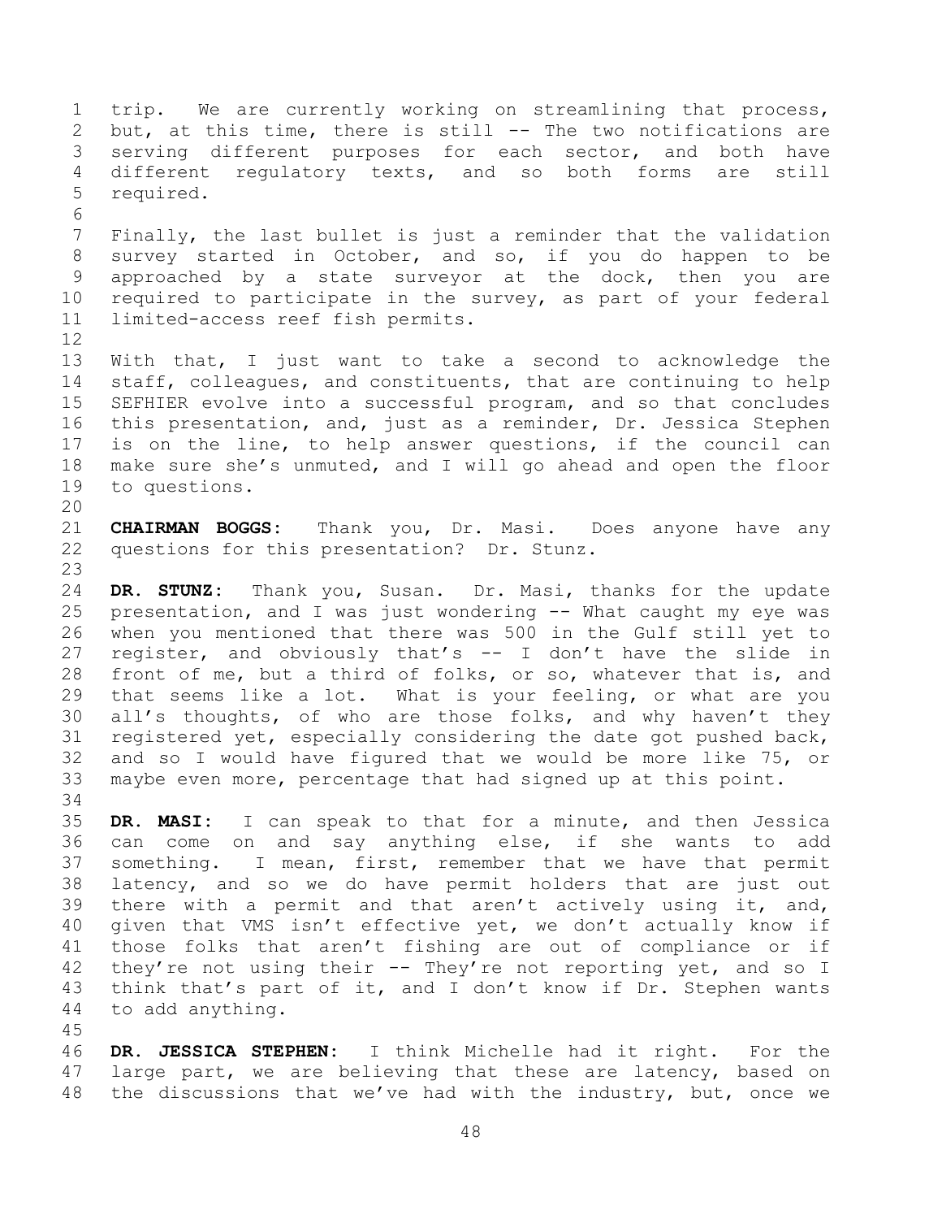trip. We are currently working on streamlining that process, but, at this time, there is still -- The two notifications are serving different purposes for each sector, and both have different regulatory texts, and so both forms are still required.

Finally, the last bullet is just a reminder that the validation survey started in October, and so, if you do happen to be approached by a state surveyor at the dock, then you are required to participate in the survey, as part of your federal limited-access reef fish permits.

With that, I just want to take a second to acknowledge the staff, colleagues, and constituents, that are continuing to help SEFHIER evolve into a successful program, and so that concludes this presentation, and, just as a reminder, Dr. Jessica Stephen is on the line, to help answer questions, if the council can make sure she's unmuted, and I will go ahead and open the floor to questions.

**CHAIRMAN BOGGS:** Thank you, Dr. Masi. Does anyone have any questions for this presentation? Dr. Stunz.

**DR. STUNZ:** Thank you, Susan. Dr. Masi, thanks for the update presentation, and I was just wondering -- What caught my eye was when you mentioned that there was 500 in the Gulf still yet to register, and obviously that's -- I don't have the slide in front of me, but a third of folks, or so, whatever that is, and that seems like a lot. What is your feeling, or what are you all's thoughts, of who are those folks, and why haven't they registered yet, especially considering the date got pushed back, and so I would have figured that we would be more like 75, or maybe even more, percentage that had signed up at this point.

**DR. MASI:** I can speak to that for a minute, and then Jessica can come on and say anything else, if she wants to add something. I mean, first, remember that we have that permit latency, and so we do have permit holders that are just out there with a permit and that aren't actively using it, and, given that VMS isn't effective yet, we don't actually know if those folks that aren't fishing are out of compliance or if they're not using their -- They're not reporting yet, and so I think that's part of it, and I don't know if Dr. Stephen wants to add anything.

**DR. JESSICA STEPHEN:** I think Michelle had it right. For the large part, we are believing that these are latency, based on the discussions that we've had with the industry, but, once we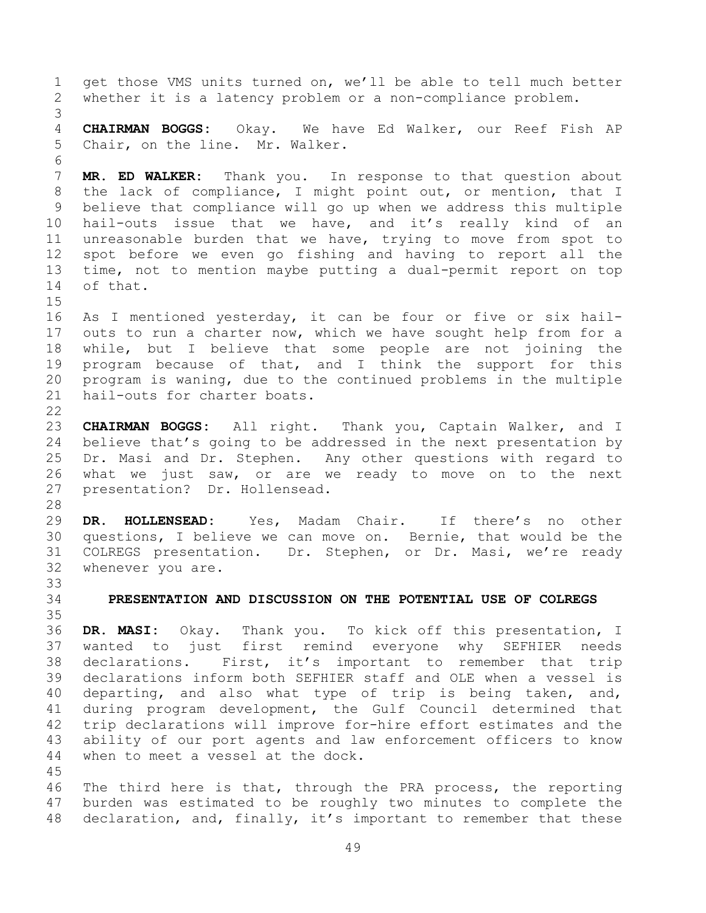get those VMS units turned on, we'll be able to tell much better whether it is a latency problem or a non-compliance problem.

**CHAIRMAN BOGGS:** Okay. We have Ed Walker, our Reef Fish AP Chair, on the line. Mr. Walker.

**MR. ED WALKER:** Thank you. In response to that question about the lack of compliance, I might point out, or mention, that I believe that compliance will go up when we address this multiple hail-outs issue that we have, and it's really kind of an unreasonable burden that we have, trying to move from spot to spot before we even go fishing and having to report all the time, not to mention maybe putting a dual-permit report on top of that.

As I mentioned yesterday, it can be four or five or six hail-outs to run a charter now, which we have sought help from for a while, but I believe that some people are not joining the program because of that, and I think the support for this program is waning, due to the continued problems in the multiple hail-outs for charter boats.

**CHAIRMAN BOGGS:** All right. Thank you, Captain Walker, and I believe that's going to be addressed in the next presentation by Dr. Masi and Dr. Stephen. Any other questions with regard to what we just saw, or are we ready to move on to the next presentation? Dr. Hollensead.

**DR. HOLLENSEAD:** Yes, Madam Chair. If there's no other questions, I believe we can move on. Bernie, that would be the COLREGS presentation. Dr. Stephen, or Dr. Masi, we're ready whenever you are.

## PRESENTATION AND DISCUSSION ON THE POTENTIAL USE OF COLREGS

**DR. MASI:** Okay. Thank you. To kick off this presentation, I wanted to just first remind everyone why SEFHIER needs declarations. First, it's important to remember that trip declarations inform both SEFHIER staff and OLE when a vessel is departing, and also what type of trip is being taken, and, during program development, the Gulf Council determined that trip declarations will improve for-hire effort estimates and the ability of our port agents and law enforcement officers to know when to meet a vessel at the dock.

The third here is that, through the PRA process, the reporting burden was estimated to be roughly two minutes to complete the declaration, and, finally, it's important to remember that these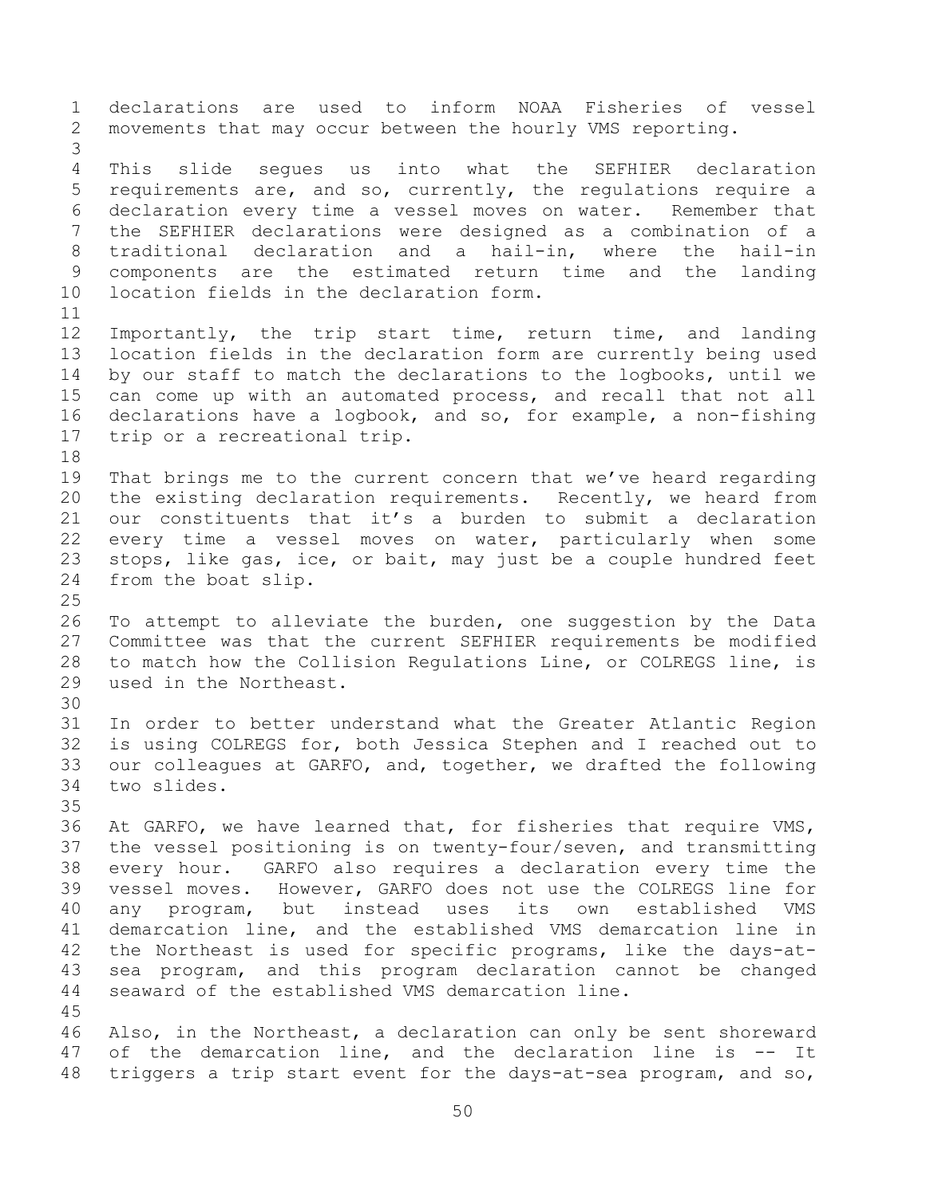declarations are used to inform NOAA Fisheries of vessel movements that may occur between the hourly VMS reporting.

This slide segues us into what the SEFHIER declaration requirements are, and so, currently, the regulations require a declaration every time a vessel moves on water. Remember that the SEFHIER declarations were designed as a combination of a traditional declaration and a hail-in, where the hail-in components are the estimated return time and the landing location fields in the declaration form.

Importantly, the trip start time, return time, and landing location fields in the declaration form are currently being used by our staff to match the declarations to the logbooks, until we can come up with an automated process, and recall that not all declarations have a logbook, and so, for example, a non-fishing trip or a recreational trip.

That brings me to the current concern that we've heard regarding the existing declaration requirements. Recently, we heard from our constituents that it's a burden to submit a declaration every time a vessel moves on water, particularly when some stops, like gas, ice, or bait, may just be a couple hundred feet from the boat slip.

To attempt to alleviate the burden, one suggestion by the Data Committee was that the current SEFHIER requirements be modified to match how the Collision Regulations Line, or COLREGS line, is used in the Northeast.

In order to better understand what the Greater Atlantic Region is using COLREGS for, both Jessica Stephen and I reached out to our colleagues at GARFO, and, together, we drafted the following two slides.

At GARFO, we have learned that, for fisheries that require VMS, the vessel positioning is on twenty-four/seven, and transmitting every hour. GARFO also requires a declaration every time the vessel moves. However, GARFO does not use the COLREGS line for any program, but instead uses its own established VMS demarcation line, and the established VMS demarcation line in the Northeast is used for specific programs, like the days-at-sea program, and this program declaration cannot be changed seaward of the established VMS demarcation line.

Also, in the Northeast, a declaration can only be sent shoreward of the demarcation line, and the declaration line is -- It triggers a trip start event for the days-at-sea program, and so,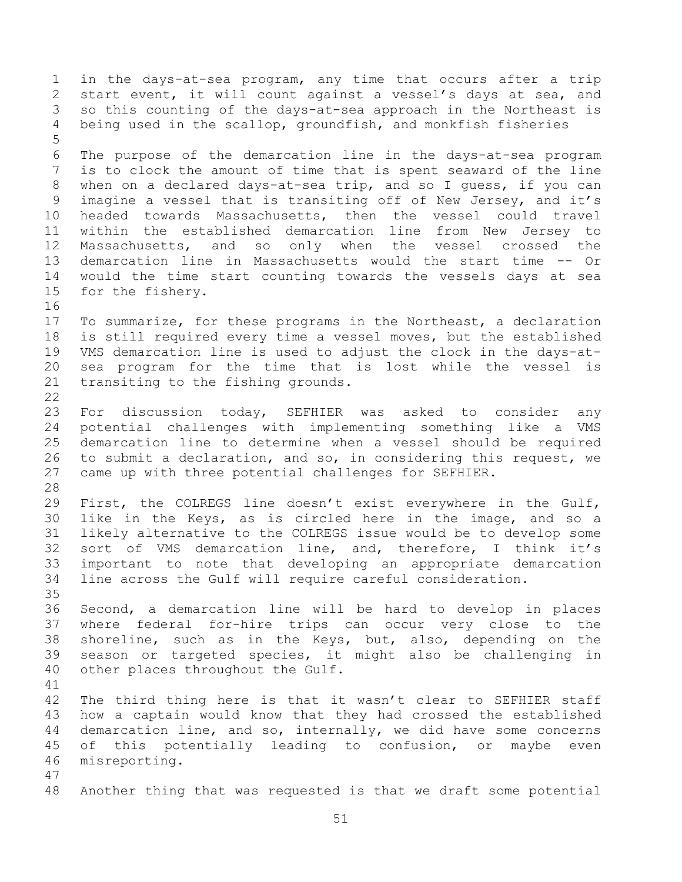in the days-at-sea program, any time that occurs after a trip start event, it will count against a vessel's days at sea, and so this counting of the days-at-sea approach in the Northeast is being used in the scallop, groundfish, and monkfish fisheries

The purpose of the demarcation line in the days-at-sea program is to clock the amount of time that is spent seaward of the line when on a declared days-at-sea trip, and so I guess, if you can imagine a vessel that is transiting off of New Jersey, and it's headed towards Massachusetts, then the vessel could travel within the established demarcation line from New Jersey to Massachusetts, and so only when the vessel crossed the demarcation line in Massachusetts would the start time -- Or would the time start counting towards the vessels days at sea for the fishery.

To summarize, for these programs in the Northeast, a declaration is still required every time a vessel moves, but the established VMS demarcation line is used to adjust the clock in the days-at-sea program for the time that is lost while the vessel is transiting to the fishing grounds.

For discussion today, SEFHIER was asked to consider any potential challenges with implementing something like a VMS demarcation line to determine when a vessel should be required to submit a declaration, and so, in considering this request, we came up with three potential challenges for SEFHIER.

First, the COLREGS line doesn't exist everywhere in the Gulf, like in the Keys, as is circled here in the image, and so a likely alternative to the COLREGS issue would be to develop some sort of VMS demarcation line, and, therefore, I think it's important to note that developing an appropriate demarcation line across the Gulf will require careful consideration.

Second, a demarcation line will be hard to develop in places where federal for-hire trips can occur very close to the shoreline, such as in the Keys, but, also, depending on the season or targeted species, it might also be challenging in other places throughout the Gulf.

The third thing here is that it wasn't clear to SEFHIER staff how a captain would know that they had crossed the established demarcation line, and so, internally, we did have some concerns of this potentially leading to confusion, or maybe even misreporting.

Another thing that was requested is that we draft some potential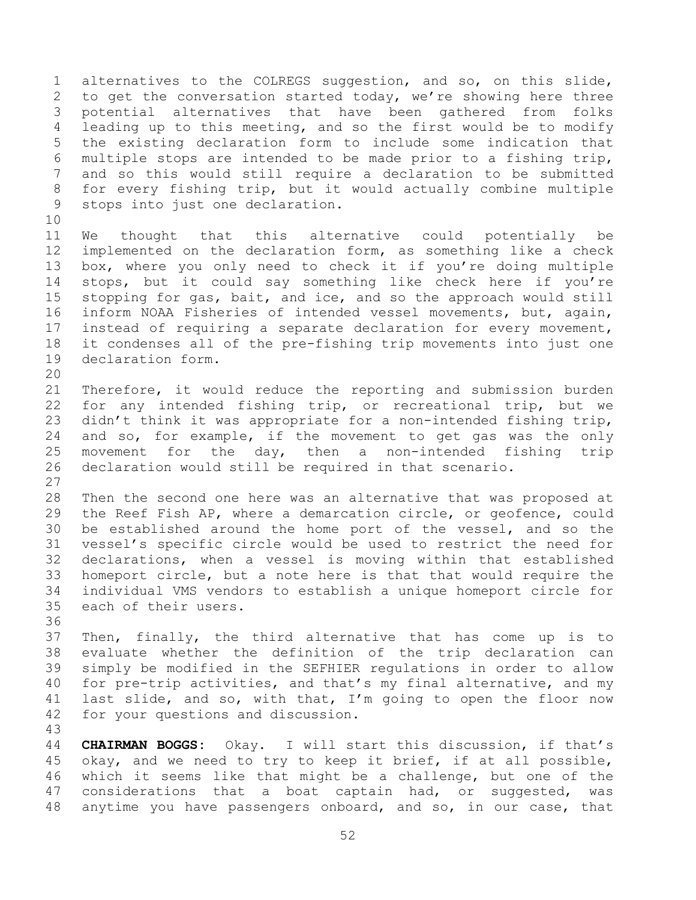alternatives to the COLREGS suggestion, and so, on this slide, to get the conversation started today, we're showing here three potential alternatives that have been gathered from folks leading up to this meeting, and so the first would be to modify the existing declaration form to include some indication that multiple stops are intended to be made prior to a fishing trip, and so this would still require a declaration to be submitted for every fishing trip, but it would actually combine multiple stops into just one declaration.

We thought that this alternative could potentially be implemented on the declaration form, as something like a check box, where you only need to check it if you're doing multiple stops, but it could say something like check here if you're stopping for gas, bait, and ice, and so the approach would still inform NOAA Fisheries of intended vessel movements, but, again, instead of requiring a separate declaration for every movement, it condenses all of the pre-fishing trip movements into just one declaration form.

Therefore, it would reduce the reporting and submission burden for any intended fishing trip, or recreational trip, but we didn't think it was appropriate for a non-intended fishing trip, and so, for example, if the movement to get gas was the only movement for the day, then a non-intended fishing trip declaration would still be required in that scenario.

Then the second one here was an alternative that was proposed at the Reef Fish AP, where a demarcation circle, or geofence, could be established around the home port of the vessel, and so the vessel's specific circle would be used to restrict the need for declarations, when a vessel is moving within that established homeport circle, but a note here is that that would require the individual VMS vendors to establish a unique homeport circle for each of their users.

Then, finally, the third alternative that has come up is to evaluate whether the definition of the trip declaration can simply be modified in the SEFHIER regulations in order to allow for pre-trip activities, and that's my final alternative, and my last slide, and so, with that, I'm going to open the floor now for your questions and discussion.

**CHAIRMAN BOGGS:** Okay. I will start this discussion, if that's okay, and we need to try to keep it brief, if at all possible, which it seems like that might be a challenge, but one of the considerations that a boat captain had, or suggested, was anytime you have passengers onboard, and so, in our case, that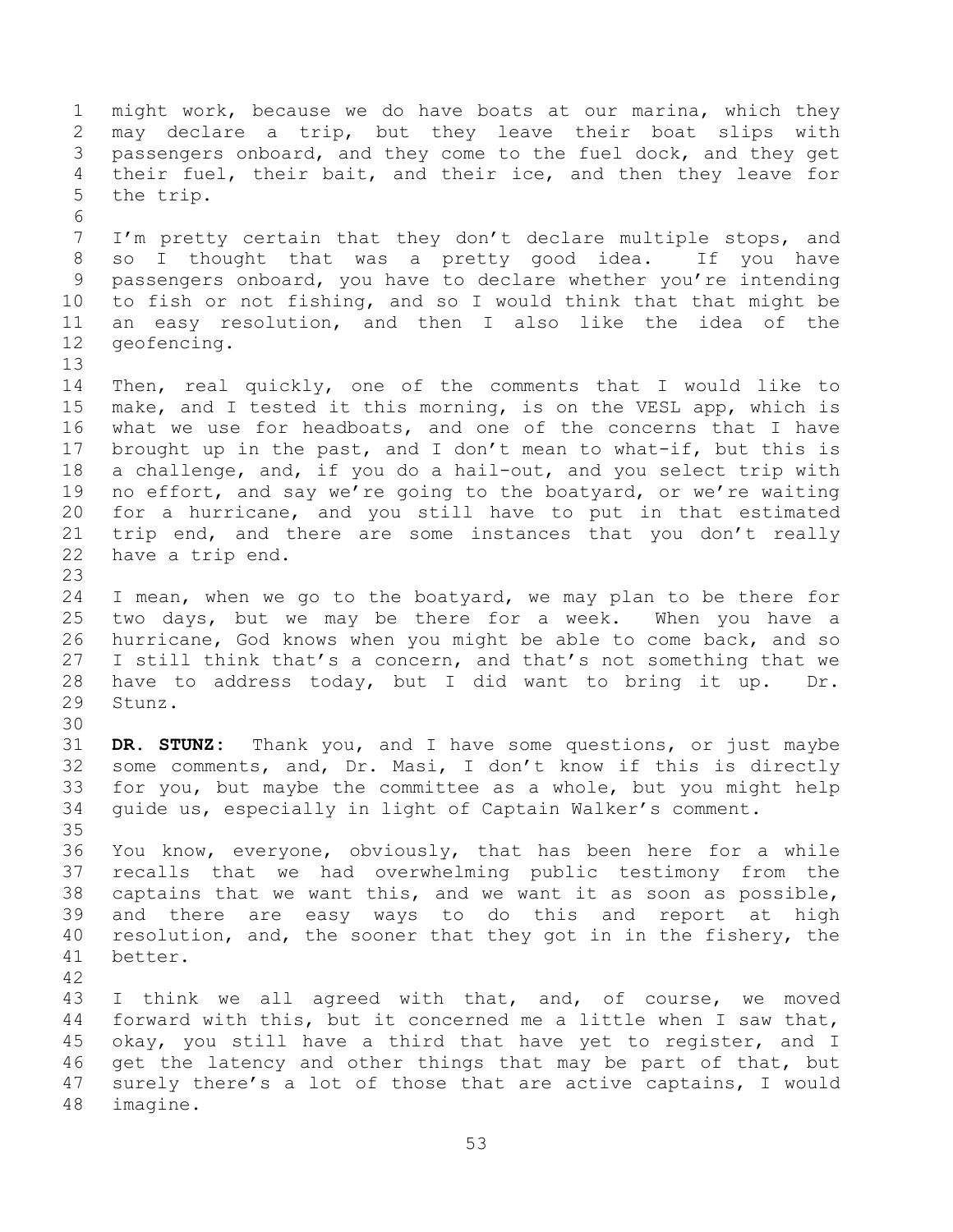might work, because we do have boats at our marina, which they may declare a trip, but they leave their boat slips with passengers onboard, and they come to the fuel dock, and they get their fuel, their bait, and their ice, and then they leave for the trip.

I'm pretty certain that they don't declare multiple stops, and so I thought that was a pretty good idea. If you have passengers onboard, you have to declare whether you're intending to fish or not fishing, and so I would think that that might be an easy resolution, and then I also like the idea of the geofencing.

Then, real quickly, one of the comments that I would like to make, and I tested it this morning, is on the VESL app, which is what we use for headboats, and one of the concerns that I have brought up in the past, and I don't mean to what-if, but this is a challenge, and, if you do a hail-out, and you select trip with no effort, and say we're going to the boatyard, or we're waiting for a hurricane, and you still have to put in that estimated trip end, and there are some instances that you don't really have a trip end.

I mean, when we go to the boatyard, we may plan to be there for two days, but we may be there for a week. When you have a hurricane, God knows when you might be able to come back, and so I still think that's a concern, and that's not something that we have to address today, but I did want to bring it up. Dr. Stunz.

**DR. STUNZ:** Thank you, and I have some questions, or just maybe some comments, and, Dr. Masi, I don't know if this is directly for you, but maybe the committee as a whole, but you might help guide us, especially in light of Captain Walker's comment.

You know, everyone, obviously, that has been here for a while recalls that we had overwhelming public testimony from the captains that we want this, and we want it as soon as possible, and there are easy ways to do this and report at high resolution, and, the sooner that they got in in the fishery, the better.

I think we all agreed with that, and, of course, we moved forward with this, but it concerned me a little when I saw that, okay, you still have a third that have yet to register, and I get the latency and other things that may be part of that, but surely there's a lot of those that are active captains, I would imagine.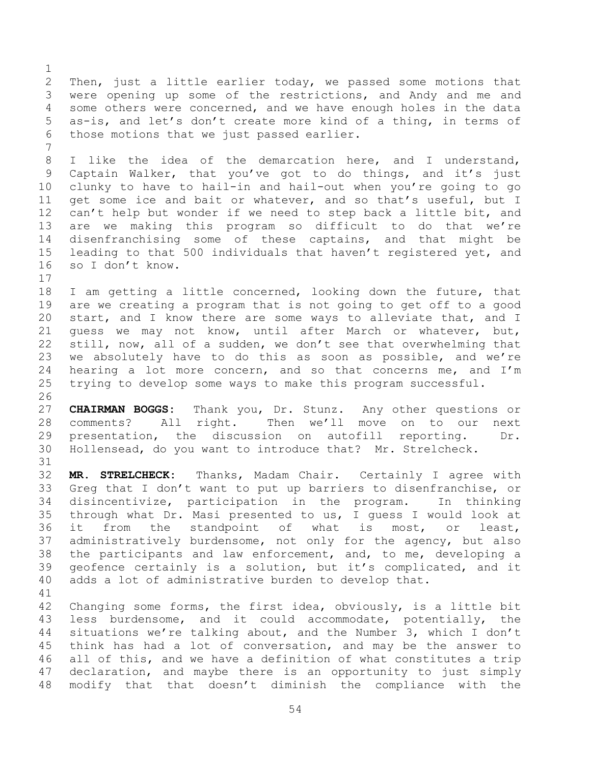Then, just a little earlier today, we passed some motions that were opening up some of the restrictions, and Andy and me and some others were concerned, and we have enough holes in the data as-is, and let's don't create more kind of a thing, in terms of those motions that we just passed earlier.

I like the idea of the demarcation here, and I understand, Captain Walker, that you've got to do things, and it's just clunky to have to hail-in and hail-out when you're going to go get some ice and bait or whatever, and so that's useful, but I can't help but wonder if we need to step back a little bit, and are we making this program so difficult to do that we're disenfranchising some of these captains, and that might be leading to that 500 individuals that haven't registered yet, and so I don't know.

I am getting a little concerned, looking down the future, that are we creating a program that is not going to get off to a good start, and I know there are some ways to alleviate that, and I guess we may not know, until after March or whatever, but, still, now, all of a sudden, we don't see that overwhelming that we absolutely have to do this as soon as possible, and we're hearing a lot more concern, and so that concerns me, and I'm trying to develop some ways to make this program successful.

**CHAIRMAN BOGGS:** Thank you, Dr. Stunz. Any other questions or comments? All right. Then we'll move on to our next presentation, the discussion on autofill reporting. Dr. Hollensead, do you want to introduce that? Mr. Strelcheck.

**MR. STRELCHECK:** Thanks, Madam Chair. Certainly I agree with Greg that I don't want to put up barriers to disenfranchise, or disincentivize, participation in the program. In thinking through what Dr. Masi presented to us, I guess I would look at it from the standpoint of what is most, or least, administratively burdensome, not only for the agency, but also the participants and law enforcement, and, to me, developing a geofence certainly is a solution, but it's complicated, and it adds a lot of administrative burden to develop that.

Changing some forms, the first idea, obviously, is a little bit less burdensome, and it could accommodate, potentially, the situations we're talking about, and the Number 3, which I don't think has had a lot of conversation, and may be the answer to all of this, and we have a definition of what constitutes a trip declaration, and maybe there is an opportunity to just simply modify that that doesn't diminish the compliance with the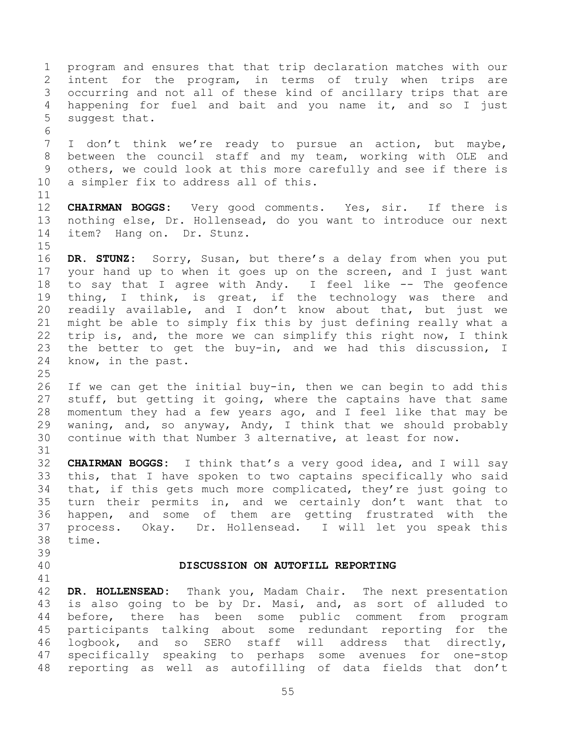program and ensures that that trip declaration matches with our intent for the program, in terms of truly when trips are occurring and not all of these kind of ancillary trips that are happening for fuel and bait and you name it, and so I just suggest that.

I don't think we're ready to pursue an action, but maybe, between the council staff and my team, working with OLE and others, we could look at this more carefully and see if there is a simpler fix to address all of this.

**CHAIRMAN BOGGS:** Very good comments. Yes, sir. If there is nothing else, Dr. Hollensead, do you want to introduce our next item? Hang on. Dr. Stunz.

**DR. STUNZ:** Sorry, Susan, but there's a delay from when you put your hand up to when it goes up on the screen, and I just want to say that I agree with Andy. I feel like -- The geofence thing, I think, is great, if the technology was there and readily available, and I don't know about that, but just we might be able to simply fix this by just defining really what a trip is, and, the more we can simplify this right now, I think the better to get the buy-in, and we had this discussion, I know, in the past.

If we can get the initial buy-in, then we can begin to add this stuff, but getting it going, where the captains have that same momentum they had a few years ago, and I feel like that may be waning, and, so anyway, Andy, I think that we should probably continue with that Number 3 alternative, at least for now.

**CHAIRMAN BOGGS:** I think that's a very good idea, and I will say this, that I have spoken to two captains specifically who said that, if this gets much more complicated, they're just going to turn their permits in, and we certainly don't want that to happen, and some of them are getting frustrated with the process. Okay. Dr. Hollensead. I will let you speak this time.

## DISCUSSION ON AUTOFILL REPORTING

**DR. HOLLENSEAD:** Thank you, Madam Chair. The next presentation is also going to be by Dr. Masi, and, as sort of alluded to before, there has been some public comment from program participants talking about some redundant reporting for the logbook, and so SERO staff will address that directly, specifically speaking to perhaps some avenues for one-stop reporting as well as autofilling of data fields that don't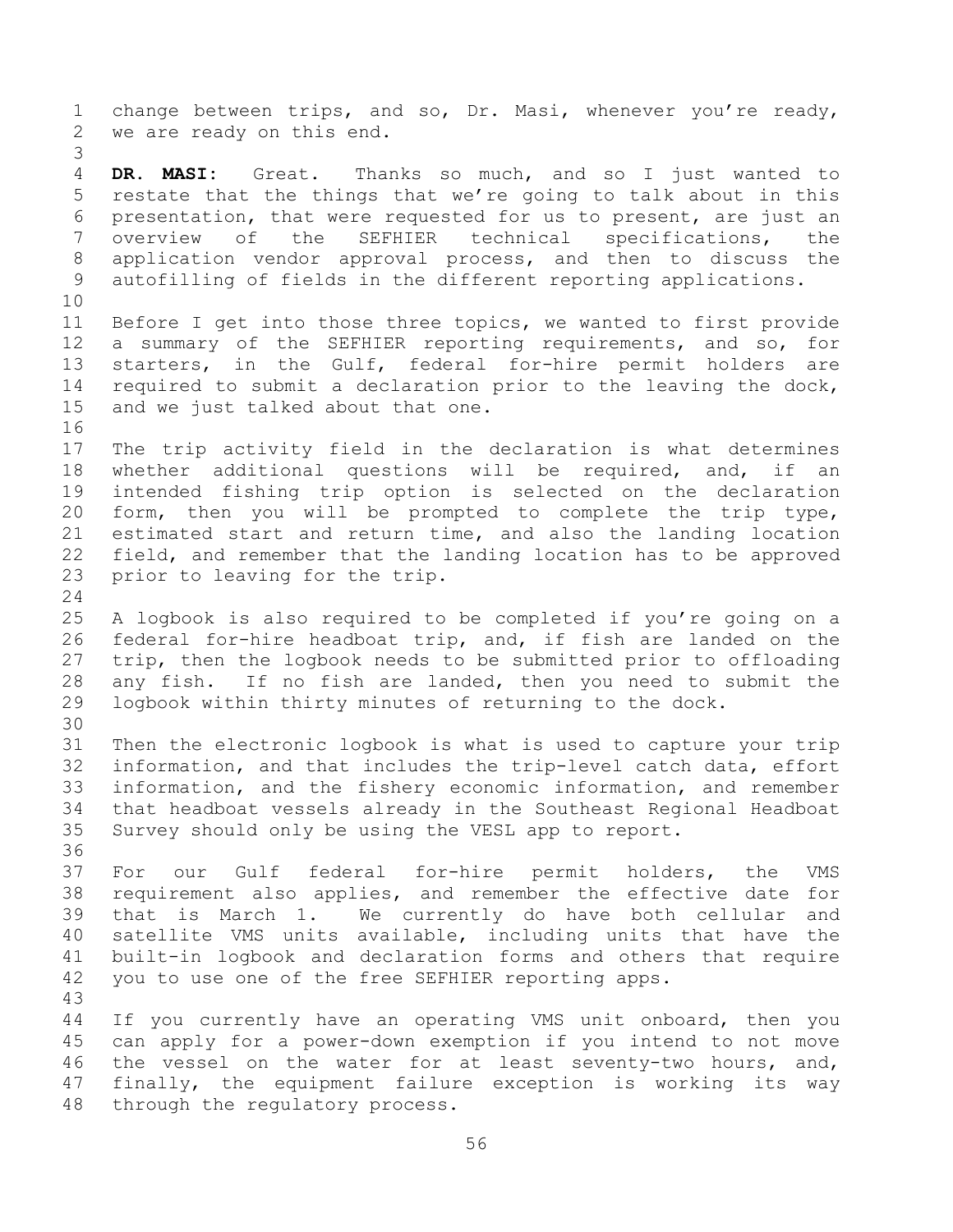change between trips, and so, Dr. Masi, whenever you're ready, we are ready on this end.

**DR. MASI:** Great. Thanks so much, and so I just wanted to restate that the things that we're going to talk about in this presentation, that were requested for us to present, are just an overview of the SEFHIER technical specifications, the application vendor approval process, and then to discuss the autofilling of fields in the different reporting applications.

Before I get into those three topics, we wanted to first provide a summary of the SEFHIER reporting requirements, and so, for starters, in the Gulf, federal for-hire permit holders are required to submit a declaration prior to the leaving the dock, and we just talked about that one.

The trip activity field in the declaration is what determines whether additional questions will be required, and, if an intended fishing trip option is selected on the declaration form, then you will be prompted to complete the trip type, estimated start and return time, and also the landing location field, and remember that the landing location has to be approved prior to leaving for the trip.

A logbook is also required to be completed if you're going on a federal for-hire headboat trip, and, if fish are landed on the trip, then the logbook needs to be submitted prior to offloading any fish. If no fish are landed, then you need to submit the logbook within thirty minutes of returning to the dock.

Then the electronic logbook is what is used to capture your trip information, and that includes the trip-level catch data, effort information, and the fishery economic information, and remember that headboat vessels already in the Southeast Regional Headboat Survey should only be using the VESL app to report.

For our Gulf federal for-hire permit holders, the VMS requirement also applies, and remember the effective date for that is March 1. We currently do have both cellular and satellite VMS units available, including units that have the built-in logbook and declaration forms and others that require you to use one of the free SEFHIER reporting apps.

If you currently have an operating VMS unit onboard, then you can apply for a power-down exemption if you intend to not move the vessel on the water for at least seventy-two hours, and, finally, the equipment failure exception is working its way through the regulatory process.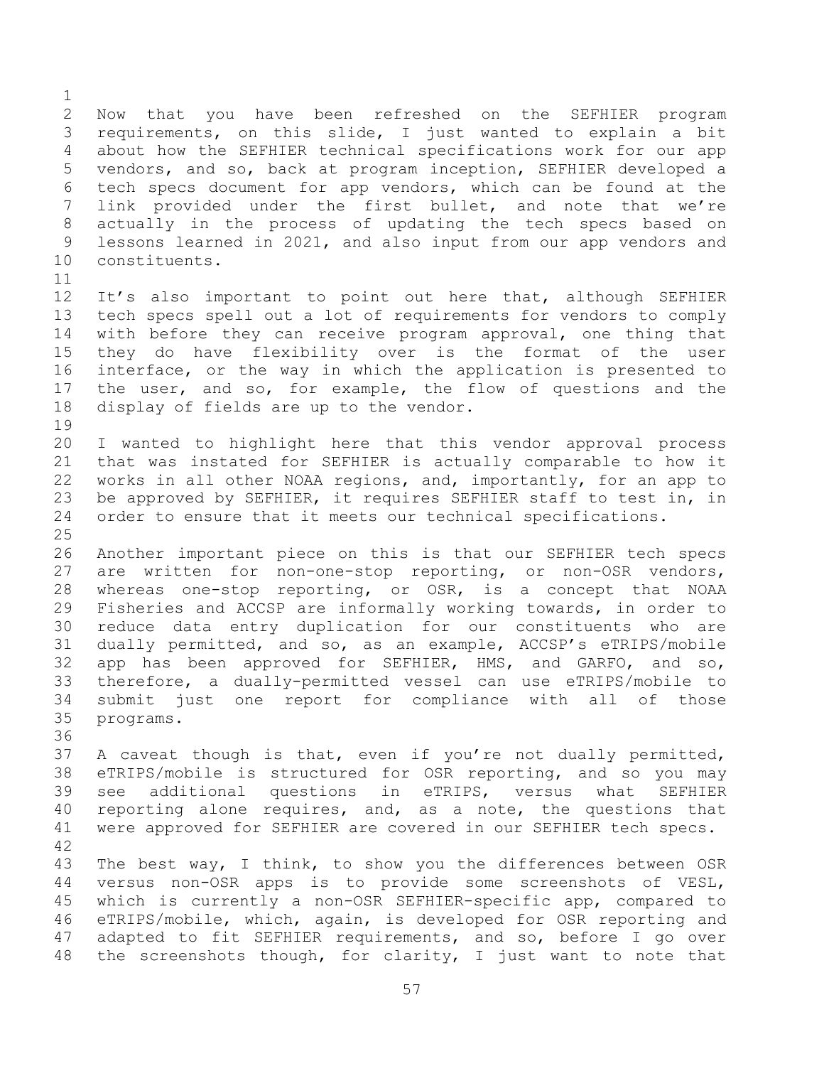Now that you have been refreshed on the SEFHIER program requirements, on this slide, I just wanted to explain a bit about how the SEFHIER technical specifications work for our app vendors, and so, back at program inception, SEFHIER developed a tech specs document for app vendors, which can be found at the link provided under the first bullet, and note that we're actually in the process of updating the tech specs based on lessons learned in 2021, and also input from our app vendors and constituents.

It's also important to point out here that, although SEFHIER tech specs spell out a lot of requirements for vendors to comply with before they can receive program approval, one thing that they do have flexibility over is the format of the user interface, or the way in which the application is presented to the user, and so, for example, the flow of questions and the display of fields are up to the vendor.

I wanted to highlight here that this vendor approval process that was instated for SEFHIER is actually comparable to how it works in all other NOAA regions, and, importantly, for an app to be approved by SEFHIER, it requires SEFHIER staff to test in, in order to ensure that it meets our technical specifications.

Another important piece on this is that our SEFHIER tech specs are written for non-one-stop reporting, or non-OSR vendors, whereas one-stop reporting, or OSR, is a concept that NOAA Fisheries and ACCSP are informally working towards, in order to reduce data entry duplication for our constituents who are dually permitted, and so, as an example, ACCSP's eTRIPS/mobile app has been approved for SEFHIER, HMS, and GARFO, and so, therefore, a dually-permitted vessel can use eTRIPS/mobile to submit just one report for compliance with all of those programs.

A caveat though is that, even if you're not dually permitted, eTRIPS/mobile is structured for OSR reporting, and so you may see additional questions in eTRIPS, versus what SEFHIER reporting alone requires, and, as a note, the questions that were approved for SEFHIER are covered in our SEFHIER tech specs.

The best way, I think, to show you the differences between OSR versus non-OSR apps is to provide some screenshots of VESL, which is currently a non-OSR SEFHIER-specific app, compared to eTRIPS/mobile, which, again, is developed for OSR reporting and adapted to fit SEFHIER requirements, and so, before I go over the screenshots though, for clarity, I just want to note that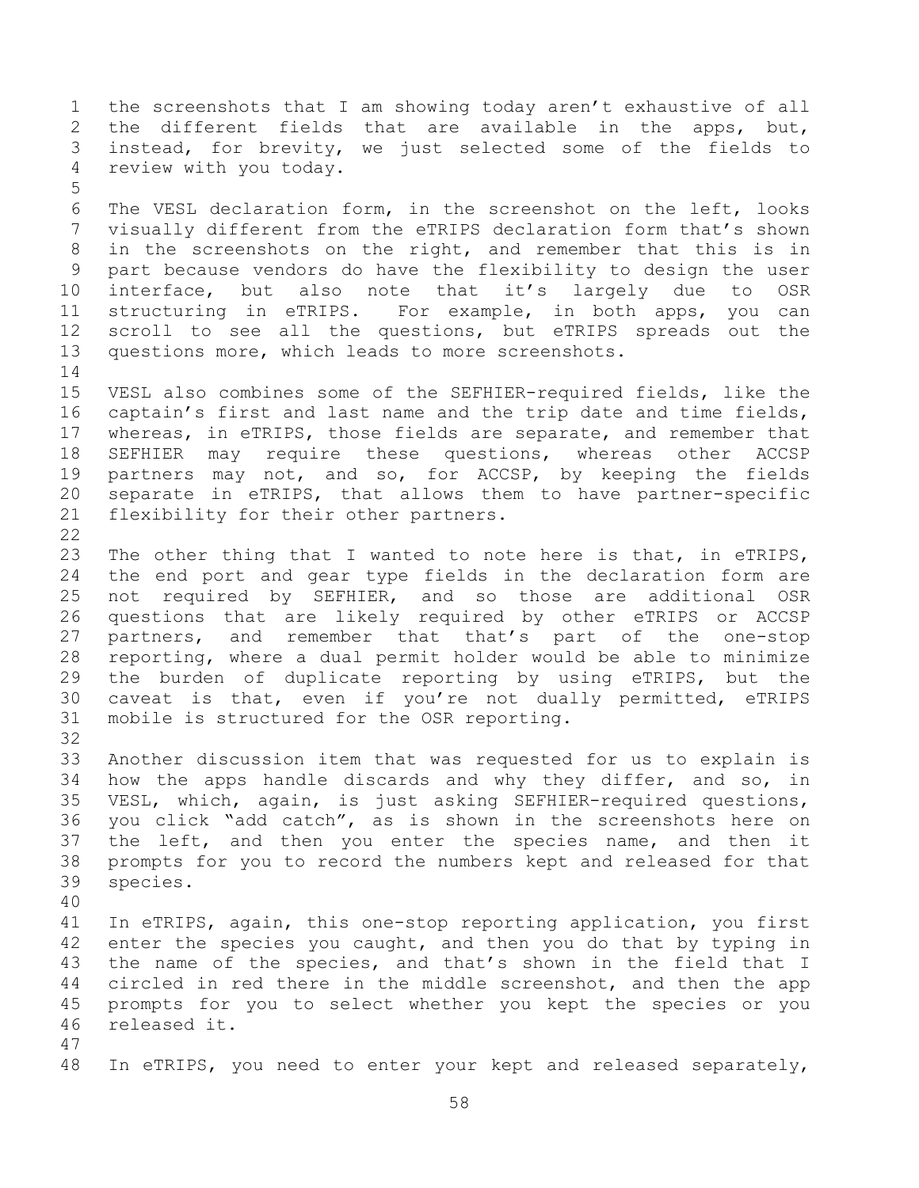the screenshots that I am showing today aren't exhaustive of all the different fields that are available in the apps, but, instead, for brevity, we just selected some of the fields to review with you today.

The VESL declaration form, in the screenshot on the left, looks visually different from the eTRIPS declaration form that's shown in the screenshots on the right, and remember that this is in part because vendors do have the flexibility to design the user interface, but also note that it's largely due to OSR structuring in eTRIPS. For example, in both apps, you can scroll to see all the questions, but eTRIPS spreads out the questions more, which leads to more screenshots.

VESL also combines some of the SEFHIER-required fields, like the captain's first and last name and the trip date and time fields, whereas, in eTRIPS, those fields are separate, and remember that SEFHIER may require these questions, whereas other ACCSP partners may not, and so, for ACCSP, by keeping the fields separate in eTRIPS, that allows them to have partner-specific flexibility for their other partners.

The other thing that I wanted to note here is that, in eTRIPS, the end port and gear type fields in the declaration form are not required by SEFHIER, and so those are additional OSR questions that are likely required by other eTRIPS or ACCSP partners, and remember that that's part of the one-stop reporting, where a dual permit holder would be able to minimize the burden of duplicate reporting by using eTRIPS, but the caveat is that, even if you're not dually permitted, eTRIPS mobile is structured for the OSR reporting.

Another discussion item that was requested for us to explain is how the apps handle discards and why they differ, and so, in VESL, which, again, is just asking SEFHIER-required questions, you click "add catch", as is shown in the screenshots here on the left, and then you enter the species name, and then it prompts for you to record the numbers kept and released for that species.

In eTRIPS, again, this one-stop reporting application, you first enter the species you caught, and then you do that by typing in the name of the species, and that's shown in the field that I circled in red there in the middle screenshot, and then the app prompts for you to select whether you kept the species or you released it.

In eTRIPS, you need to enter your kept and released separately,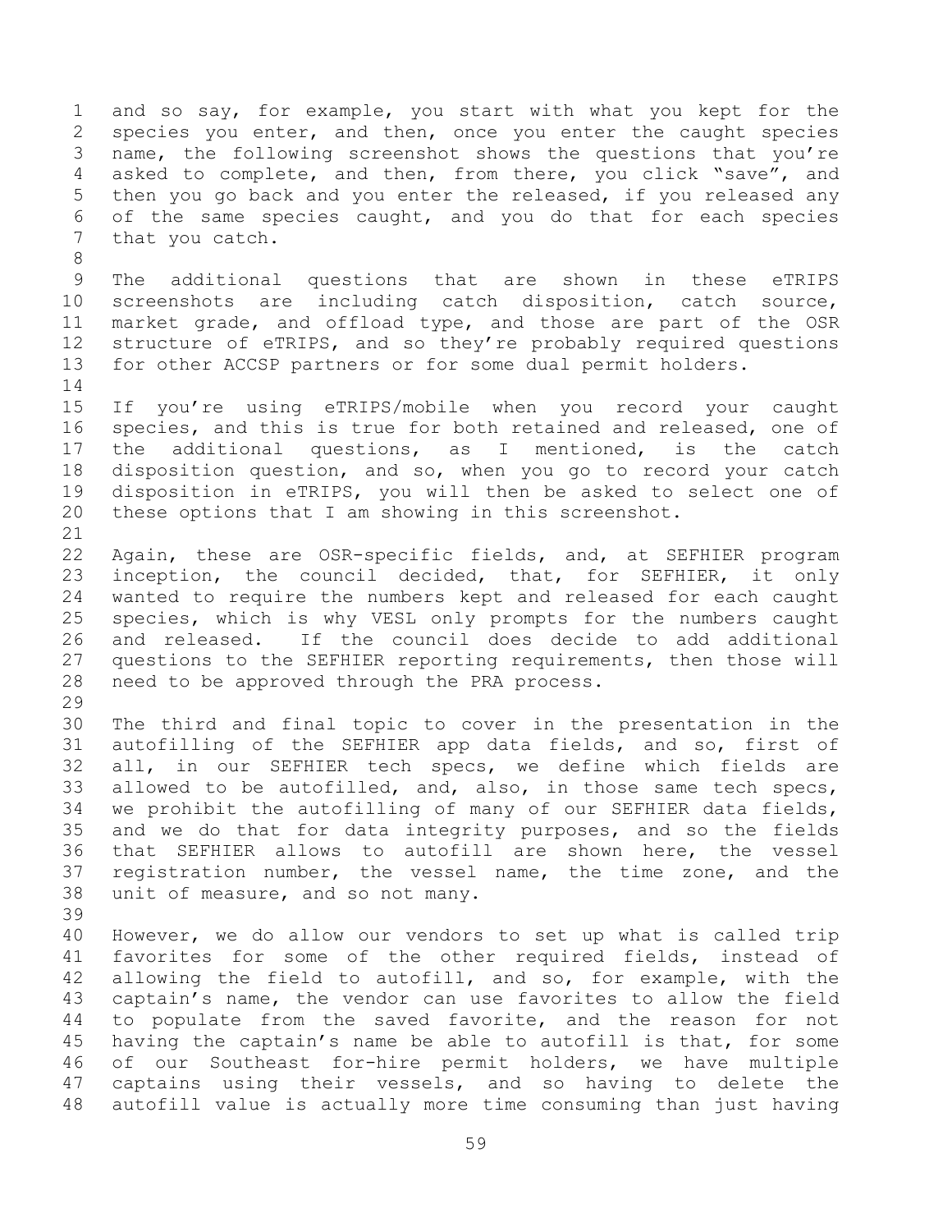and so say, for example, you start with what you kept for the species you enter, and then, once you enter the caught species name, the following screenshot shows the questions that you're asked to complete, and then, from there, you click "save", and then you go back and you enter the released, if you released any of the same species caught, and you do that for each species that you catch.

The additional questions that are shown in these eTRIPS screenshots are including catch disposition, catch source, market grade, and offload type, and those are part of the OSR structure of eTRIPS, and so they're probably required questions for other ACCSP partners or for some dual permit holders.

If you're using eTRIPS/mobile when you record your caught species, and this is true for both retained and released, one of the additional questions, as I mentioned, is the catch disposition question, and so, when you go to record your catch disposition in eTRIPS, you will then be asked to select one of these options that I am showing in this screenshot.

Again, these are OSR-specific fields, and, at SEFHIER program inception, the council decided, that, for SEFHIER, it only wanted to require the numbers kept and released for each caught species, which is why VESL only prompts for the numbers caught and released. If the council does decide to add additional questions to the SEFHIER reporting requirements, then those will need to be approved through the PRA process.

The third and final topic to cover in the presentation in the autofilling of the SEFHIER app data fields, and so, first of all, in our SEFHIER tech specs, we define which fields are allowed to be autofilled, and, also, in those same tech specs, we prohibit the autofilling of many of our SEFHIER data fields, and we do that for data integrity purposes, and so the fields that SEFHIER allows to autofill are shown here, the vessel registration number, the vessel name, the time zone, and the unit of measure, and so not many.

However, we do allow our vendors to set up what is called trip favorites for some of the other required fields, instead of allowing the field to autofill, and so, for example, with the captain's name, the vendor can use favorites to allow the field to populate from the saved favorite, and the reason for not having the captain's name be able to autofill is that, for some of our Southeast for-hire permit holders, we have multiple captains using their vessels, and so having to delete the autofill value is actually more time consuming than just having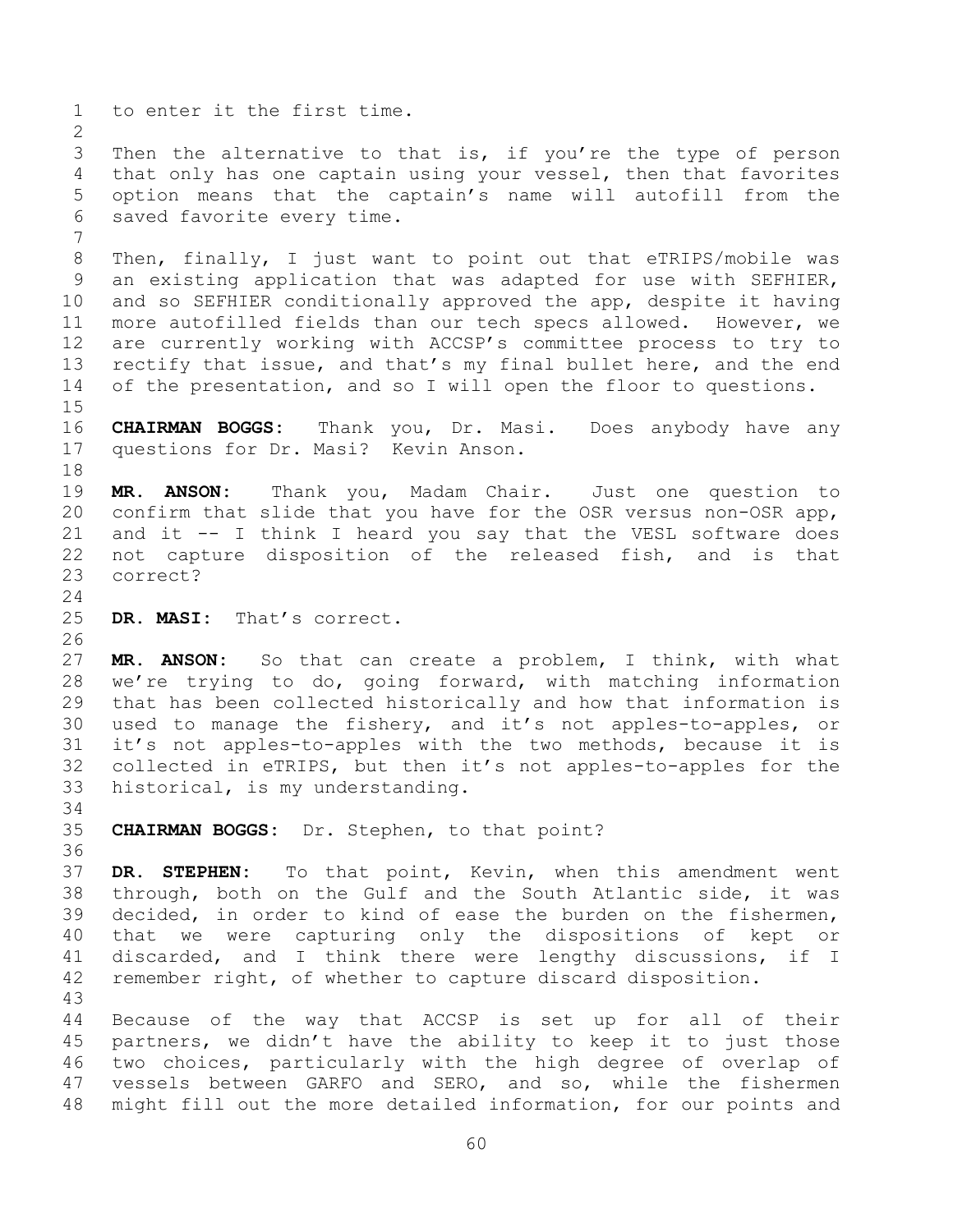to enter it the first time.

Then the alternative to that is, if you're the type of person that only has one captain using your vessel, then that favorites option means that the captain's name will autofill from the saved favorite every time.

Then, finally, I just want to point out that eTRIPS/mobile was an existing application that was adapted for use with SEFHIER, and so SEFHIER conditionally approved the app, despite it having more autofilled fields than our tech specs allowed. However, we are currently working with ACCSP's committee process to try to rectify that issue, and that's my final bullet here, and the end of the presentation, and so I will open the floor to questions.

**CHAIRMAN BOGGS:** Thank you, Dr. Masi. Does anybody have any questions for Dr. Masi? Kevin Anson.

**MR. ANSON:** Thank you, Madam Chair. Just one question to confirm that slide that you have for the OSR versus non-OSR app, and it -- I think I heard you say that the VESL software does not capture disposition of the released fish, and is that correct?

**DR. MASI:** That's correct.

**MR. ANSON:** So that can create a problem, I think, with what we're trying to do, going forward, with matching information that has been collected historically and how that information is used to manage the fishery, and it's not apples-to-apples, or it's not apples-to-apples with the two methods, because it is collected in eTRIPS, but then it's not apples-to-apples for the historical, is my understanding.

**CHAIRMAN BOGGS:** Dr. Stephen, to that point?

**DR. STEPHEN:** To that point, Kevin, when this amendment went through, both on the Gulf and the South Atlantic side, it was decided, in order to kind of ease the burden on the fishermen, that we were capturing only the dispositions of kept or discarded, and I think there were lengthy discussions, if I remember right, of whether to capture discard disposition.

Because of the way that ACCSP is set up for all of their partners, we didn't have the ability to keep it to just those two choices, particularly with the high degree of overlap of vessels between GARFO and SERO, and so, while the fishermen might fill out the more detailed information, for our points and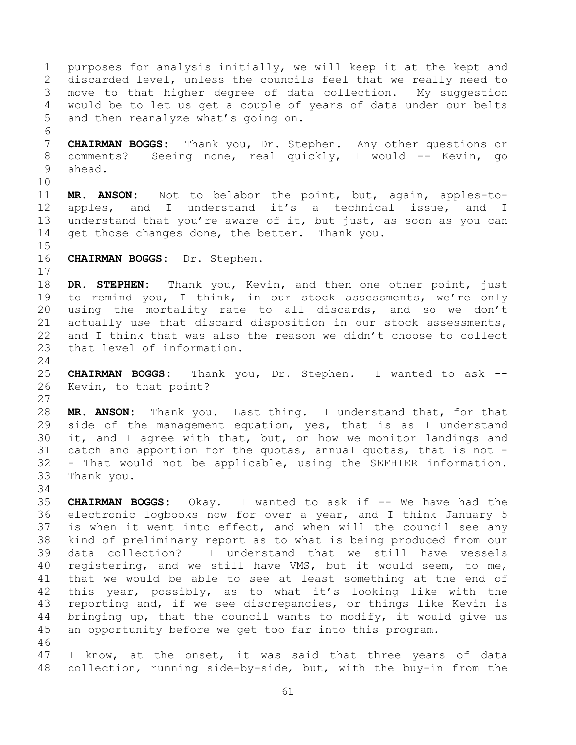purposes for analysis initially, we will keep it at the kept and discarded level, unless the councils feel that we really need to move to that higher degree of data collection. My suggestion would be to let us get a couple of years of data under our belts and then reanalyze what's going on.

**CHAIRMAN BOGGS:** Thank you, Dr. Stephen. Any other questions or comments? Seeing none, real quickly, I would -- Kevin, go ahead.

**MR. ANSON:** Not to belabor the point, but, again, apples-to-apples, and I understand it's a technical issue, and I understand that you're aware of it, but just, as soon as you can get those changes done, the better. Thank you.

**CHAIRMAN BOGGS:** Dr. Stephen.

**DR. STEPHEN:** Thank you, Kevin, and then one other point, just to remind you, I think, in our stock assessments, we're only using the mortality rate to all discards, and so we don't actually use that discard disposition in our stock assessments, and I think that was also the reason we didn't choose to collect that level of information.

**CHAIRMAN BOGGS:** Thank you, Dr. Stephen. I wanted to ask -- Kevin, to that point?

**MR. ANSON:** Thank you. Last thing. I understand that, for that side of the management equation, yes, that is as I understand it, and I agree with that, but, on how we monitor landings and catch and apportion for the quotas, annual quotas, that is not -- That would not be applicable, using the SEFHIER information. Thank you.

**CHAIRMAN BOGGS:** Okay. I wanted to ask if -- We have had the electronic logbooks now for over a year, and I think January 5 is when it went into effect, and when will the council see any kind of preliminary report as to what is being produced from our data collection? I understand that we still have vessels registering, and we still have VMS, but it would seem, to me, that we would be able to see at least something at the end of this year, possibly, as to what it's looking like with the reporting and, if we see discrepancies, or things like Kevin is bringing up, that the council wants to modify, it would give us an opportunity before we get too far into this program.

I know, at the onset, it was said that three years of data collection, running side-by-side, but, with the buy-in from the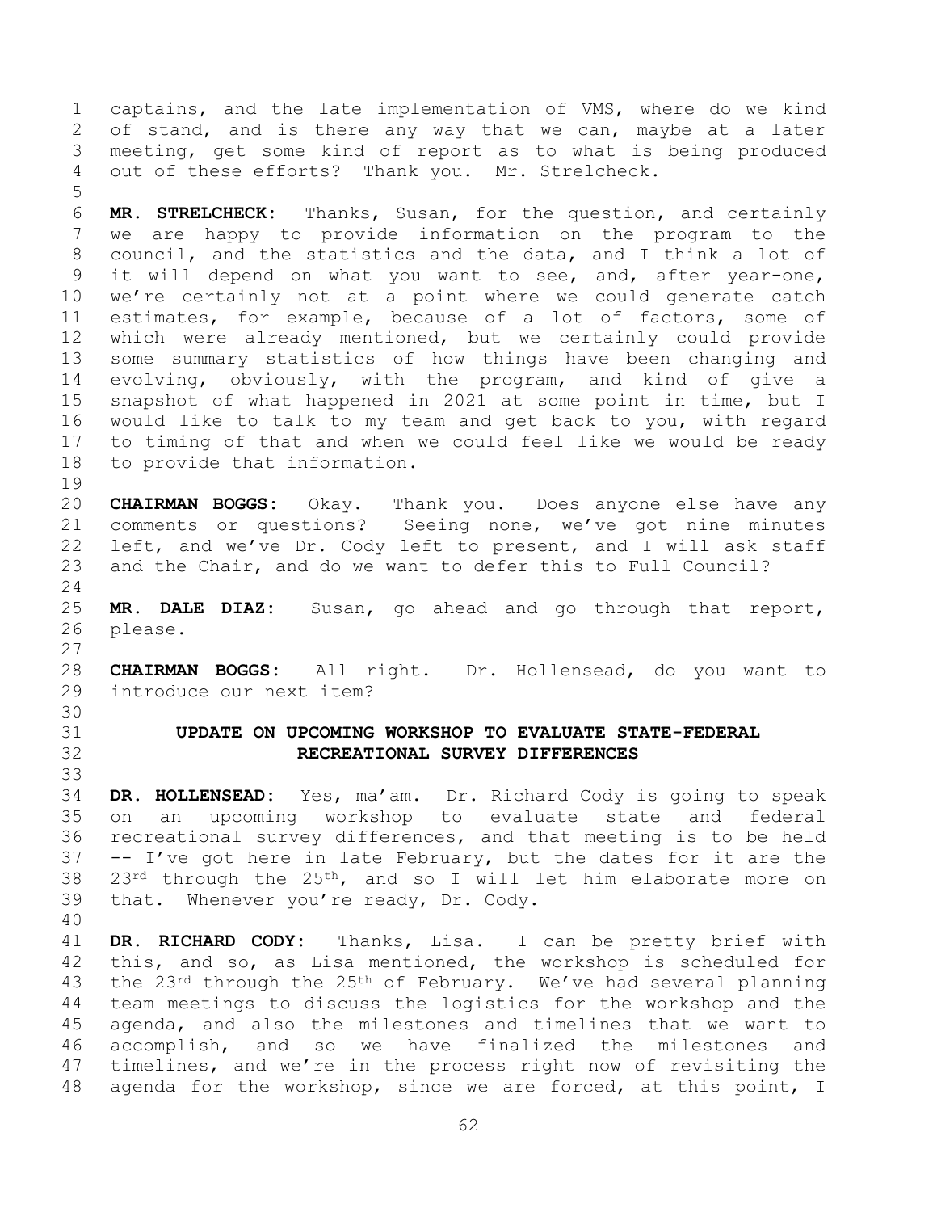captains, and the late implementation of VMS, where do we kind of stand, and is there any way that we can, maybe at a later meeting, get some kind of report as to what is being produced out of these efforts? Thank you. Mr. Strelcheck.

**MR. STRELCHECK:** Thanks, Susan, for the question, and certainly we are happy to provide information on the program to the council, and the statistics and the data, and I think a lot of it will depend on what you want to see, and, after year-one, we're certainly not at a point where we could generate catch estimates, for example, because of a lot of factors, some of which were already mentioned, but we certainly could provide some summary statistics of how things have been changing and evolving, obviously, with the program, and kind of give a snapshot of what happened in 2021 at some point in time, but I would like to talk to my team and get back to you, with regard to timing of that and when we could feel like we would be ready to provide that information.

**CHAIRMAN BOGGS:** Okay. Thank you. Does anyone else have any comments or questions? Seeing none, we've got nine minutes left, and we've Dr. Cody left to present, and I will ask staff and the Chair, and do we want to defer this to Full Council?

**MR. DALE DIAZ:** Susan, go ahead and go through that report, please.

**CHAIRMAN BOGGS:** All right. Dr. Hollensead, do you want to introduce our next item?

## UPDATE ON UPCOMING WORKSHOP TO EVALUATE STATE-FEDERAL RECREATIONAL SURVEY DIFFERENCES

**DR. HOLLENSEAD:** Yes, ma'am. Dr. Richard Cody is going to speak on an upcoming workshop to evaluate state and federal recreational survey differences, and that meeting is to be held -- I've got here in late February, but the dates for it are the 23rd through the 25th, and so I will let him elaborate more on that. Whenever you're ready, Dr. Cody.

**DR. RICHARD CODY:** Thanks, Lisa. I can be pretty brief with this, and so, as Lisa mentioned, the workshop is scheduled for the 23rd through the 25th of February. We've had several planning team meetings to discuss the logistics for the workshop and the agenda, and also the milestones and timelines that we want to accomplish, and so we have finalized the milestones and timelines, and we're in the process right now of revisiting the agenda for the workshop, since we are forced, at this point, I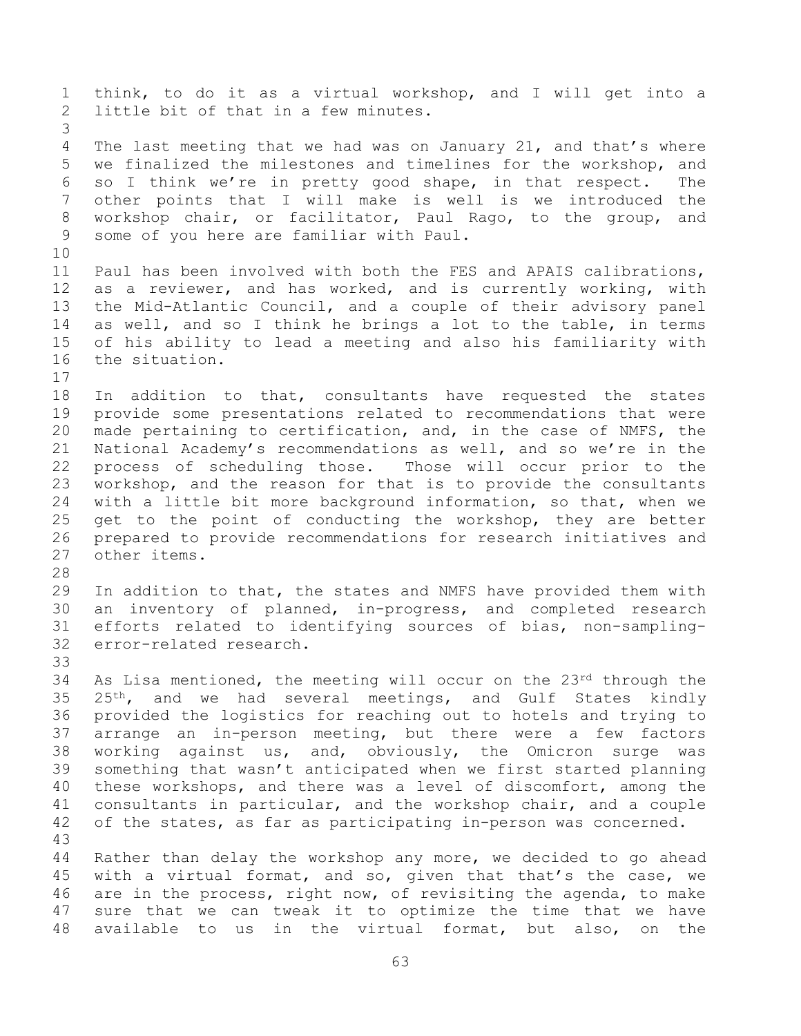think, to do it as a virtual workshop, and I will get into a little bit of that in a few minutes.

The last meeting that we had was on January 21, and that's where we finalized the milestones and timelines for the workshop, and so I think we're in pretty good shape, in that respect. The other points that I will make is well is we introduced the workshop chair, or facilitator, Paul Rago, to the group, and some of you here are familiar with Paul.

Paul has been involved with both the FES and APAIS calibrations, as a reviewer, and has worked, and is currently working, with the Mid-Atlantic Council, and a couple of their advisory panel as well, and so I think he brings a lot to the table, in terms of his ability to lead a meeting and also his familiarity with the situation.

In addition to that, consultants have requested the states provide some presentations related to recommendations that were made pertaining to certification, and, in the case of NMFS, the National Academy's recommendations as well, and so we're in the process of scheduling those. Those will occur prior to the workshop, and the reason for that is to provide the consultants with a little bit more background information, so that, when we get to the point of conducting the workshop, they are better prepared to provide recommendations for research initiatives and other items.

In addition to that, the states and NMFS have provided them with an inventory of planned, in-progress, and completed research efforts related to identifying sources of bias, non-sampling-error-related research.

As Lisa mentioned, the meeting will occur on the 23rd through the 25th, and we had several meetings, and Gulf States kindly provided the logistics for reaching out to hotels and trying to arrange an in-person meeting, but there were a few factors working against us, and, obviously, the Omicron surge was something that wasn't anticipated when we first started planning these workshops, and there was a level of discomfort, among the consultants in particular, and the workshop chair, and a couple of the states, as far as participating in-person was concerned.

Rather than delay the workshop any more, we decided to go ahead with a virtual format, and so, given that that's the case, we are in the process, right now, of revisiting the agenda, to make sure that we can tweak it to optimize the time that we have available to us in the virtual format, but also, on the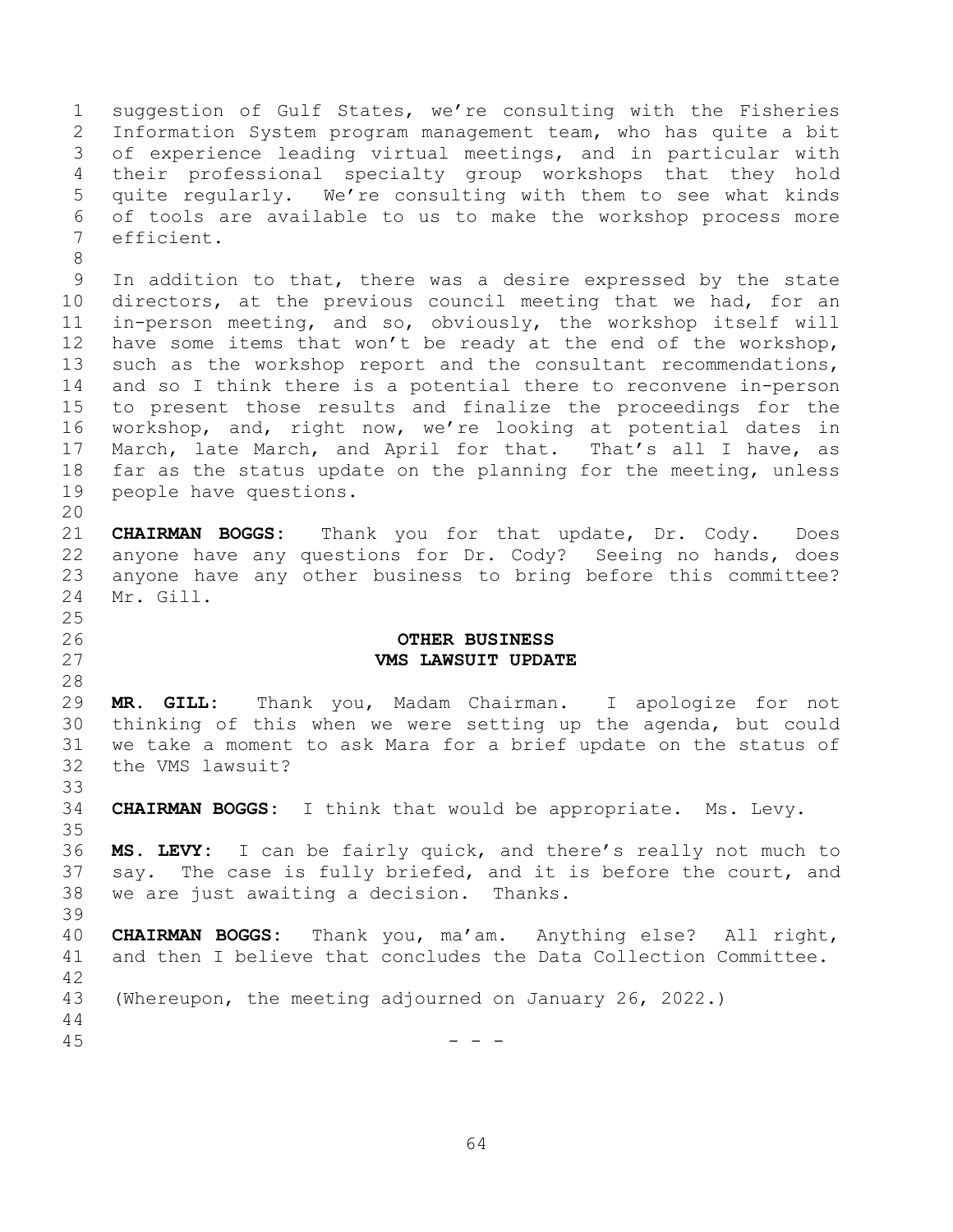suggestion of Gulf States, we're consulting with the Fisheries Information System program management team, who has quite a bit of experience leading virtual meetings, and in particular with their professional specialty group workshops that they hold quite regularly. We're consulting with them to see what kinds of tools are available to us to make the workshop process more efficient.

In addition to that, there was a desire expressed by the state directors, at the previous council meeting that we had, for an in-person meeting, and so, obviously, the workshop itself will have some items that won't be ready at the end of the workshop, such as the workshop report and the consultant recommendations, and so I think there is a potential there to reconvene in-person to present those results and finalize the proceedings for the workshop, and, right now, we're looking at potential dates in March, late March, and April for that. That's all I have, as far as the status update on the planning for the meeting, unless people have questions.

**CHAIRMAN BOGGS:** Thank you for that update, Dr. Cody. Does anyone have any questions for Dr. Cody? Seeing no hands, does anyone have any other business to bring before this committee? Mr. Gill.

**OTHER BUSINESS**
**VMS LAWSUIT UPDATE**

**MR. GILL:** Thank you, Madam Chairman. I apologize for not thinking of this when we were setting up the agenda, but could we take a moment to ask Mara for a brief update on the status of the VMS lawsuit?

**CHAIRMAN BOGGS:** I think that would be appropriate. Ms. Levy.

**MS. LEVY:** I can be fairly quick, and there's really not much to say. The case is fully briefed, and it is before the court, and we are just awaiting a decision. Thanks.

**CHAIRMAN BOGGS:** Thank you, ma'am. Anything else? All right, and then I believe that concludes the Data Collection Committee.

(Whereupon, the meeting adjourned on January 26, 2022.)

\- - -